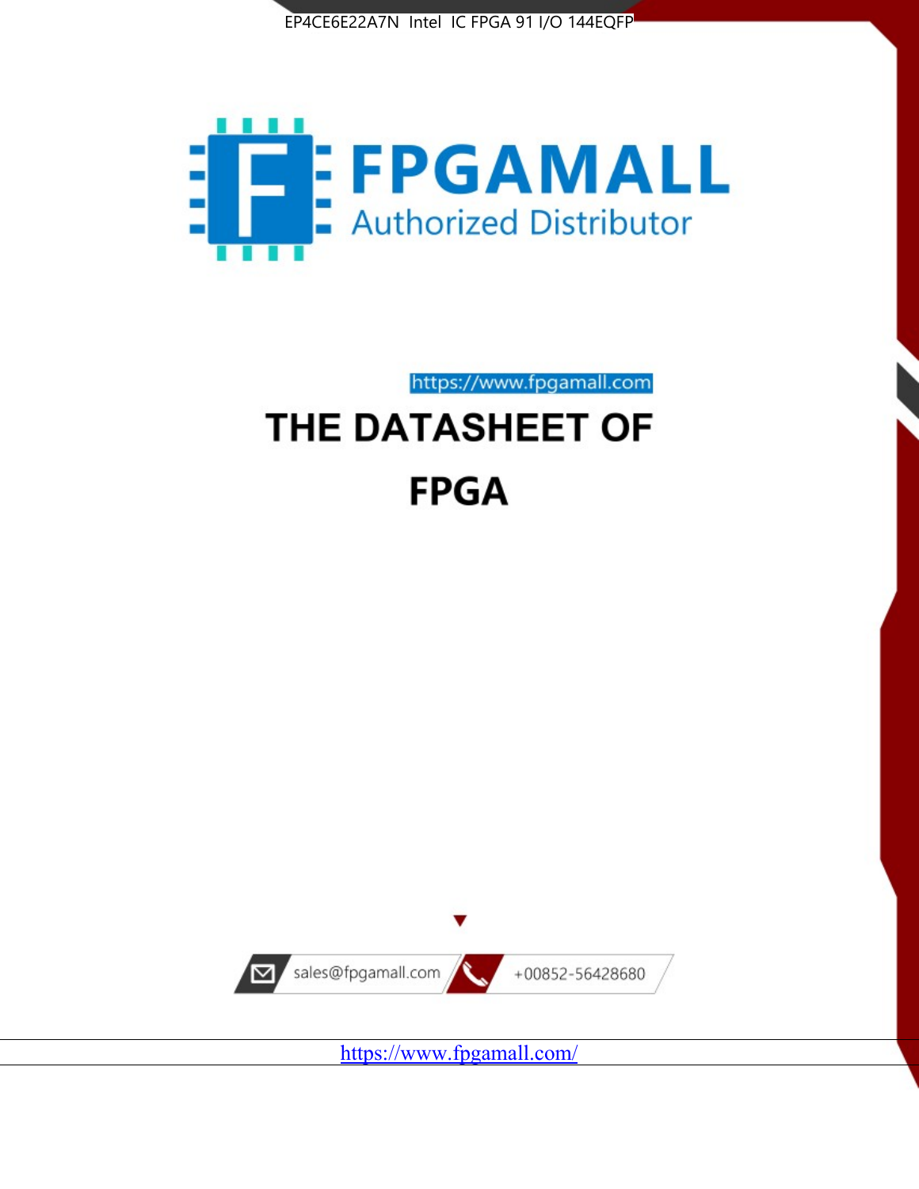EP4CE6E22A7N Intel IC FPGA 91 I/O 144EQFP

FPGAMALL

Authorized Distributor

https://www.fpgamall.com

# THE DATASHEET OF

# FPGA

sales@fpgamall.com

+00852-56428680

https://www.fpgamall.com/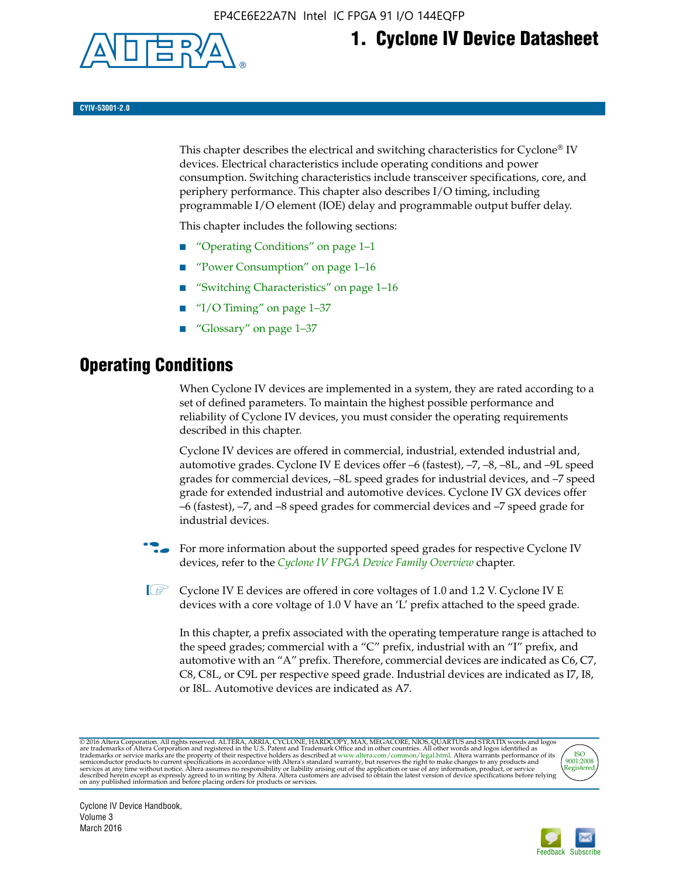# 1. Cyclone IV Device Datasheet

CYIV-53001-2.0

This chapter describes the electrical and switching characteristics for Cyclone® IV devices. Electrical characteristics include operating conditions and power consumption. Switching characteristics include transceiver specifications, core, and periphery performance. This chapter also describes I/O timing, including programmable I/O element (IOE) delay and programmable output buffer delay.

This chapter includes the following sections:

- "Operating Conditions" on page 1–1
- "Power Consumption" on page 1–16
- "Switching Characteristics" on page 1–16
- "I/O Timing" on page 1–37
- "Glossary" on page 1–37

## Operating Conditions

When Cyclone IV devices are implemented in a system, they are rated according to a set of defined parameters. To maintain the highest possible performance and reliability of Cyclone IV devices, you must consider the operating requirements described in this chapter.

Cyclone IV devices are offered in commercial, industrial, extended industrial and, automotive grades. Cyclone IV E devices offer –6 (fastest), –7, –8, –8L, and –9L speed grades for commercial devices, –8L speed grades for industrial devices, and –7 speed grade for extended industrial and automotive devices. Cyclone IV GX devices offer –6 (fastest), –7, and –8 speed grades for commercial devices and –7 speed grade for industrial devices.

For more information about the supported speed grades for respective Cyclone IV devices, refer to the *Cyclone IV FPGA Device Family Overview* chapter.

Cyclone IV E devices are offered in core voltages of 1.0 and 1.2 V. Cyclone IV E devices with a core voltage of 1.0 V have an 'L' prefix attached to the speed grade.

In this chapter, a prefix associated with the operating temperature range is attached to the speed grades; commercial with a "C" prefix, industrial with an "I" prefix, and automotive with an "A" prefix. Therefore, commercial devices are indicated as C6, C7, C8, C8L, or C9L per respective speed grade. Industrial devices are indicated as I7, I8, or I8L. Automotive devices are indicated as A7.

© 2016 Altera Corporation. All rights reserved. ALTERA, ARRIA, CYCLONE, HARDCOPY, MAX, MEGACORE, NIOS, QUARTUS and STRATIX words and logos are trademarks of Altera Corporation and registered in the U.S. Patent and Trademark Office and in other countries. All other words and logos identified as trademarks or service marks are the property of their respective holders as described at www.altera.com/common/legal.html. Altera warrants performance of its semiconductor products to current specifications in accordance with Altera's standard warranty, but reserves the right to make changes to any products and services at any time without notice. Altera assumes no responsibility or liability arising out of the application or use of any information, product, or service described herein except as expressly agreed to in writing by Altera. Altera customers are advised to obtain the latest version of device specifications before relying on any published information and before placing orders for products or services.

Cyclone IV Device Handbook,
Volume 3
March 2016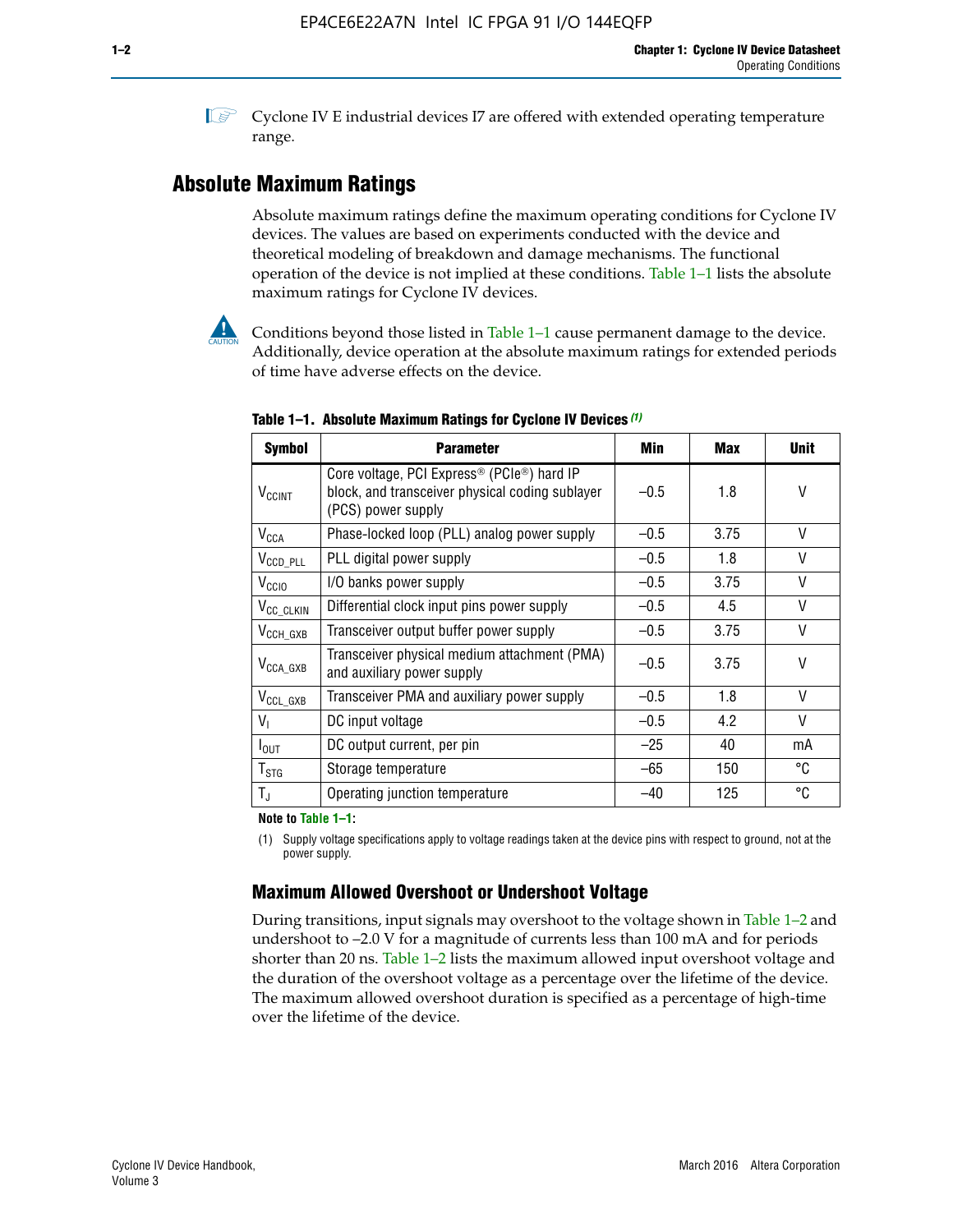Cyclone IV E industrial devices I7 are offered with extended operating temperature range.

## Absolute Maximum Ratings

Absolute maximum ratings define the maximum operating conditions for Cyclone IV devices. The values are based on experiments conducted with the device and theoretical modeling of breakdown and damage mechanisms. The functional operation of the device is not implied at these conditions. Table 1–1 lists the absolute maximum ratings for Cyclone IV devices.

Conditions beyond those listed in Table 1–1 cause permanent damage to the device. Additionally, device operation at the absolute maximum ratings for extended periods of time have adverse effects on the device.

**Table 1–1. Absolute Maximum Ratings for Cyclone IV Devices (1)**

| Symbol | Parameter | Min | Max | Unit |
|---|---|---|---|---|
| $V_{CCINT}$ | Core voltage, PCI Express® (PCIe®) hard IP block, and transceiver physical coding sublayer (PCS) power supply | –0.5 | 1.8 | V |
| $V_{CCA}$ | Phase-locked loop (PLL) analog power supply | –0.5 | 3.75 | V |
| $V_{CCD\_PLL}$ | PLL digital power supply | –0.5 | 1.8 | V |
| $V_{CCIO}$ | I/O banks power supply | –0.5 | 3.75 | V |
| $V_{CC\_CLKIN}$ | Differential clock input pins power supply | –0.5 | 4.5 | V |
| $V_{CCH\_GXB}$ | Transceiver output buffer power supply | –0.5 | 3.75 | V |
| $V_{CCA\_GXB}$ | Transceiver physical medium attachment (PMA) and auxiliary power supply | –0.5 | 3.75 | V |
| $V_{CCL\_GXB}$ | Transceiver PMA and auxiliary power supply | –0.5 | 1.8 | V |
| $V_I$ | DC input voltage | –0.5 | 4.2 | V |
| $I_{OUT}$ | DC output current, per pin | –25 | 40 | mA |
| $T_{STG}$ | Storage temperature | –65 | 150 | °C |
| $T_J$ | Operating junction temperature | –40 | 125 | °C |

**Note to Table 1–1:**

(1) Supply voltage specifications apply to voltage readings taken at the device pins with respect to ground, not at the power supply.

### Maximum Allowed Overshoot or Undershoot Voltage

During transitions, input signals may overshoot to the voltage shown in Table 1–2 and undershoot to –2.0 V for a magnitude of currents less than 100 mA and for periods shorter than 20 ns. Table 1–2 lists the maximum allowed input overshoot voltage and the duration of the overshoot voltage as a percentage over the lifetime of the device. The maximum allowed overshoot duration is specified as a percentage of high-time over the lifetime of the device.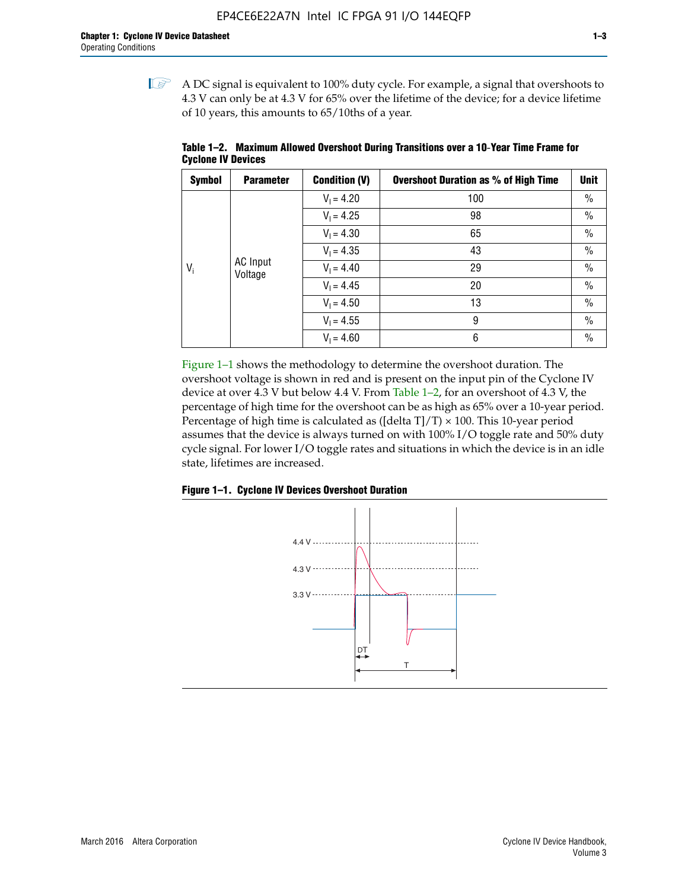A DC signal is equivalent to 100% duty cycle. For example, a signal that overshoots to 4.3 V can only be at 4.3 V for 65% over the lifetime of the device; for a device lifetime of 10 years, this amounts to 65/10ths of a year.

**Table 1–2. Maximum Allowed Overshoot During Transitions over a 10-Year Time Frame for Cyclone IV Devices**

| Symbol | Parameter | Condition (V) | Overshoot Duration as % of High Time | Unit |
|---|---|---|---|---|
| $V_i$ | AC Input Voltage | $V_I = 4.20$ | 100 | % |
| | | $V_I = 4.25$ | 98 | % |
| | | $V_I = 4.30$ | 65 | % |
| | | $V_I = 4.35$ | 43 | % |
| | | $V_I = 4.40$ | 29 | % |
| | | $V_I = 4.45$ | 20 | % |
| | | $V_I = 4.50$ | 13 | % |
| | | $V_I = 4.55$ | 9 | % |
| | | $V_I = 4.60$ | 6 | % |

Figure 1–1 shows the methodology to determine the overshoot duration. The overshoot voltage is shown in red and is present on the input pin of the Cyclone IV device at over 4.3 V but below 4.4 V. From Table 1–2, for an overshoot of 4.3 V, the percentage of high time for the overshoot can be as high as 65% over a 10-year period. Percentage of high time is calculated as ([delta T]/T) × 100. This 10-year period assumes that the device is always turned on with 100% I/O toggle rate and 50% duty cycle signal. For lower I/O toggle rates and situations in which the device is in an idle state, lifetimes are increased.

**Figure 1–1. Cyclone IV Devices Overshoot Duration**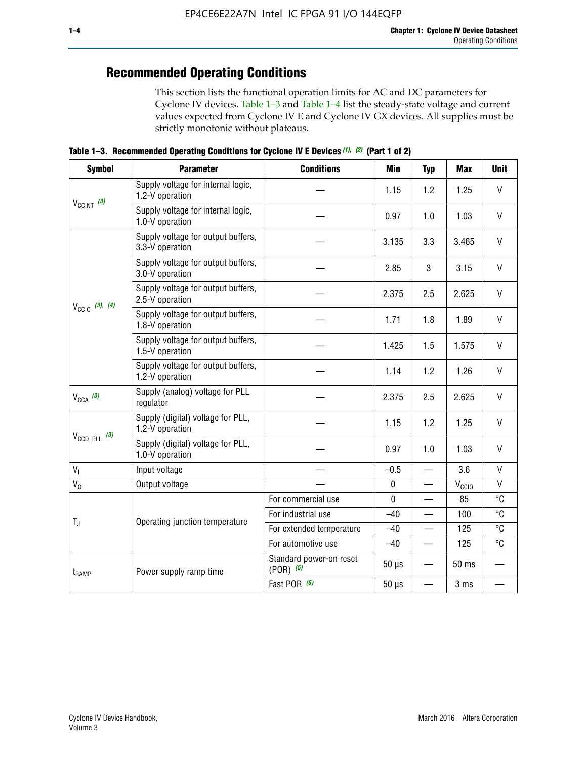## Recommended Operating Conditions

This section lists the functional operation limits for AC and DC parameters for Cyclone IV devices. Table 1–3 and Table 1–4 list the steady-state voltage and current values expected from Cyclone IV E and Cyclone IV GX devices. All supplies must be strictly monotonic without plateaus.

**Table 1–3. Recommended Operating Conditions for Cyclone IV E Devices (1), (2) (Part 1 of 2)**

| Symbol | Parameter | Conditions | Min | Typ | Max | Unit |
|---|---|---|---|---|---|---|
| $V_{CCINT}$ (3) | Supply voltage for internal logic, 1.2-V operation | — | 1.15 | 1.2 | 1.25 | V |
| | Supply voltage for internal logic, 1.0-V operation | — | 0.97 | 1.0 | 1.03 | V |
| $V_{CCIO}$ (3), (4) | Supply voltage for output buffers, 3.3-V operation | — | 3.135 | 3.3 | 3.465 | V |
| | Supply voltage for output buffers, 3.0-V operation | — | 2.85 | 3 | 3.15 | V |
| | Supply voltage for output buffers, 2.5-V operation | — | 2.375 | 2.5 | 2.625 | V |
| | Supply voltage for output buffers, 1.8-V operation | — | 1.71 | 1.8 | 1.89 | V |
| | Supply voltage for output buffers, 1.5-V operation | — | 1.425 | 1.5 | 1.575 | V |
| | Supply voltage for output buffers, 1.2-V operation | — | 1.14 | 1.2 | 1.26 | V |
| $V_{CCA}$ (3) | Supply (analog) voltage for PLL regulator | — | 2.375 | 2.5 | 2.625 | V |
| $V_{CCD\_PLL}$ (3) | Supply (digital) voltage for PLL, 1.2-V operation | — | 1.15 | 1.2 | 1.25 | V |
| | Supply (digital) voltage for PLL, 1.0-V operation | — | 0.97 | 1.0 | 1.03 | V |
| $V_I$ | Input voltage | — | –0.5 | — | 3.6 | V |
| $V_O$ | Output voltage | — | 0 | — | $V_{CCIO}$ | V |
| $T_J$ | Operating junction temperature | For commercial use | 0 | — | 85 | °C |
| | | For industrial use | –40 | — | 100 | °C |
| | | For extended temperature | –40 | — | 125 | °C |
| | | For automotive use | –40 | — | 125 | °C |
| $t_{RAMP}$ | Power supply ramp time | Standard power-on reset (POR) (5) | 50 µs | — | 50 ms | — |
| | | Fast POR (6) | 50 µs | — | 3 ms | — |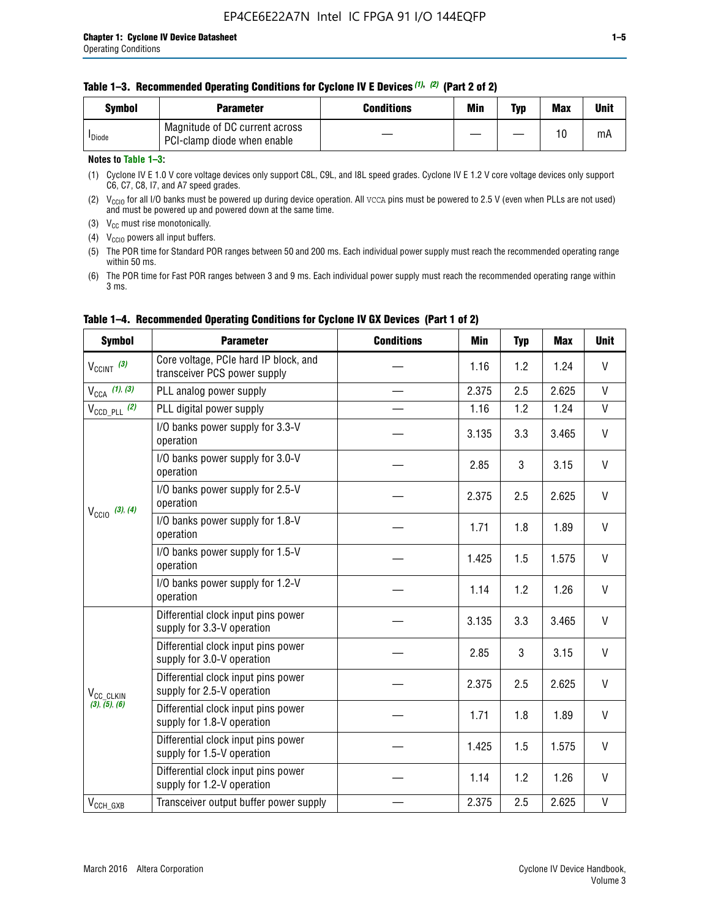**Table 1–3. Recommended Operating Conditions for Cyclone IV E Devices (1), (2) (Part 2 of 2)**

| Symbol | Parameter | Conditions | Min | Typ | Max | Unit |
|---|---|---|---|---|---|---|
| $I_{Diode}$ | Magnitude of DC current across PCI-clamp diode when enable | — | — | — | 10 | mA |

**Notes to Table 1–3:**

(1) Cyclone IV E 1.0 V core voltage devices only support C8L, C9L, and I8L speed grades. Cyclone IV E 1.2 V core voltage devices only support C6, C7, C8, I7, and A7 speed grades.

(2) $V_{CCIO}$ for all I/O banks must be powered up during device operation. All VCCA pins must be powered to 2.5 V (even when PLLs are not used) and must be powered up and powered down at the same time.

(3) $V_{CC}$ must rise monotonically.

(4) $V_{CCIO}$ powers all input buffers.

(5) The POR time for Standard POR ranges between 50 and 200 ms. Each individual power supply must reach the recommended operating range within 50 ms.

(6) The POR time for Fast POR ranges between 3 and 9 ms. Each individual power supply must reach the recommended operating range within 3 ms.

**Table 1–4. Recommended Operating Conditions for Cyclone IV GX Devices (Part 1 of 2)**

| Symbol | Parameter | Conditions | Min | Typ | Max | Unit |
|---|---|---|---|---|---|---|
| $V_{CCINT}$ (3) | Core voltage, PCIe hard IP block, and transceiver PCS power supply | — | 1.16 | 1.2 | 1.24 | V |
| $V_{CCA}$ (1), (3) | PLL analog power supply | — | 2.375 | 2.5 | 2.625 | V |
| $V_{CCD\_PLL}$ (2) | PLL digital power supply | — | 1.16 | 1.2 | 1.24 | V |
| $V_{CCIO}$ (3), (4) | I/O banks power supply for 3.3-V operation | — | 3.135 | 3.3 | 3.465 | V |
| | I/O banks power supply for 3.0-V operation | — | 2.85 | 3 | 3.15 | V |
| | I/O banks power supply for 2.5-V operation | — | 2.375 | 2.5 | 2.625 | V |
| | I/O banks power supply for 1.8-V operation | — | 1.71 | 1.8 | 1.89 | V |
| | I/O banks power supply for 1.5-V operation | — | 1.425 | 1.5 | 1.575 | V |
| | I/O banks power supply for 1.2-V operation | — | 1.14 | 1.2 | 1.26 | V |
| $V_{CC\_CLKIN}$ (3), (5), (6) | Differential clock input pins power supply for 3.3-V operation | — | 3.135 | 3.3 | 3.465 | V |
| | Differential clock input pins power supply for 3.0-V operation | — | 2.85 | 3 | 3.15 | V |
| | Differential clock input pins power supply for 2.5-V operation | — | 2.375 | 2.5 | 2.625 | V |
| | Differential clock input pins power supply for 1.8-V operation | — | 1.71 | 1.8 | 1.89 | V |
| | Differential clock input pins power supply for 1.5-V operation | — | 1.425 | 1.5 | 1.575 | V |
| | Differential clock input pins power supply for 1.2-V operation | — | 1.14 | 1.2 | 1.26 | V |
| $V_{CCH\_GXB}$ | Transceiver output buffer power supply | — | 2.375 | 2.5 | 2.625 | V |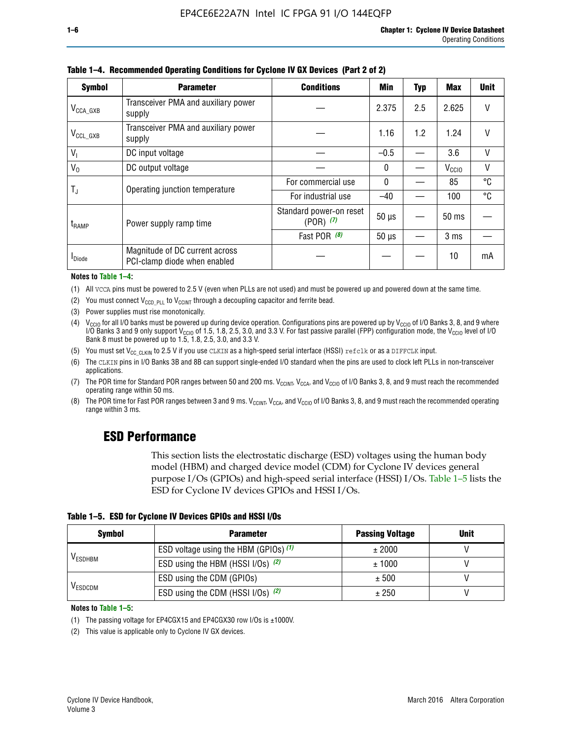**Table 1–4. Recommended Operating Conditions for Cyclone IV GX Devices (Part 2 of 2)**

| Symbol | Parameter | Conditions | Min | Typ | Max | Unit |
|---|---|---|---|---|---|---|
| $V_{CCA\_GXB}$ | Transceiver PMA and auxiliary power supply | — | 2.375 | 2.5 | 2.625 | V |
| $V_{CCL\_GXB}$ | Transceiver PMA and auxiliary power supply | — | 1.16 | 1.2 | 1.24 | V |
| $V_I$ | DC input voltage | — | –0.5 | — | 3.6 | V |
| $V_O$ | DC output voltage | — | 0 | — | $V_{CCIO}$ | V |
| $T_J$ | Operating junction temperature | For commercial use | 0 | — | 85 | °C |
| | | For industrial use | –40 | — | 100 | °C |
| $t_{RAMP}$ | Power supply ramp time | Standard power-on reset (POR) *(7)* | 50 µs | — | 50 ms | — |
| | | Fast POR *(8)* | 50 µs | — | 3 ms | — |
| $I_{Diode}$ | Magnitude of DC current across PCI-clamp diode when enabled | — | — | — | 10 | mA |

**Notes to Table 1–4:**

(1) All VCCA pins must be powered to 2.5 V (even when PLLs are not used) and must be powered up and powered down at the same time.

(2) You must connect $V_{CCD\_PLL}$ to $V_{CCINT}$ through a decoupling capacitor and ferrite bead.

(3) Power supplies must rise monotonically.

(4) $V_{CCIO}$ for all I/O banks must be powered up during device operation. Configurations pins are powered up by $V_{CCIO}$ of I/O Banks 3, 8, and 9 where I/O Banks 3 and 9 only support $V_{CCIO}$ of 1.5, 1.8, 2.5, 3.0, and 3.3 V. For fast passive parallel (FPP) configuration mode, the $V_{CCIO}$ level of I/O Bank 8 must be powered up to 1.5, 1.8, 2.5, 3.0, and 3.3 V.

(5) You must set $V_{CC\_CLKIN}$ to 2.5 V if you use CLKIN as a high-speed serial interface (HSSI) refclk or as a DIFFCLK input.

(6) The CLKIN pins in I/O Banks 3B and 8B can support single-ended I/O standard when the pins are used to clock left PLLs in non-transceiver applications.

(7) The POR time for Standard POR ranges between 50 and 200 ms. $V_{CCINT}$, $V_{CCA}$, and $V_{CCIO}$ of I/O Banks 3, 8, and 9 must reach the recommended operating range within 50 ms.

(8) The POR time for Fast POR ranges between 3 and 9 ms. $V_{CCINT}$, $V_{CCA}$, and $V_{CCIO}$ of I/O Banks 3, 8, and 9 must reach the recommended operating range within 3 ms.

## ESD Performance

This section lists the electrostatic discharge (ESD) voltages using the human body model (HBM) and charged device model (CDM) for Cyclone IV devices general purpose I/Os (GPIOs) and high-speed serial interface (HSSI) I/Os. Table 1–5 lists the ESD for Cyclone IV devices GPIOs and HSSI I/Os.

**Table 1–5. ESD for Cyclone IV Devices GPIOs and HSSI I/Os**

| Symbol | Parameter | Passing Voltage | Unit |
|---|---|---|---|
| $V_{ESDHBM}$ | ESD voltage using the HBM (GPIOs) *(1)* | ± 2000 | V |
| | ESD using the HBM (HSSI I/Os) *(2)* | ± 1000 | V |
| $V_{ESDCDM}$ | ESD using the CDM (GPIOs) | ± 500 | V |
| | ESD using the CDM (HSSI I/Os) *(2)* | ± 250 | V |

**Notes to Table 1–5:**

(1) The passing voltage for EP4CGX15 and EP4CGX30 row I/Os is ±1000V.

(2) This value is applicable only to Cyclone IV GX devices.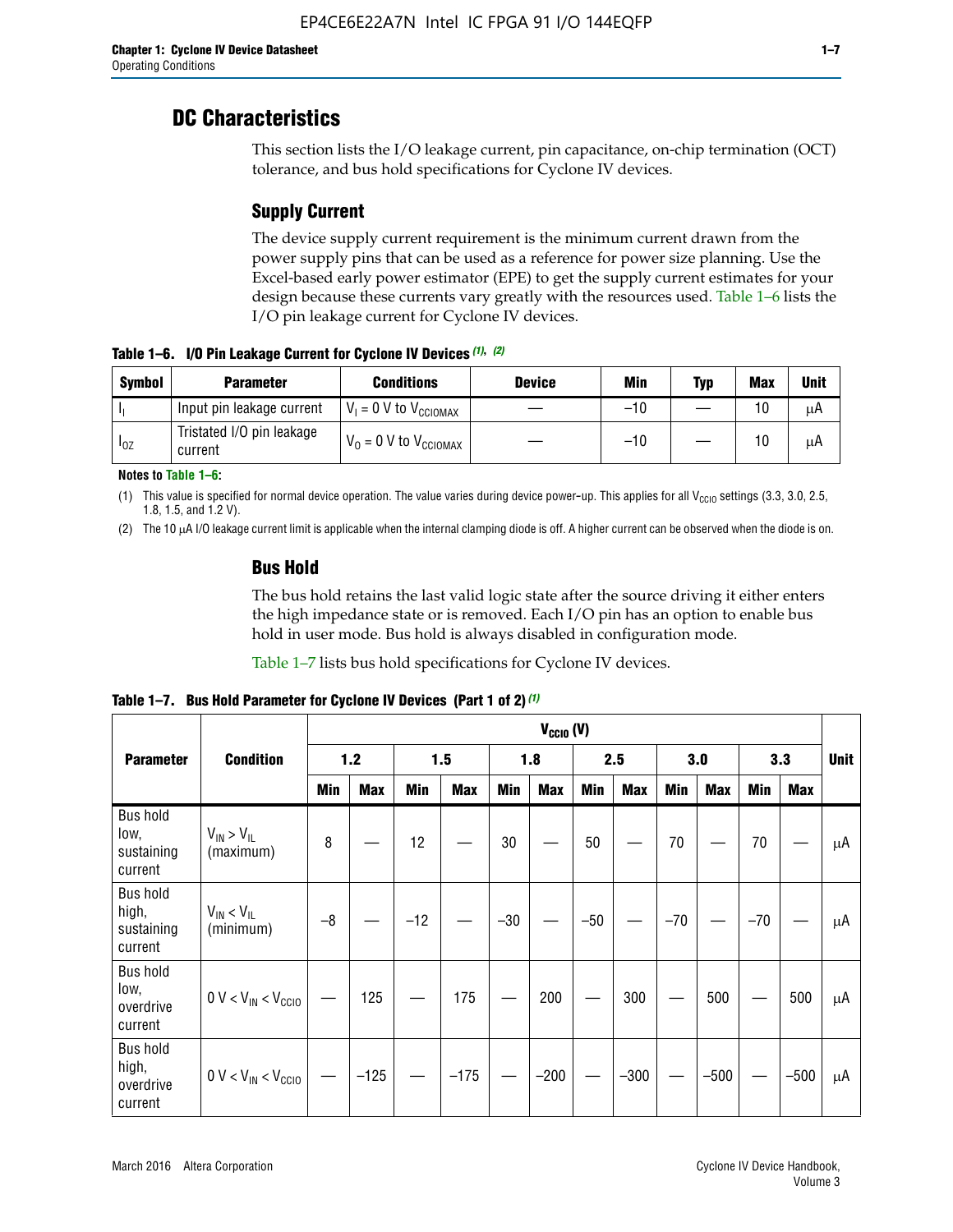## DC Characteristics

This section lists the I/O leakage current, pin capacitance, on-chip termination (OCT) tolerance, and bus hold specifications for Cyclone IV devices.

### Supply Current

The device supply current requirement is the minimum current drawn from the power supply pins that can be used as a reference for power size planning. Use the Excel-based early power estimator (EPE) to get the supply current estimates for your design because these currents vary greatly with the resources used. Table 1–6 lists the I/O pin leakage current for Cyclone IV devices.

**Table 1–6. I/O Pin Leakage Current for Cyclone IV Devices (1), (2)**

| Symbol | Parameter | Conditions | Device | Min | Typ | Max | Unit |
|---|---|---|---|---|---|---|---|
| $I_I$ | Input pin leakage current | $V_I$ = 0 V to $V_{CCIOMAX}$ | — | –10 | — | 10 | μA |
| $I_{OZ}$ | Tristated I/O pin leakage current | $V_O$ = 0 V to $V_{CCIOMAX}$ | — | –10 | — | 10 | μA |

**Notes to Table 1–6:**

(1) This value is specified for normal device operation. The value varies during device power-up. This applies for all $V_{CCIO}$ settings (3.3, 3.0, 2.5, 1.8, 1.5, and 1.2 V).

(2) The 10 μA I/O leakage current limit is applicable when the internal clamping diode is off. A higher current can be observed when the diode is on.

### Bus Hold

The bus hold retains the last valid logic state after the source driving it either enters the high impedance state or is removed. Each I/O pin has an option to enable bus hold in user mode. Bus hold is always disabled in configuration mode.

Table 1–7 lists bus hold specifications for Cyclone IV devices.

**Table 1–7. Bus Hold Parameter for Cyclone IV Devices (Part 1 of 2) (1)**

| Parameter | Condition | $V_{CCIO}$ (V) | | | | | | | | | | | | Unit |
|---|---|---|---|---|---|---|---|---|---|---|---|---|---|---|
| | | 1.2 | | 1.5 | | 1.8 | | 2.5 | | 3.0 | | 3.3 | | |
| | | Min | Max | Min | Max | Min | Max | Min | Max | Min | Max | Min | Max | |
| Bus hold low, sustaining current | $V_{IN} > V_{IL}$ (maximum) | 8 | — | 12 | — | 30 | — | 50 | — | 70 | — | 70 | — | μA |
| Bus hold high, sustaining current | $V_{IN} < V_{IL}$ (minimum) | –8 | — | –12 | — | –30 | — | –50 | — | –70 | — | –70 | — | μA |
| Bus hold low, overdrive current | 0 V < $V_{IN}$ < $V_{CCIO}$ | — | 125 | — | 175 | — | 200 | — | 300 | — | 500 | — | 500 | μA |
| Bus hold high, overdrive current | 0 V < $V_{IN}$ < $V_{CCIO}$ | — | –125 | — | –175 | — | –200 | — | –300 | — | –500 | — | –500 | μA |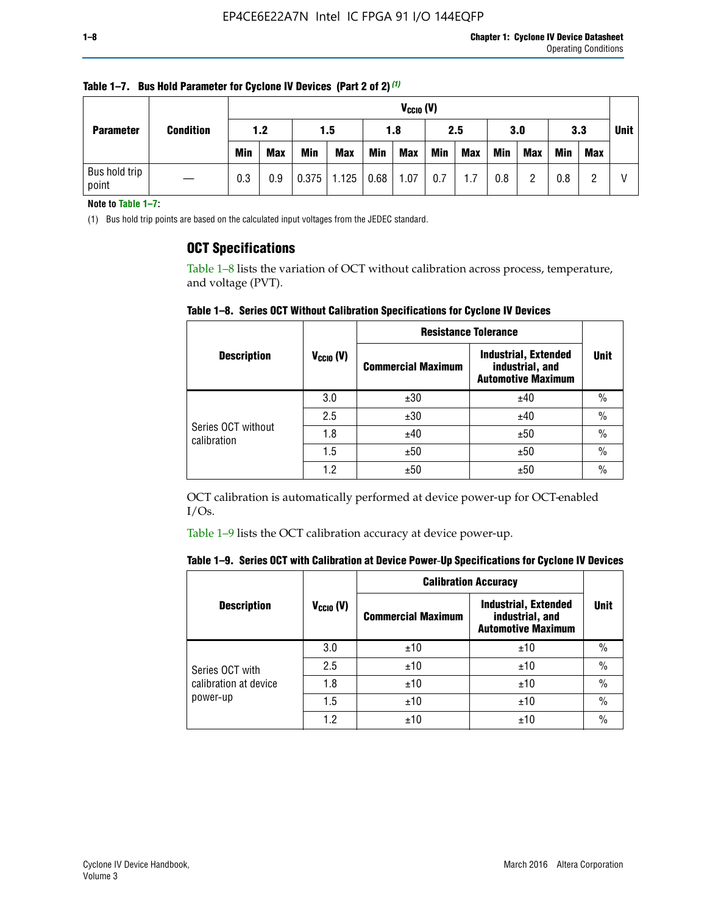**Table 1–7. Bus Hold Parameter for Cyclone IV Devices (Part 2 of 2)** (1)

| Parameter | Condition | $V_{CCIO}$ (V) | | | | | | | | | | | | Unit |
|---|---|---|---|---|---|---|---|---|---|---|---|---|---|---|
| | | 1.2 | | 1.5 | | 1.8 | | 2.5 | | 3.0 | | 3.3 | | |
| | | Min | Max | Min | Max | Min | Max | Min | Max | Min | Max | Min | Max | |
| Bus hold trip point | — | 0.3 | 0.9 | 0.375 | 1.125 | 0.68 | 1.07 | 0.7 | 1.7 | 0.8 | 2 | 0.8 | 2 | V |

**Note to Table 1–7:**

(1) Bus hold trip points are based on the calculated input voltages from the JEDEC standard.

## OCT Specifications

Table 1–8 lists the variation of OCT without calibration across process, temperature, and voltage (PVT).

**Table 1–8. Series OCT Without Calibration Specifications for Cyclone IV Devices**

| Description | $V_{CCIO}$ (V) | Resistance Tolerance | | Unit |
|---|---|---|---|---|
| | | Commercial Maximum | Industrial, Extended industrial, and Automotive Maximum | |
| Series OCT without calibration | 3.0 | ±30 | ±40 | % |
| | 2.5 | ±30 | ±40 | % |
| | 1.8 | ±40 | ±50 | % |
| | 1.5 | ±50 | ±50 | % |
| | 1.2 | ±50 | ±50 | % |

OCT calibration is automatically performed at device power-up for OCT-enabled I/Os.

Table 1–9 lists the OCT calibration accuracy at device power-up.

**Table 1–9. Series OCT with Calibration at Device Power-Up Specifications for Cyclone IV Devices**

| Description | $V_{CCIO}$ (V) | Calibration Accuracy | | Unit |
|---|---|---|---|---|
| | | Commercial Maximum | Industrial, Extended industrial, and Automotive Maximum | |
| Series OCT with calibration at device power-up | 3.0 | ±10 | ±10 | % |
| | 2.5 | ±10 | ±10 | % |
| | 1.8 | ±10 | ±10 | % |
| | 1.5 | ±10 | ±10 | % |
| | 1.2 | ±10 | ±10 | % |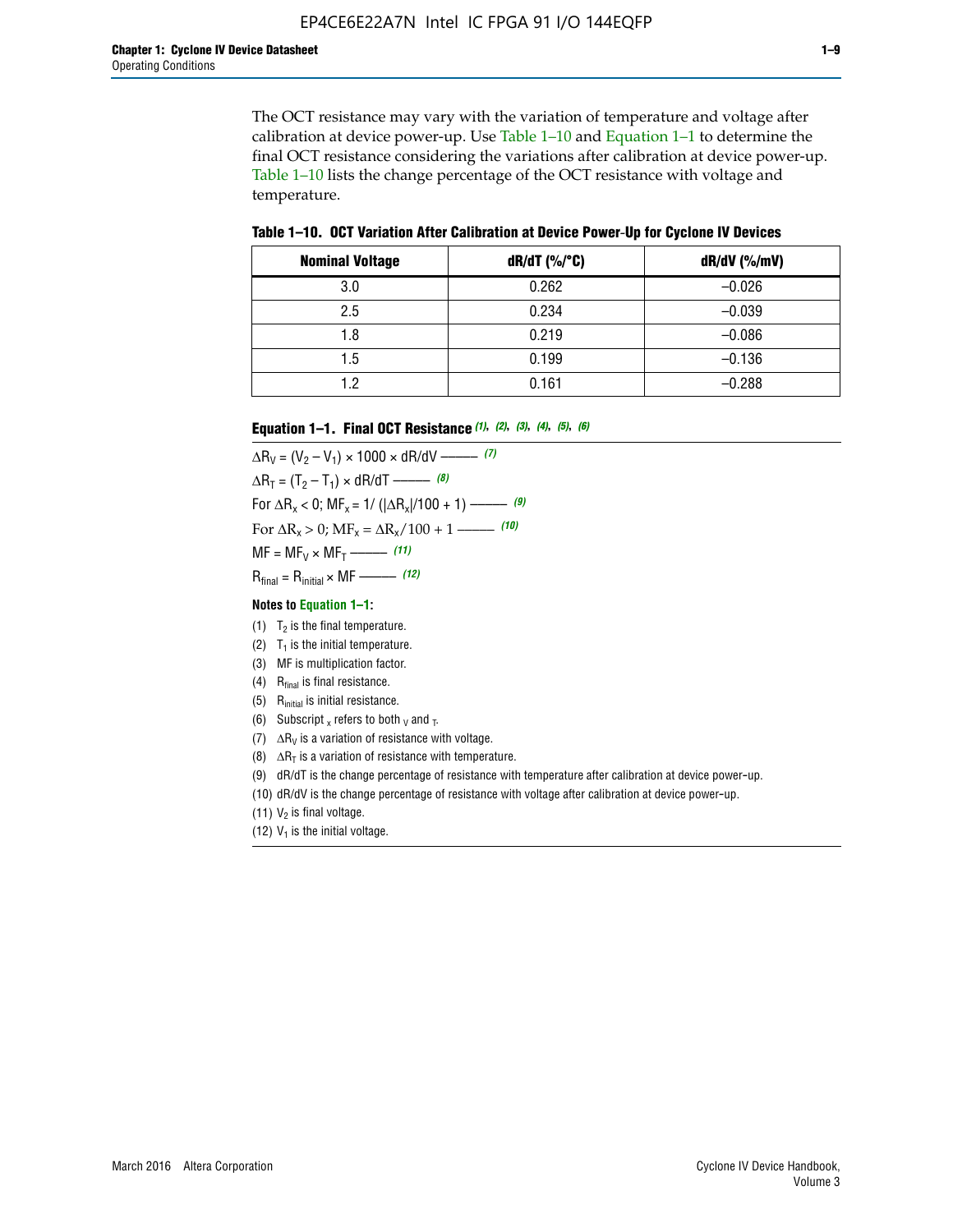The OCT resistance may vary with the variation of temperature and voltage after calibration at device power-up. Use Table 1–10 and Equation 1–1 to determine the final OCT resistance considering the variations after calibration at device power-up. Table 1–10 lists the change percentage of the OCT resistance with voltage and temperature.

**Table 1–10. OCT Variation After Calibration at Device Power-Up for Cyclone IV Devices**

| Nominal Voltage | dR/dT (%/°C) | dR/dV (%/mV) |
|---|---|---|
| 3.0 | 0.262 | –0.026 |
| 2.5 | 0.234 | –0.039 |
| 1.8 | 0.219 | –0.086 |
| 1.5 | 0.199 | –0.136 |
| 1.2 | 0.161 | –0.288 |

**Equation 1–1. Final OCT Resistance** *(1), (2), (3), (4), (5), (6)*

$$\Delta R_V = (V_2 - V_1) \times 1000 \times dR/dV \text{ ——— } (7)$$

$$\Delta R_T = (T_2 - T_1) \times dR/dT \text{ ——— } (8)$$

$$\text{For } \Delta R_x < 0;\ MF_x = 1/(|\Delta R_x|/100 + 1) \text{ ——— } (9)$$

$$\text{For } \Delta R_x > 0;\ MF_x = \Delta R_x/100 + 1 \text{ ——— } (10)$$

$$MF = MF_V \times MF_T \text{ ——— } (11)$$

$$R_{final} = R_{initial} \times MF \text{ ——— } (12)$$

**Notes to Equation 1–1:**

(1) $T_2$ is the final temperature.

(2) $T_1$ is the initial temperature.

(3) MF is multiplication factor.

(4) $R_{final}$ is final resistance.

(5) $R_{initial}$ is initial resistance.

(6) Subscript $_x$ refers to both $_V$ and $_T$.

(7) $\Delta R_V$ is a variation of resistance with voltage.

(8) $\Delta R_T$ is a variation of resistance with temperature.

(9) dR/dT is the change percentage of resistance with temperature after calibration at device power-up.

(10) dR/dV is the change percentage of resistance with voltage after calibration at device power-up.

(11) $V_2$ is final voltage.

(12) $V_1$ is the initial voltage.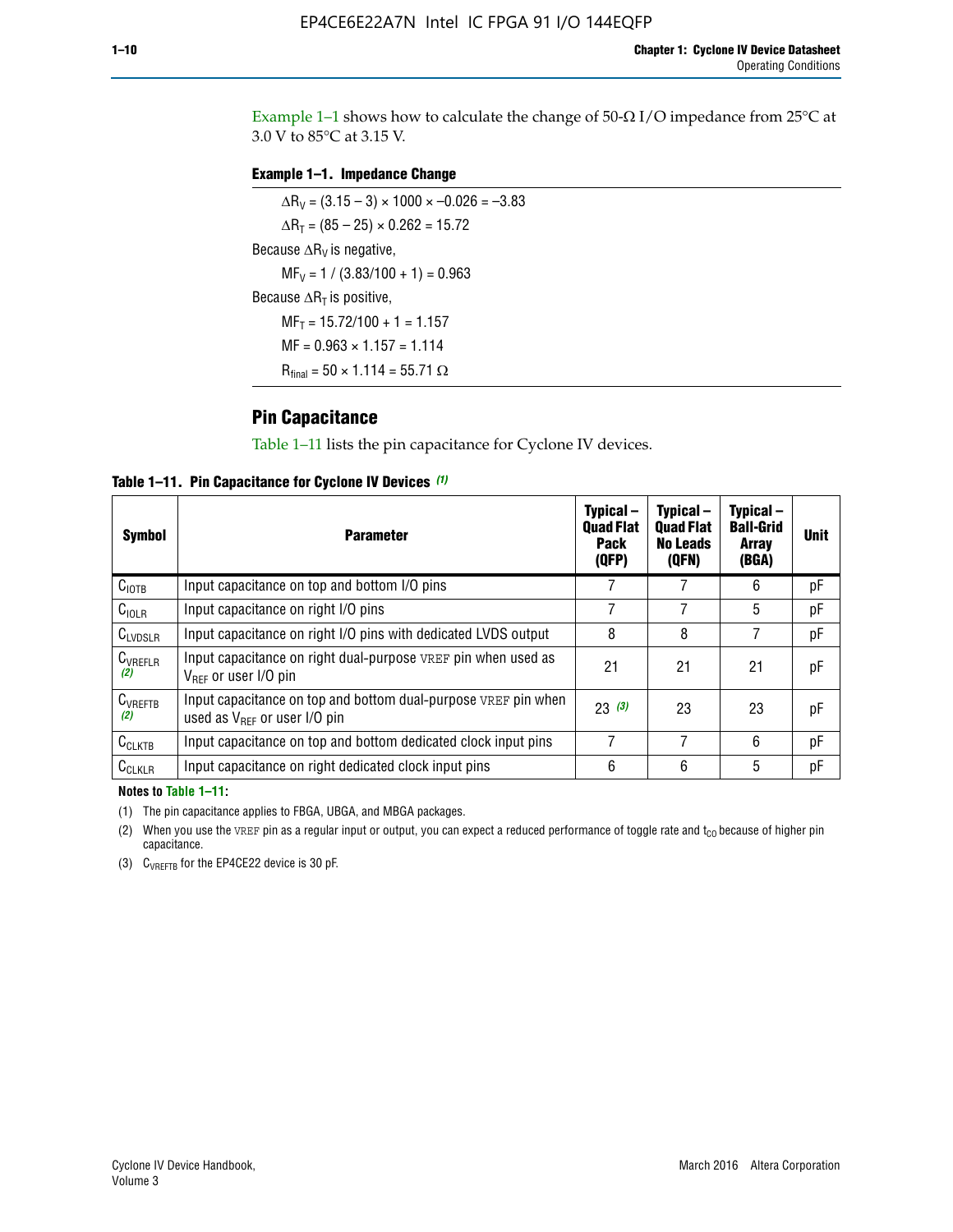Example 1–1 shows how to calculate the change of 50-Ω I/O impedance from 25°C at 3.0 V to 85°C at 3.15 V.

**Example 1–1. Impedance Change**

$\Delta R_V = (3.15 - 3) \times 1000 \times -0.026 = -3.83$

$\Delta R_T = (85 - 25) \times 0.262 = 15.72$

Because $\Delta R_V$ is negative,

$MF_V = 1 / (3.83/100 + 1) = 0.963$

Because $\Delta R_T$ is positive,

$MF_T = 15.72/100 + 1 = 1.157$

$MF = 0.963 \times 1.157 = 1.114$

$R_{final} = 50 \times 1.114 = 55.71\ \Omega$

## Pin Capacitance

Table 1–11 lists the pin capacitance for Cyclone IV devices.

**Table 1–11. Pin Capacitance for Cyclone IV Devices (1)**

| Symbol | Parameter | Typical – Quad Flat Pack (QFP) | Typical – Quad Flat No Leads (QFN) | Typical – Ball-Grid Array (BGA) | Unit |
|---|---|---|---|---|---|
| $C_{IOTB}$ | Input capacitance on top and bottom I/O pins | 7 | 7 | 6 | pF |
| $C_{IOLR}$ | Input capacitance on right I/O pins | 7 | 7 | 5 | pF |
| $C_{LVDSLR}$ | Input capacitance on right I/O pins with dedicated LVDS output | 8 | 8 | 7 | pF |
| $C_{VREFLR}$ (2) | Input capacitance on right dual-purpose VREF pin when used as $V_{REF}$ or user I/O pin | 21 | 21 | 21 | pF |
| $C_{VREFTB}$ (2) | Input capacitance on top and bottom dual-purpose VREF pin when used as $V_{REF}$ or user I/O pin | 23 (3) | 23 | 23 | pF |
| $C_{CLKTB}$ | Input capacitance on top and bottom dedicated clock input pins | 7 | 7 | 6 | pF |
| $C_{CLKLR}$ | Input capacitance on right dedicated clock input pins | 6 | 6 | 5 | pF |

**Notes to Table 1–11:**

(1) The pin capacitance applies to FBGA, UBGA, and MBGA packages.

(2) When you use the VREF pin as a regular input or output, you can expect a reduced performance of toggle rate and $t_{CO}$ because of higher pin capacitance.

(3) $C_{VREFTB}$ for the EP4CE22 device is 30 pF.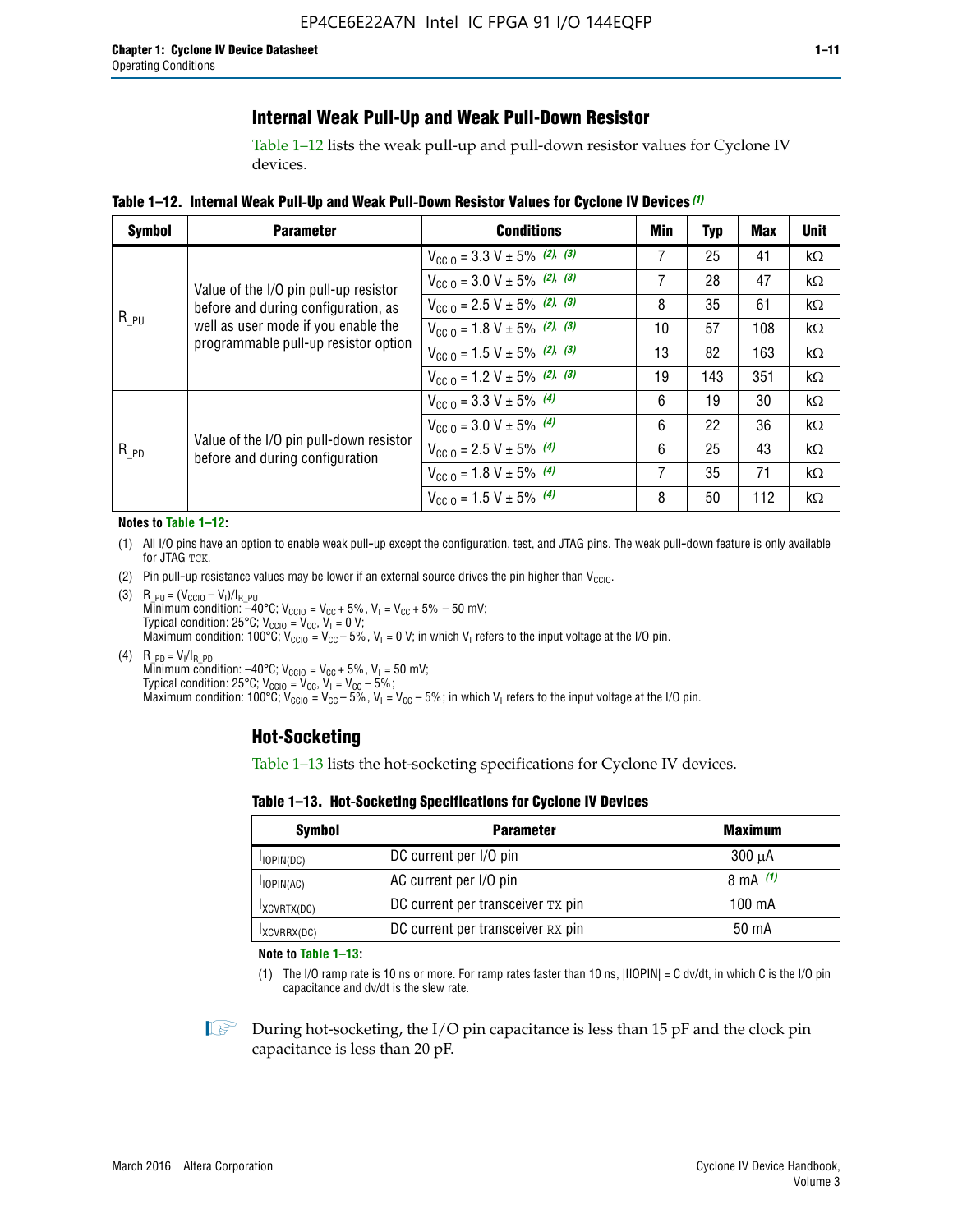## Internal Weak Pull-Up and Weak Pull-Down Resistor

Table 1–12 lists the weak pull-up and pull-down resistor values for Cyclone IV devices.

**Table 1–12. Internal Weak Pull-Up and Weak Pull-Down Resistor Values for Cyclone IV Devices** *(1)*

| Symbol | Parameter | Conditions | Min | Typ | Max | Unit |
|---|---|---|---|---|---|---|
| $R_{\_PU}$ | Value of the I/O pin pull-up resistor before and during configuration, as well as user mode if you enable the programmable pull-up resistor option | $V_{CCIO}$ = 3.3 V ± 5% *(2)*, *(3)* | 7 | 25 | 41 | kΩ |
| | | $V_{CCIO}$ = 3.0 V ± 5% *(2)*, *(3)* | 7 | 28 | 47 | kΩ |
| | | $V_{CCIO}$ = 2.5 V ± 5% *(2)*, *(3)* | 8 | 35 | 61 | kΩ |
| | | $V_{CCIO}$ = 1.8 V ± 5% *(2)*, *(3)* | 10 | 57 | 108 | kΩ |
| | | $V_{CCIO}$ = 1.5 V ± 5% *(2)*, *(3)* | 13 | 82 | 163 | kΩ |
| | | $V_{CCIO}$ = 1.2 V ± 5% *(2)*, *(3)* | 19 | 143 | 351 | kΩ |
| $R_{\_PD}$ | Value of the I/O pin pull-down resistor before and during configuration | $V_{CCIO}$ = 3.3 V ± 5% *(4)* | 6 | 19 | 30 | kΩ |
| | | $V_{CCIO}$ = 3.0 V ± 5% *(4)* | 6 | 22 | 36 | kΩ |
| | | $V_{CCIO}$ = 2.5 V ± 5% *(4)* | 6 | 25 | 43 | kΩ |
| | | $V_{CCIO}$ = 1.8 V ± 5% *(4)* | 7 | 35 | 71 | kΩ |
| | | $V_{CCIO}$ = 1.5 V ± 5% *(4)* | 8 | 50 | 112 | kΩ |

**Notes to Table 1–12:**

(1) All I/O pins have an option to enable weak pull-up except the configuration, test, and JTAG pins. The weak pull-down feature is only available for JTAG TCK.

(2) Pin pull-up resistance values may be lower if an external source drives the pin higher than $V_{CCIO}$.

(3) $R_{\_PU} = (V_{CCIO} - V_I)/I_{R\_PU}$
Minimum condition: –40°C; $V_{CCIO} = V_{CC} + 5\%$, $V_I = V_{CC} + 5\% - 50$ mV;
Typical condition: 25°C; $V_{CCIO} = V_{CC}$, $V_I = 0$ V;
Maximum condition: 100°C; $V_{CCIO} = V_{CC} - 5\%$, $V_I = 0$ V; in which $V_I$ refers to the input voltage at the I/O pin.

(4) $R_{\_PD} = V_I/I_{R\_PD}$
Minimum condition: –40°C; $V_{CCIO} = V_{CC} + 5\%$, $V_I = 50$ mV;
Typical condition: 25°C; $V_{CCIO} = V_{CC}$, $V_I = V_{CC} - 5\%$;
Maximum condition: 100°C; $V_{CCIO} = V_{CC} - 5\%$, $V_I = V_{CC} - 5\%$; in which $V_I$ refers to the input voltage at the I/O pin.

## Hot-Socketing

Table 1–13 lists the hot-socketing specifications for Cyclone IV devices.

**Table 1–13. Hot-Socketing Specifications for Cyclone IV Devices**

| Symbol | Parameter | Maximum |
|---|---|---|
| $I_{IOPIN(DC)}$ | DC current per I/O pin | 300 μA |
| $I_{IOPIN(AC)}$ | AC current per I/O pin | 8 mA *(1)* |
| $I_{XCVRTX(DC)}$ | DC current per transceiver TX pin | 100 mA |
| $I_{XCVRRX(DC)}$ | DC current per transceiver RX pin | 50 mA |

**Note to Table 1–13:**

(1) The I/O ramp rate is 10 ns or more. For ramp rates faster than 10 ns, |IIOPIN| = C dv/dt, in which C is the I/O pin capacitance and dv/dt is the slew rate.

During hot-socketing, the I/O pin capacitance is less than 15 pF and the clock pin capacitance is less than 20 pF.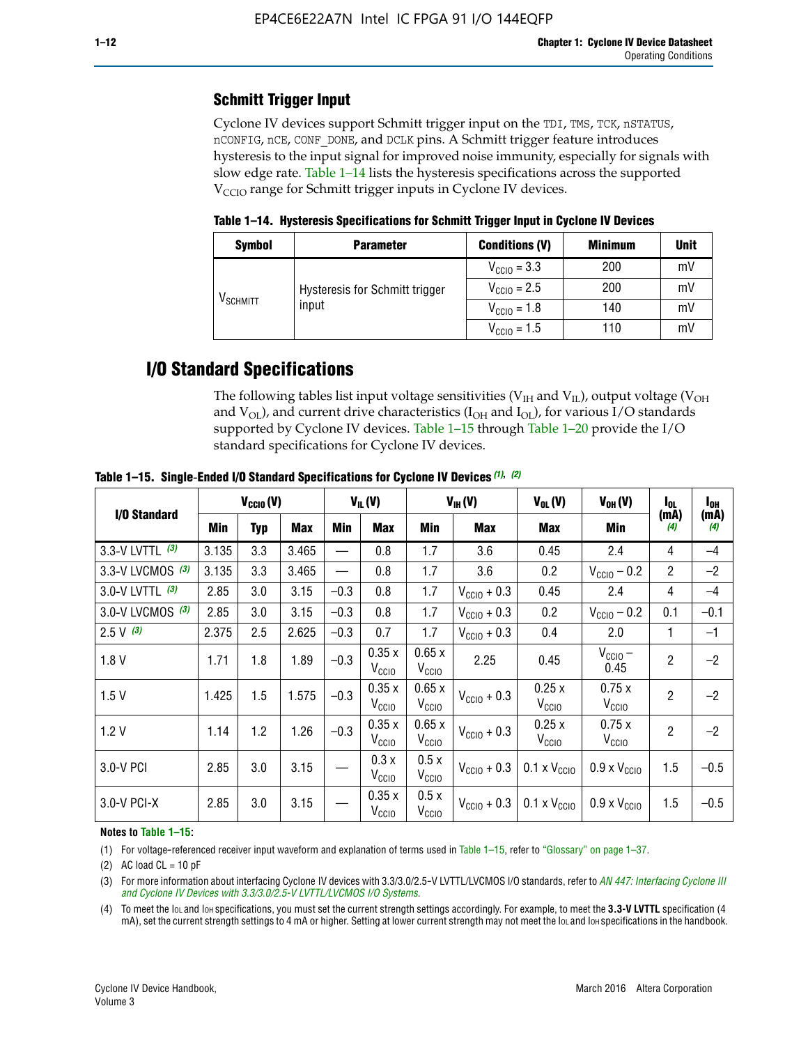## Schmitt Trigger Input

Cyclone IV devices support Schmitt trigger input on the TDI, TMS, TCK, nSTATUS, nCONFIG, nCE, CONF_DONE, and DCLK pins. A Schmitt trigger feature introduces hysteresis to the input signal for improved noise immunity, especially for signals with slow edge rate. Table 1–14 lists the hysteresis specifications across the supported $V_{CCIO}$ range for Schmitt trigger inputs in Cyclone IV devices.

**Table 1–14. Hysteresis Specifications for Schmitt Trigger Input in Cyclone IV Devices**

| Symbol | Parameter | Conditions (V) | Minimum | Unit |
|---|---|---|---|---|
| $V_{SCHMITT}$ | Hysteresis for Schmitt trigger input | $V_{CCIO}$ = 3.3 | 200 | mV |
| | | $V_{CCIO}$ = 2.5 | 200 | mV |
| | | $V_{CCIO}$ = 1.8 | 140 | mV |
| | | $V_{CCIO}$ = 1.5 | 110 | mV |

# I/O Standard Specifications

The following tables list input voltage sensitivities ($V_{IH}$ and $V_{IL}$), output voltage ($V_{OH}$ and $V_{OL}$), and current drive characteristics ($I_{OH}$ and $I_{OL}$), for various I/O standards supported by Cyclone IV devices. Table 1–15 through Table 1–20 provide the I/O standard specifications for Cyclone IV devices.

**Table 1–15. Single-Ended I/O Standard Specifications for Cyclone IV Devices (1), (2)**

| I/O Standard | $V_{CCIO}$ (V) | | | $V_{IL}$ (V) | | $V_{IH}$ (V) | | $V_{OL}$ (V) | $V_{OH}$ (V) | $I_{OL}$ (mA) (4) | $I_{OH}$ (mA) (4) |
|---|---|---|---|---|---|---|---|---|---|---|---|
| | Min | Typ | Max | Min | Max | Min | Max | Max | Min | | |
| 3.3-V LVTTL (3) | 3.135 | 3.3 | 3.465 | — | 0.8 | 1.7 | 3.6 | 0.45 | 2.4 | 4 | –4 |
| 3.3-V LVCMOS (3) | 3.135 | 3.3 | 3.465 | — | 0.8 | 1.7 | 3.6 | 0.2 | $V_{CCIO}$ – 0.2 | 2 | –2 |
| 3.0-V LVTTL (3) | 2.85 | 3.0 | 3.15 | –0.3 | 0.8 | 1.7 | $V_{CCIO}$ + 0.3 | 0.45 | 2.4 | 4 | –4 |
| 3.0-V LVCMOS (3) | 2.85 | 3.0 | 3.15 | –0.3 | 0.8 | 1.7 | $V_{CCIO}$ + 0.3 | 0.2 | $V_{CCIO}$ – 0.2 | 0.1 | –0.1 |
| 2.5 V (3) | 2.375 | 2.5 | 2.625 | –0.3 | 0.7 | 1.7 | $V_{CCIO}$ + 0.3 | 0.4 | 2.0 | 1 | –1 |
| 1.8 V | 1.71 | 1.8 | 1.89 | –0.3 | 0.35 x $V_{CCIO}$ | 0.65 x $V_{CCIO}$ | 2.25 | 0.45 | $V_{CCIO}$ – 0.45 | 2 | –2 |
| 1.5 V | 1.425 | 1.5 | 1.575 | –0.3 | 0.35 x $V_{CCIO}$ | 0.65 x $V_{CCIO}$ | $V_{CCIO}$ + 0.3 | 0.25 x $V_{CCIO}$ | 0.75 x $V_{CCIO}$ | 2 | –2 |
| 1.2 V | 1.14 | 1.2 | 1.26 | –0.3 | 0.35 x $V_{CCIO}$ | 0.65 x $V_{CCIO}$ | $V_{CCIO}$ + 0.3 | 0.25 x $V_{CCIO}$ | 0.75 x $V_{CCIO}$ | 2 | –2 |
| 3.0-V PCI | 2.85 | 3.0 | 3.15 | — | 0.3 x $V_{CCIO}$ | 0.5 x $V_{CCIO}$ | $V_{CCIO}$ + 0.3 | 0.1 x $V_{CCIO}$ | 0.9 x $V_{CCIO}$ | 1.5 | –0.5 |
| 3.0-V PCI-X | 2.85 | 3.0 | 3.15 | — | 0.35 x $V_{CCIO}$ | 0.5 x $V_{CCIO}$ | $V_{CCIO}$ + 0.3 | 0.1 x $V_{CCIO}$ | 0.9 x $V_{CCIO}$ | 1.5 | –0.5 |

**Notes to Table 1–15:**

(1) For voltage-referenced receiver input waveform and explanation of terms used in Table 1–15, refer to "Glossary" on page 1–37.

(2) AC load CL = 10 pF

(3) For more information about interfacing Cyclone IV devices with 3.3/3.0/2.5-V LVTTL/LVCMOS I/O standards, refer to *AN 447: Interfacing Cyclone III and Cyclone IV Devices with 3.3/3.0/2.5-V LVTTL/LVCMOS I/O Systems*.

(4) To meet the IOL and IOH specifications, you must set the current strength settings accordingly. For example, to meet the **3.3-V LVTTL** specification (4 mA), set the current strength settings to 4 mA or higher. Setting at lower current strength may not meet the IOL and IOH specifications in the handbook.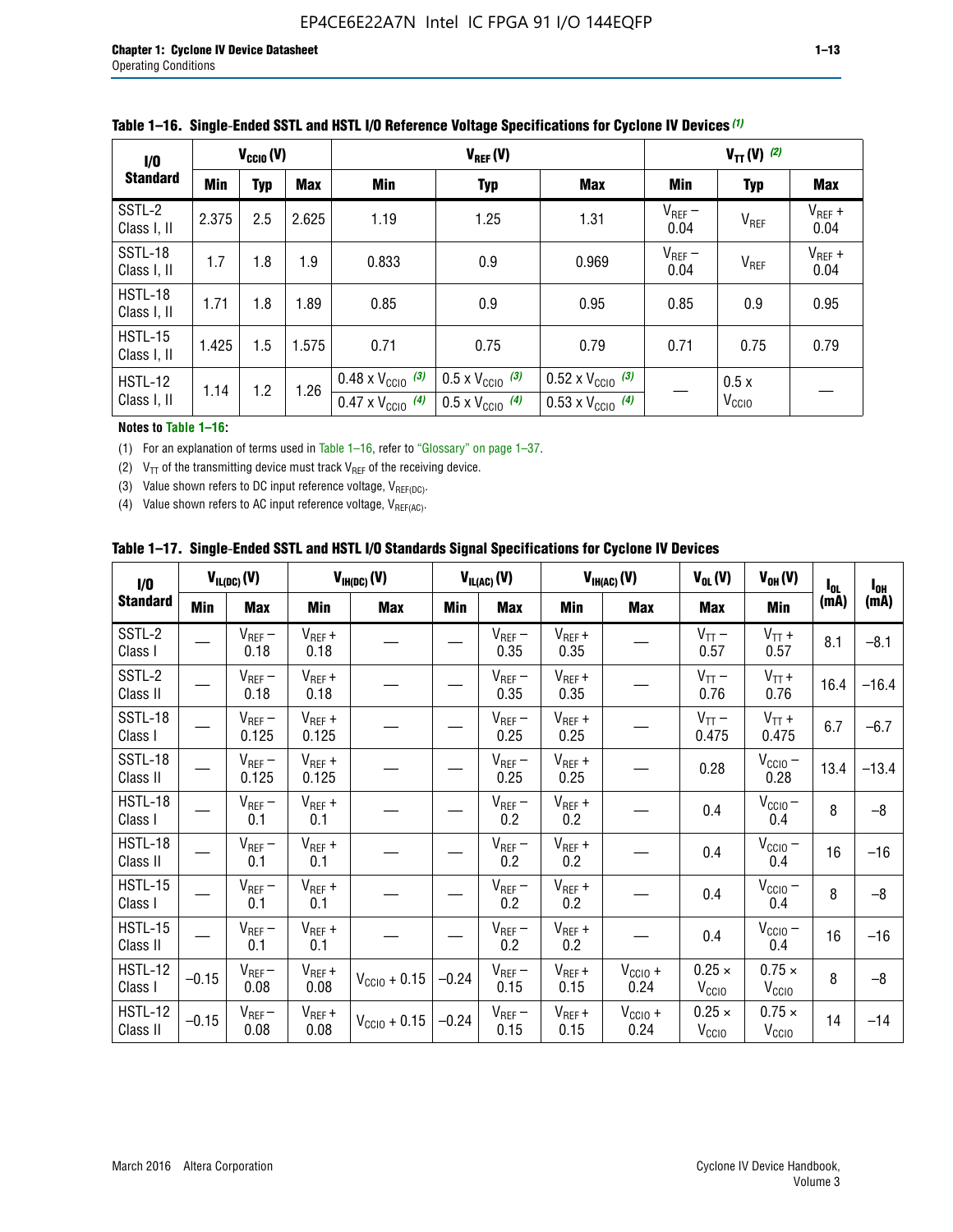**Table 1–16. Single-Ended SSTL and HSTL I/O Reference Voltage Specifications for Cyclone IV Devices (1)**

| I/O Standard | $V_{CCIO}$ (V) | | | $V_{REF}$ (V) | | | $V_{TT}$ (V) (2) | | |
|---|---|---|---|---|---|---|---|---|---|
| | Min | Typ | Max | Min | Typ | Max | Min | Typ | Max |
| SSTL-2 Class I, II | 2.375 | 2.5 | 2.625 | 1.19 | 1.25 | 1.31 | $V_{REF}$ – 0.04 | $V_{REF}$ | $V_{REF}$ + 0.04 |
| SSTL-18 Class I, II | 1.7 | 1.8 | 1.9 | 0.833 | 0.9 | 0.969 | $V_{REF}$ – 0.04 | $V_{REF}$ | $V_{REF}$ + 0.04 |
| HSTL-18 Class I, II | 1.71 | 1.8 | 1.89 | 0.85 | 0.9 | 0.95 | 0.85 | 0.9 | 0.95 |
| HSTL-15 Class I, II | 1.425 | 1.5 | 1.575 | 0.71 | 0.75 | 0.79 | 0.71 | 0.75 | 0.79 |
| HSTL-12 Class I, II | 1.14 | 1.2 | 1.26 | 0.48 x $V_{CCIO}$ (3) / 0.47 x $V_{CCIO}$ (4) | 0.5 x $V_{CCIO}$ (3) / 0.5 x $V_{CCIO}$ (4) | 0.52 x $V_{CCIO}$ (3) / 0.53 x $V_{CCIO}$ (4) | — | 0.5 x $V_{CCIO}$ | — |

**Notes to Table 1–16:**

(1) For an explanation of terms used in Table 1–16, refer to "Glossary" on page 1–37.

(2) $V_{TT}$ of the transmitting device must track $V_{REF}$ of the receiving device.

(3) Value shown refers to DC input reference voltage, $V_{REF(DC)}$.

(4) Value shown refers to AC input reference voltage, $V_{REF(AC)}$.

**Table 1–17. Single-Ended SSTL and HSTL I/O Standards Signal Specifications for Cyclone IV Devices**

| I/O Standard | $V_{IL(DC)}$ (V) | | $V_{IH(DC)}$ (V) | | $V_{IL(AC)}$ (V) | | $V_{IH(AC)}$ (V) | | $V_{OL}$ (V) | $V_{OH}$ (V) | $I_{OL}$ (mA) | $I_{OH}$ (mA) |
|---|---|---|---|---|---|---|---|---|---|---|---|---|
| | Min | Max | Min | Max | Min | Max | Min | Max | Max | Min | | |
| SSTL-2 Class I | — | $V_{REF}$ – 0.18 | $V_{REF}$ + 0.18 | — | — | $V_{REF}$ – 0.35 | $V_{REF}$ + 0.35 | — | $V_{TT}$ – 0.57 | $V_{TT}$ + 0.57 | 8.1 | –8.1 |
| SSTL-2 Class II | — | $V_{REF}$ – 0.18 | $V_{REF}$ + 0.18 | — | — | $V_{REF}$ – 0.35 | $V_{REF}$ + 0.35 | — | $V_{TT}$ – 0.76 | $V_{TT}$ + 0.76 | 16.4 | –16.4 |
| SSTL-18 Class I | — | $V_{REF}$ – 0.125 | $V_{REF}$ + 0.125 | — | — | $V_{REF}$ – 0.25 | $V_{REF}$ + 0.25 | — | $V_{TT}$ – 0.475 | $V_{TT}$ + 0.475 | 6.7 | –6.7 |
| SSTL-18 Class II | — | $V_{REF}$ – 0.125 | $V_{REF}$ + 0.125 | — | — | $V_{REF}$ – 0.25 | $V_{REF}$ + 0.25 | — | 0.28 | $V_{CCIO}$ – 0.28 | 13.4 | –13.4 |
| HSTL-18 Class I | — | $V_{REF}$ – 0.1 | $V_{REF}$ + 0.1 | — | — | $V_{REF}$ – 0.2 | $V_{REF}$ + 0.2 | — | 0.4 | $V_{CCIO}$ – 0.4 | 8 | –8 |
| HSTL-18 Class II | — | $V_{REF}$ – 0.1 | $V_{REF}$ + 0.1 | — | — | $V_{REF}$ – 0.2 | $V_{REF}$ + 0.2 | — | 0.4 | $V_{CCIO}$ – 0.4 | 16 | –16 |
| HSTL-15 Class I | — | $V_{REF}$ – 0.1 | $V_{REF}$ + 0.1 | — | — | $V_{REF}$ – 0.2 | $V_{REF}$ + 0.2 | — | 0.4 | $V_{CCIO}$ – 0.4 | 8 | –8 |
| HSTL-15 Class II | — | $V_{REF}$ – 0.1 | $V_{REF}$ + 0.1 | — | — | $V_{REF}$ – 0.2 | $V_{REF}$ + 0.2 | — | 0.4 | $V_{CCIO}$ – 0.4 | 16 | –16 |
| HSTL-12 Class I | –0.15 | $V_{REF}$ – 0.08 | $V_{REF}$ + 0.08 | $V_{CCIO}$ + 0.15 | –0.24 | $V_{REF}$ – 0.15 | $V_{REF}$ + 0.15 | $V_{CCIO}$ + 0.24 | 0.25 × $V_{CCIO}$ | 0.75 × $V_{CCIO}$ | 8 | –8 |
| HSTL-12 Class II | –0.15 | $V_{REF}$ – 0.08 | $V_{REF}$ + 0.08 | $V_{CCIO}$ + 0.15 | –0.24 | $V_{REF}$ – 0.15 | $V_{REF}$ + 0.15 | $V_{CCIO}$ + 0.24 | 0.25 × $V_{CCIO}$ | 0.75 × $V_{CCIO}$ | 14 | –14 |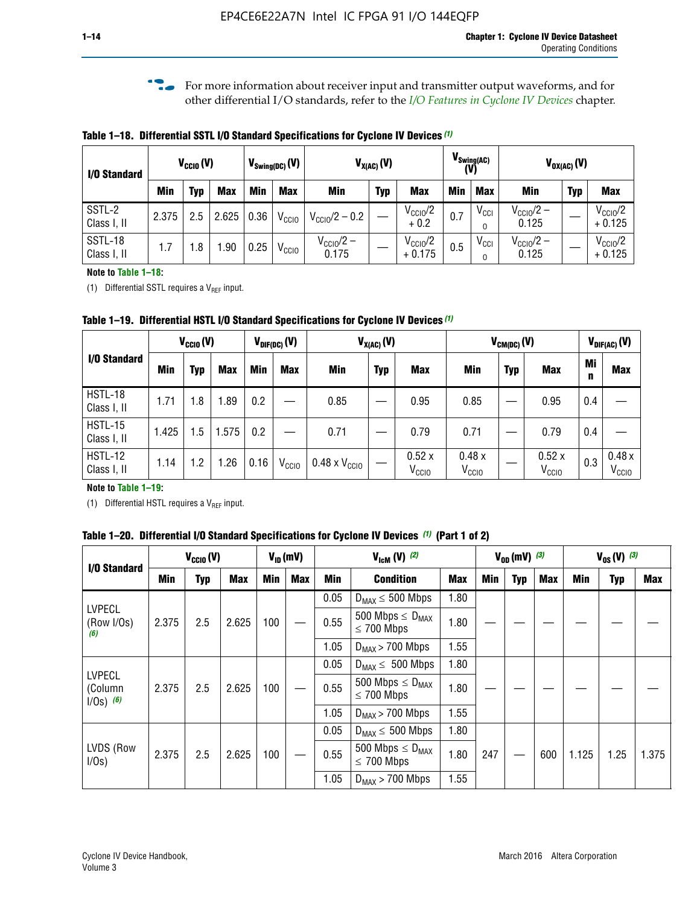For more information about receiver input and transmitter output waveforms, and for other differential I/O standards, refer to the *I/O Features in Cyclone IV Devices* chapter.

**Table 1–18. Differential SSTL I/O Standard Specifications for Cyclone IV Devices (1)**

| I/O Standard | $V_{CCIO}$ (V) | | | $V_{Swing(DC)}$ (V) | | $V_{X(AC)}$ (V) | | | $V_{Swing(AC)}$ (V) | | $V_{OX(AC)}$ (V) | | |
|---|---|---|---|---|---|---|---|---|---|---|---|---|---|
| | Min | Typ | Max | Min | Max | Min | Typ | Max | Min | Max | Min | Typ | Max |
| SSTL-2 Class I, II | 2.375 | 2.5 | 2.625 | 0.36 | $V_{CCIO}$ | $V_{CCIO}/2 - 0.2$ | — | $V_{CCIO}/2 + 0.2$ | 0.7 | $V_{CCIO}$ | $V_{CCIO}/2 - 0.125$ | — | $V_{CCIO}/2 + 0.125$ |
| SSTL-18 Class I, II | 1.7 | 1.8 | 1.90 | 0.25 | $V_{CCIO}$ | $V_{CCIO}/2 - 0.175$ | — | $V_{CCIO}/2 + 0.175$ | 0.5 | $V_{CCIO}$ | $V_{CCIO}/2 - 0.125$ | — | $V_{CCIO}/2 + 0.125$ |

**Note to Table 1–18:**

(1) Differential SSTL requires a $V_{REF}$ input.

**Table 1–19. Differential HSTL I/O Standard Specifications for Cyclone IV Devices (1)**

| I/O Standard | $V_{CCIO}$ (V) | | | $V_{DIF(DC)}$ (V) | | $V_{X(AC)}$ (V) | | | $V_{CM(DC)}$ (V) | | | $V_{DIF(AC)}$ (V) | |
|---|---|---|---|---|---|---|---|---|---|---|---|---|---|
| | Min | Typ | Max | Min | Max | Min | Typ | Max | Min | Typ | Max | Min | Max |
| HSTL-18 Class I, II | 1.71 | 1.8 | 1.89 | 0.2 | — | 0.85 | — | 0.95 | 0.85 | — | 0.95 | 0.4 | — |
| HSTL-15 Class I, II | 1.425 | 1.5 | 1.575 | 0.2 | — | 0.71 | — | 0.79 | 0.71 | — | 0.79 | 0.4 | — |
| HSTL-12 Class I, II | 1.14 | 1.2 | 1.26 | 0.16 | $V_{CCIO}$ | 0.48 x $V_{CCIO}$ | — | 0.52 x $V_{CCIO}$ | 0.48 x $V_{CCIO}$ | — | 0.52 x $V_{CCIO}$ | 0.3 | 0.48 x $V_{CCIO}$ |

**Note to Table 1–19:**

(1) Differential HSTL requires a $V_{REF}$ input.

**Table 1–20. Differential I/O Standard Specifications for Cyclone IV Devices (1) (Part 1 of 2)**

| I/O Standard | $V_{CCIO}$ (V) | | | $V_{ID}$ (mV) | | $V_{IcM}$ (V) (2) | | | $V_{OD}$ (mV) (3) | | | $V_{OS}$ (V) (3) | | |
|---|---|---|---|---|---|---|---|---|---|---|---|---|---|---|
| | Min | Typ | Max | Min | Max | Min | Condition | Max | Min | Typ | Max | Min | Typ | Max |
| LVPECL (Row I/Os) (6) | 2.375 | 2.5 | 2.625 | 100 | — | 0.05 | $D_{MAX} \leq 500$ Mbps | 1.80 | — | — | — | — | — | — |
| | | | | | | 0.55 | 500 Mbps $\leq D_{MAX} \leq$ 700 Mbps | 1.80 | | | | | | |
| | | | | | | 1.05 | $D_{MAX} > 700$ Mbps | 1.55 | | | | | | |
| LVPECL (Column I/Os) (6) | 2.375 | 2.5 | 2.625 | 100 | — | 0.05 | $D_{MAX} \leq 500$ Mbps | 1.80 | — | — | — | — | — | — |
| | | | | | | 0.55 | 500 Mbps $\leq D_{MAX} \leq$ 700 Mbps | 1.80 | | | | | | |
| | | | | | | 1.05 | $D_{MAX} > 700$ Mbps | 1.55 | | | | | | |
| LVDS (Row I/Os) | 2.375 | 2.5 | 2.625 | 100 | — | 0.05 | $D_{MAX} \leq 500$ Mbps | 1.80 | 247 | — | 600 | 1.125 | 1.25 | 1.375 |
| | | | | | | 0.55 | 500 Mbps $\leq D_{MAX} \leq$ 700 Mbps | 1.80 | | | | | | |
| | | | | | | 1.05 | $D_{MAX} > 700$ Mbps | 1.55 | | | | | | |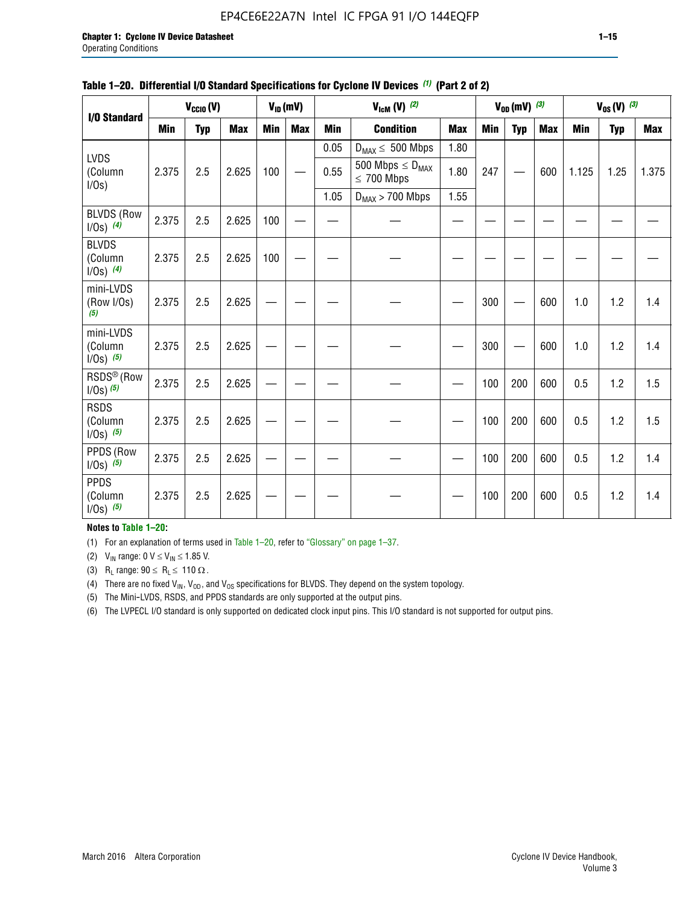**Table 1–20. Differential I/O Standard Specifications for Cyclone IV Devices (1) (Part 2 of 2)**

| I/O Standard | $V_{CCIO}$ (V) | | | $V_{ID}$ (mV) | | $V_{IcM}$ (V) (2) | | | $V_{OD}$ (mV) (3) | | | $V_{OS}$ (V) (3) | | |
|---|---|---|---|---|---|---|---|---|---|---|---|---|---|---|
| | Min | Typ | Max | Min | Max | Min | Condition | Max | Min | Typ | Max | Min | Typ | Max |
| LVDS (Column I/Os) | 2.375 | 2.5 | 2.625 | 100 | — | 0.05 | $D_{MAX} \leq$ 500 Mbps | 1.80 | 247 | — | 600 | 1.125 | 1.25 | 1.375 |
| | | | | | | 0.55 | 500 Mbps $\leq D_{MAX} \leq$ 700 Mbps | 1.80 | | | | | | |
| | | | | | | 1.05 | $D_{MAX} >$ 700 Mbps | 1.55 | | | | | | |
| BLVDS (Row I/Os) (4) | 2.375 | 2.5 | 2.625 | 100 | — | — | — | — | — | — | — | — | — | — |
| BLVDS (Column I/Os) (4) | 2.375 | 2.5 | 2.625 | 100 | — | — | — | — | — | — | — | — | — | — |
| mini-LVDS (Row I/Os) (5) | 2.375 | 2.5 | 2.625 | — | — | — | — | — | 300 | — | 600 | 1.0 | 1.2 | 1.4 |
| mini-LVDS (Column I/Os) (5) | 2.375 | 2.5 | 2.625 | — | — | — | — | — | 300 | — | 600 | 1.0 | 1.2 | 1.4 |
| RSDS® (Row I/Os) (5) | 2.375 | 2.5 | 2.625 | — | — | — | — | — | 100 | 200 | 600 | 0.5 | 1.2 | 1.5 |
| RSDS (Column I/Os) (5) | 2.375 | 2.5 | 2.625 | — | — | — | — | — | 100 | 200 | 600 | 0.5 | 1.2 | 1.5 |
| PPDS (Row I/Os) (5) | 2.375 | 2.5 | 2.625 | — | — | — | — | — | 100 | 200 | 600 | 0.5 | 1.2 | 1.4 |
| PPDS (Column I/Os) (5) | 2.375 | 2.5 | 2.625 | — | — | — | — | — | 100 | 200 | 600 | 0.5 | 1.2 | 1.4 |

**Notes to Table 1–20:**

(1) For an explanation of terms used in Table 1–20, refer to "Glossary" on page 1–37.

(2) $V_{IN}$ range: 0 V $\leq V_{IN} \leq$ 1.85 V.

(3) $R_L$ range: 90 $\leq R_L \leq$ 110 Ω.

(4) There are no fixed $V_{IN}$, $V_{OD}$, and $V_{OS}$ specifications for BLVDS. They depend on the system topology.

(5) The Mini-LVDS, RSDS, and PPDS standards are only supported at the output pins.

(6) The LVPECL I/O standard is only supported on dedicated clock input pins. This I/O standard is not supported for output pins.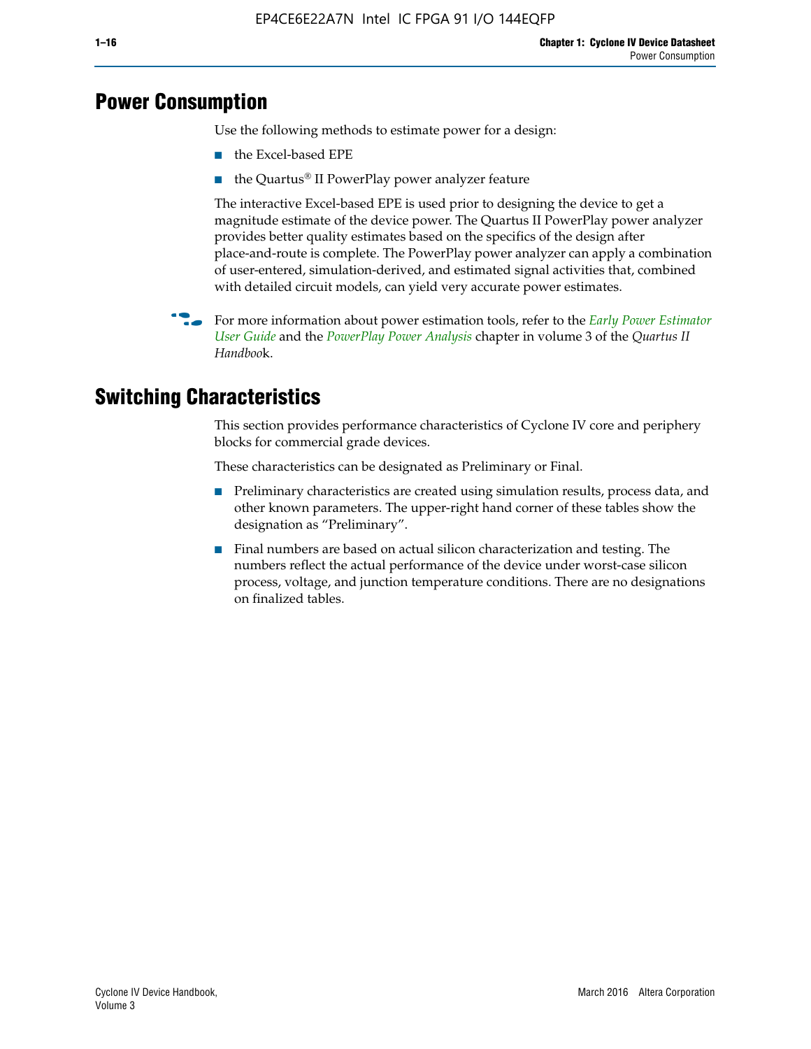# Power Consumption

Use the following methods to estimate power for a design:

- the Excel-based EPE
- the Quartus® II PowerPlay power analyzer feature

The interactive Excel-based EPE is used prior to designing the device to get a magnitude estimate of the device power. The Quartus II PowerPlay power analyzer provides better quality estimates based on the specifics of the design after place-and-route is complete. The PowerPlay power analyzer can apply a combination of user-entered, simulation-derived, and estimated signal activities that, combined with detailed circuit models, can yield very accurate power estimates.

For more information about power estimation tools, refer to the *Early Power Estimator User Guide* and the *PowerPlay Power Analysis* chapter in volume 3 of the *Quartus II Handbook*.

# Switching Characteristics

This section provides performance characteristics of Cyclone IV core and periphery blocks for commercial grade devices.

These characteristics can be designated as Preliminary or Final.

- Preliminary characteristics are created using simulation results, process data, and other known parameters. The upper-right hand corner of these tables show the designation as "Preliminary".
- Final numbers are based on actual silicon characterization and testing. The numbers reflect the actual performance of the device under worst-case silicon process, voltage, and junction temperature conditions. There are no designations on finalized tables.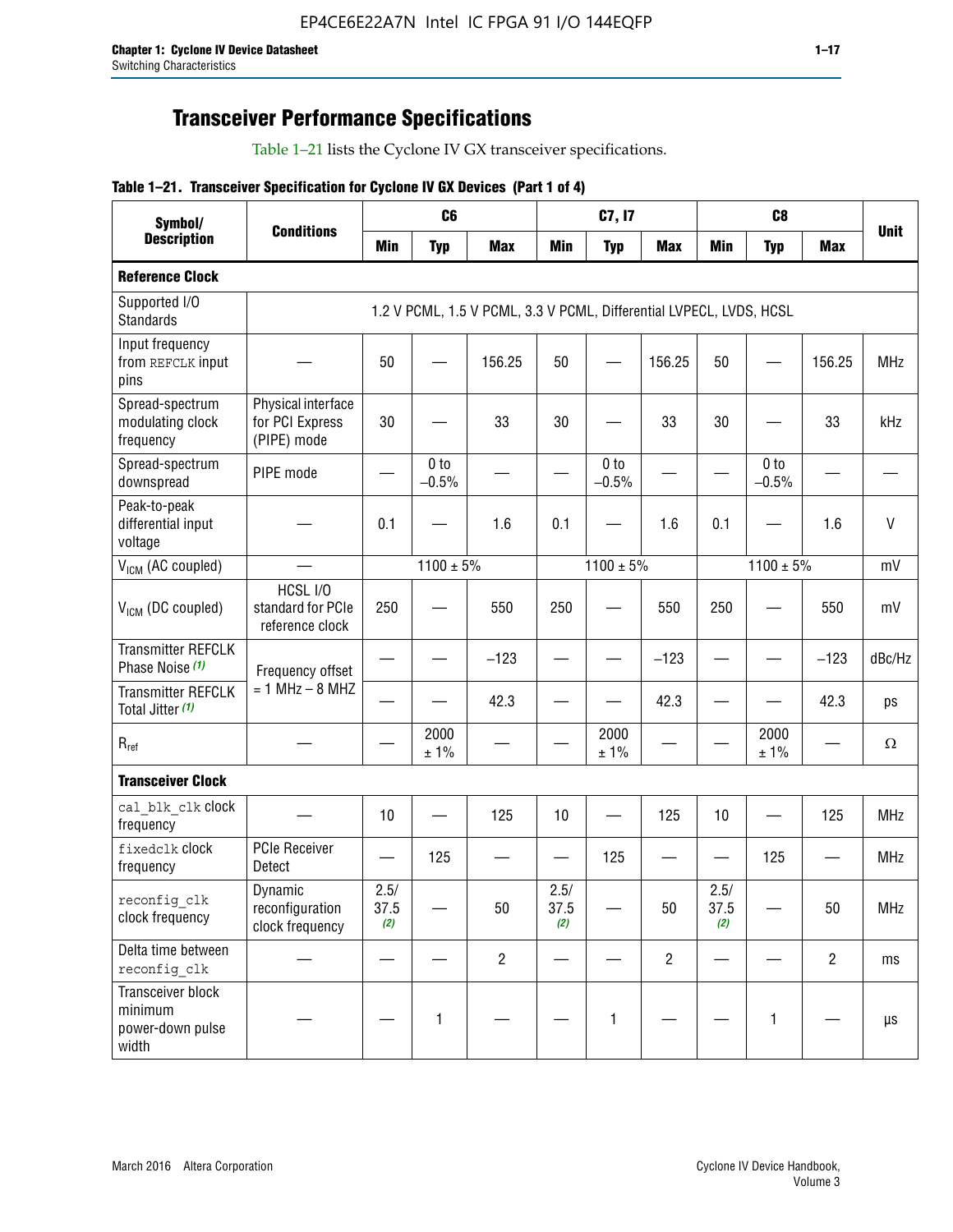## Transceiver Performance Specifications

Table 1–21 lists the Cyclone IV GX transceiver specifications.

**Table 1–21. Transceiver Specification for Cyclone IV GX Devices (Part 1 of 4)**

| Symbol/ Description | Conditions | C6 | | | C7, I7 | | | C8 | | | Unit |
|---|---|---|---|---|---|---|---|---|---|---|---|
| | | Min | Typ | Max | Min | Typ | Max | Min | Typ | Max | |
| **Reference Clock** | | | | | | | | | | | |
| Supported I/O Standards | 1.2 V PCML, 1.5 V PCML, 3.3 V PCML, Differential LVPECL, LVDS, HCSL | | | | | | | | | | |
| Input frequency from REFCLK input pins | — | 50 | — | 156.25 | 50 | — | 156.25 | 50 | — | 156.25 | MHz |
| Spread-spectrum modulating clock frequency | Physical interface for PCI Express (PIPE) mode | 30 | — | 33 | 30 | — | 33 | 30 | — | 33 | kHz |
| Spread-spectrum downspread | PIPE mode | — | 0 to −0.5% | — | — | 0 to −0.5% | — | — | 0 to −0.5% | — | — |
| Peak-to-peak differential input voltage | — | 0.1 | — | 1.6 | 0.1 | — | 1.6 | 0.1 | — | 1.6 | V |
| $V_{ICM}$ (AC coupled) | — | 1100 ± 5% | | | 1100 ± 5% | | | 1100 ± 5% | | | mV |
| $V_{ICM}$ (DC coupled) | HCSL I/O standard for PCIe reference clock | 250 | — | 550 | 250 | — | 550 | 250 | — | 550 | mV |
| Transmitter REFCLK Phase Noise (1) | Frequency offset = 1 MHz – 8 MHZ | — | — | −123 | — | — | −123 | — | — | −123 | dBc/Hz |
| Transmitter REFCLK Total Jitter (1) | | — | — | 42.3 | — | — | 42.3 | — | — | 42.3 | ps |
| $R_{ref}$ | — | — | 2000 ± 1% | — | — | 2000 ± 1% | — | — | 2000 ± 1% | — | Ω |
| **Transceiver Clock** | | | | | | | | | | | |
| cal_blk_clk clock frequency | — | 10 | — | 125 | 10 | — | 125 | 10 | — | 125 | MHz |
| fixedclk clock frequency | PCIe Receiver Detect | — | 125 | — | — | 125 | — | — | 125 | — | MHz |
| reconfig_clk clock frequency | Dynamic reconfiguration clock frequency | 2.5/ 37.5 (2) | — | 50 | 2.5/ 37.5 (2) | — | 50 | 2.5/ 37.5 (2) | — | 50 | MHz |
| Delta time between reconfig_clk | — | — | — | 2 | — | — | 2 | — | — | 2 | ms |
| Transceiver block minimum power-down pulse width | — | — | 1 | — | — | 1 | — | — | 1 | — | µs |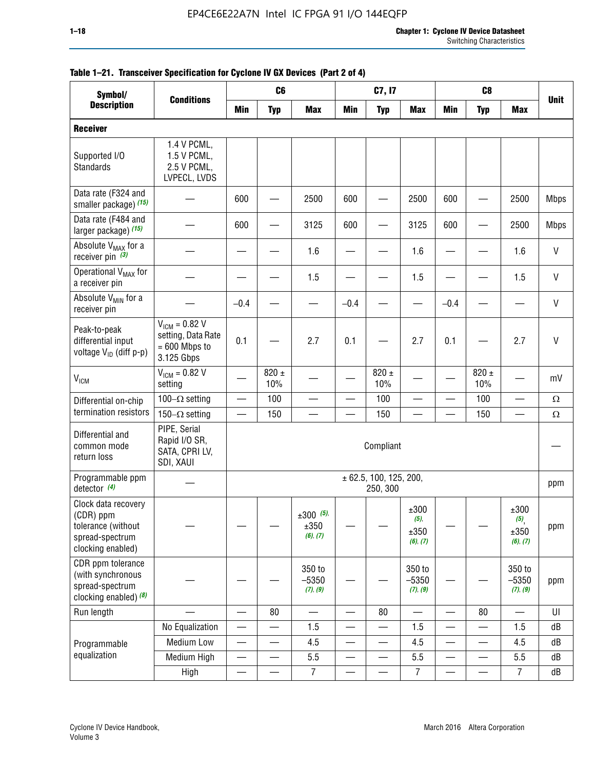**Table 1–21. Transceiver Specification for Cyclone IV GX Devices (Part 2 of 4)**

| Symbol/ Description | Conditions | C6 | | | C7, I7 | | | C8 | | | Unit |
|---|---|---|---|---|---|---|---|---|---|---|---|
| | | Min | Typ | Max | Min | Typ | Max | Min | Typ | Max | |
| **Receiver** | | | | | | | | | | | |
| Supported I/O Standards | 1.4 V PCML, 1.5 V PCML, 2.5 V PCML, LVPECL, LVDS | | | | | | | | | | |
| Data rate (F324 and smaller package) *(15)* | — | 600 | — | 2500 | 600 | — | 2500 | 600 | — | 2500 | Mbps |
| Data rate (F484 and larger package) *(15)* | — | 600 | — | 3125 | 600 | — | 3125 | 600 | — | 2500 | Mbps |
| Absolute $V_{MAX}$ for a receiver pin *(3)* | — | — | — | 1.6 | — | — | 1.6 | — | — | 1.6 | V |
| Operational $V_{MAX}$ for a receiver pin | — | — | — | 1.5 | — | — | 1.5 | — | — | 1.5 | V |
| Absolute $V_{MIN}$ for a receiver pin | — | –0.4 | — | — | –0.4 | — | — | –0.4 | — | — | V |
| Peak-to-peak differential input voltage $V_{ID}$ (diff p-p) | $V_{ICM}$ = 0.82 V setting, Data Rate = 600 Mbps to 3.125 Gbps | 0.1 | — | 2.7 | 0.1 | — | 2.7 | 0.1 | — | 2.7 | V |
| $V_{ICM}$ | $V_{ICM}$ = 0.82 V setting | — | 820 ± 10% | — | — | 820 ± 10% | — | — | 820 ± 10% | — | mV |
| Differential on-chip termination resistors | 100–Ω setting | — | 100 | — | — | 100 | — | — | 100 | — | Ω |
| | 150–Ω setting | — | 150 | — | — | 150 | — | — | 150 | — | Ω |
| Differential and common mode return loss | PIPE, Serial Rapid I/O SR, SATA, CPRI LV, SDI, XAUI | Compliant | | | | | | | | | — |
| Programmable ppm detector *(4)* | — | ± 62.5, 100, 125, 200, 250, 300 | | | | | | | | | ppm |
| Clock data recovery (CDR) ppm tolerance (without spread-spectrum clocking enabled) | — | — | — | ±300 *(5)*, ±350 *(6), (7)* | — | — | ±300 *(5)*, ±350 *(6), (7)* | — | — | ±300 *(5)*, ±350 *(6), (7)* | ppm |
| CDR ppm tolerance (with synchronous spread-spectrum clocking enabled) *(8)* | — | — | — | 350 to –5350 *(7), (9)* | — | — | 350 to –5350 *(7), (9)* | — | — | 350 to –5350 *(7), (9)* | ppm |
| Run length | — | — | 80 | — | — | 80 | — | — | 80 | — | UI |
| Programmable equalization | No Equalization | — | — | 1.5 | — | — | 1.5 | — | — | 1.5 | dB |
| | Medium Low | — | — | 4.5 | — | — | 4.5 | — | — | 4.5 | dB |
| | Medium High | — | — | 5.5 | — | — | 5.5 | — | — | 5.5 | dB |
| | High | — | — | 7 | — | — | 7 | — | — | 7 | dB |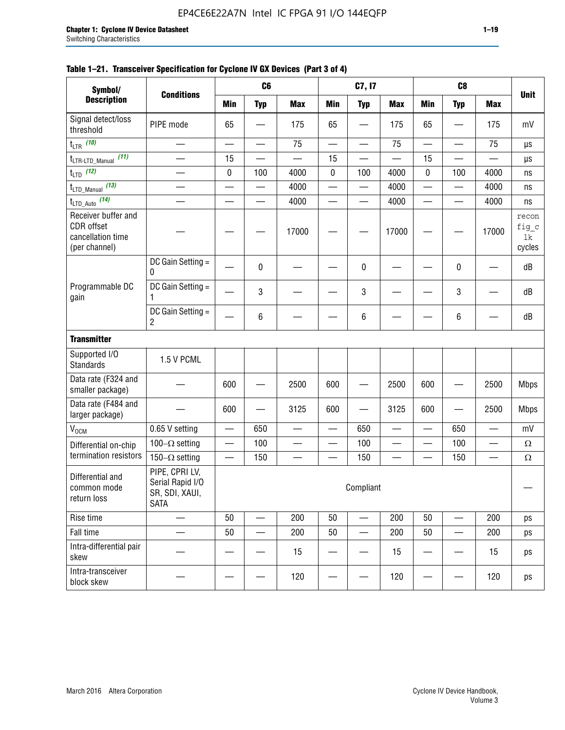**Table 1–21. Transceiver Specification for Cyclone IV GX Devices (Part 3 of 4)**

| Symbol/ Description | Conditions | C6 | | | C7, I7 | | | C8 | | | Unit |
|---|---|---|---|---|---|---|---|---|---|---|---|
| | | Min | Typ | Max | Min | Typ | Max | Min | Typ | Max | |
| Signal detect/loss threshold | PIPE mode | 65 | — | 175 | 65 | — | 175 | 65 | — | 175 | mV |
| $t_{LTR}$ (10) | — | — | — | 75 | — | — | 75 | — | — | 75 | µs |
| $t_{LTR\text{-}LTD\_Manual}$ (11) | — | 15 | — | — | 15 | — | — | 15 | — | — | µs |
| $t_{LTD}$ (12) | — | 0 | 100 | 4000 | 0 | 100 | 4000 | 0 | 100 | 4000 | ns |
| $t_{LTD\_Manual}$ (13) | — | — | — | 4000 | — | — | 4000 | — | — | 4000 | ns |
| $t_{LTD\_Auto}$ (14) | — | — | — | 4000 | — | — | 4000 | — | — | 4000 | ns |
| Receiver buffer and CDR offset cancellation time (per channel) | — | — | — | 17000 | — | — | 17000 | — | — | 17000 | reconfig_clk cycles |
| Programmable DC gain | DC Gain Setting = 0 | — | 0 | — | — | 0 | — | — | 0 | — | dB |
| | DC Gain Setting = 1 | — | 3 | — | — | 3 | — | — | 3 | — | dB |
| | DC Gain Setting = 2 | — | 6 | — | — | 6 | — | — | 6 | — | dB |
| **Transmitter** | | | | | | | | | | | |
| Supported I/O Standards | 1.5 V PCML | | | | | | | | | | |
| Data rate (F324 and smaller package) | — | 600 | — | 2500 | 600 | — | 2500 | 600 | — | 2500 | Mbps |
| Data rate (F484 and larger package) | — | 600 | — | 3125 | 600 | — | 3125 | 600 | — | 2500 | Mbps |
| $V_{OCM}$ | 0.65 V setting | — | 650 | — | — | 650 | — | — | 650 | — | mV |
| Differential on-chip termination resistors | 100–Ω setting | — | 100 | — | — | 100 | — | — | 100 | — | Ω |
| | 150–Ω setting | — | 150 | — | — | 150 | — | — | 150 | — | Ω |
| Differential and common mode return loss | PIPE, CPRI LV, Serial Rapid I/O SR, SDI, XAUI, SATA | Compliant | | | | | | | | | — |
| Rise time | — | 50 | — | 200 | 50 | — | 200 | 50 | — | 200 | ps |
| Fall time | — | 50 | — | 200 | 50 | — | 200 | 50 | — | 200 | ps |
| Intra-differential pair skew | — | — | — | 15 | — | — | 15 | — | — | 15 | ps |
| Intra-transceiver block skew | — | — | — | 120 | — | — | 120 | — | — | 120 | ps |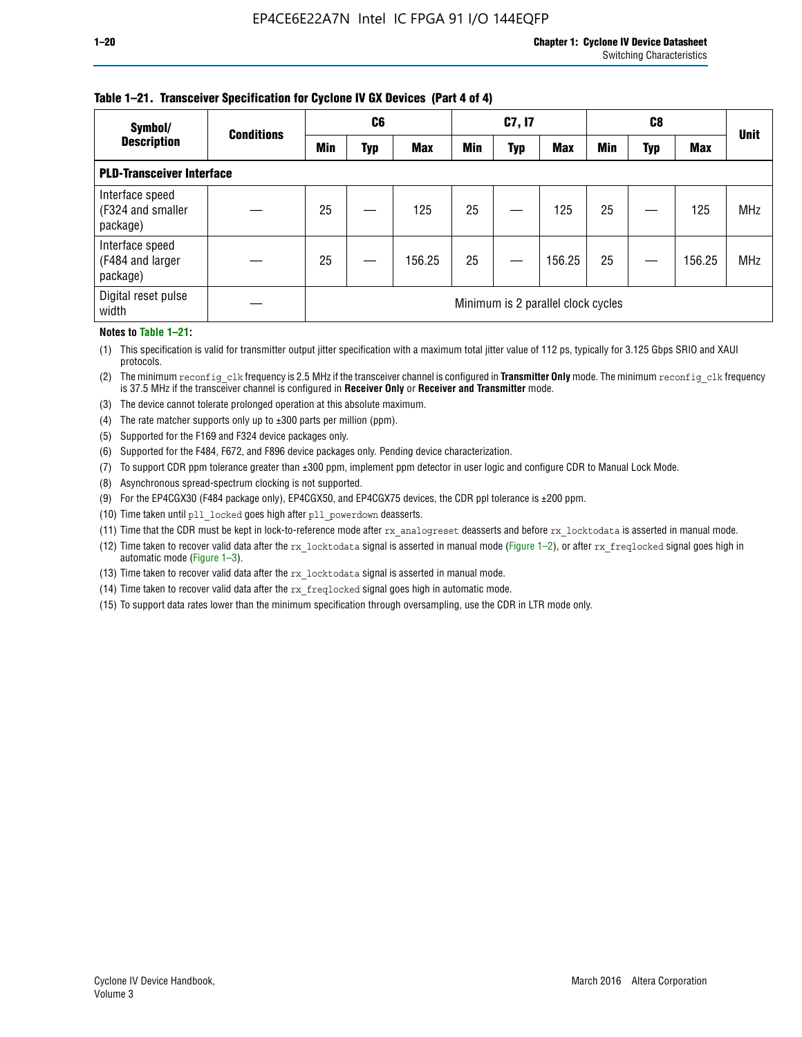**Table 1–21. Transceiver Specification for Cyclone IV GX Devices (Part 4 of 4)**

| Symbol/ Description | Conditions | C6 | | | C7, I7 | | | C8 | | | Unit |
|---|---|---|---|---|---|---|---|---|---|---|---|
| | | Min | Typ | Max | Min | Typ | Max | Min | Typ | Max | |
| **PLD-Transceiver Interface** | | | | | | | | | | | |
| Interface speed (F324 and smaller package) | — | 25 | — | 125 | 25 | — | 125 | 25 | — | 125 | MHz |
| Interface speed (F484 and larger package) | — | 25 | — | 156.25 | 25 | — | 156.25 | 25 | — | 156.25 | MHz |
| Digital reset pulse width | — | Minimum is 2 parallel clock cycles | | | | | | | | | |

**Notes to Table 1–21:**

(1) This specification is valid for transmitter output jitter specification with a maximum total jitter value of 112 ps, typically for 3.125 Gbps SRIO and XAUI protocols.

(2) The minimum `reconfig_clk` frequency is 2.5 MHz if the transceiver channel is configured in **Transmitter Only** mode. The minimum `reconfig_clk` frequency is 37.5 MHz if the transceiver channel is configured in **Receiver Only** or **Receiver and Transmitter** mode.

(3) The device cannot tolerate prolonged operation at this absolute maximum.

(4) The rate matcher supports only up to ±300 parts per million (ppm).

(5) Supported for the F169 and F324 device packages only.

(6) Supported for the F484, F672, and F896 device packages only. Pending device characterization.

(7) To support CDR ppm tolerance greater than ±300 ppm, implement ppm detector in user logic and configure CDR to Manual Lock Mode.

(8) Asynchronous spread-spectrum clocking is not supported.

(9) For the EP4CGX30 (F484 package only), EP4CGX50, and EP4CGX75 devices, the CDR ppl tolerance is ±200 ppm.

(10) Time taken until `pll_locked` goes high after `pll_powerdown` deasserts.

(11) Time that the CDR must be kept in lock-to-reference mode after `rx_analogreset` deasserts and before `rx_locktodata` is asserted in manual mode.

(12) Time taken to recover valid data after the `rx_locktodata` signal is asserted in manual mode (Figure 1–2), or after `rx_freqlocked` signal goes high in automatic mode (Figure 1–3).

(13) Time taken to recover valid data after the `rx_locktodata` signal is asserted in manual mode.

(14) Time taken to recover valid data after the `rx_freqlocked` signal goes high in automatic mode.

(15) To support data rates lower than the minimum specification through oversampling, use the CDR in LTR mode only.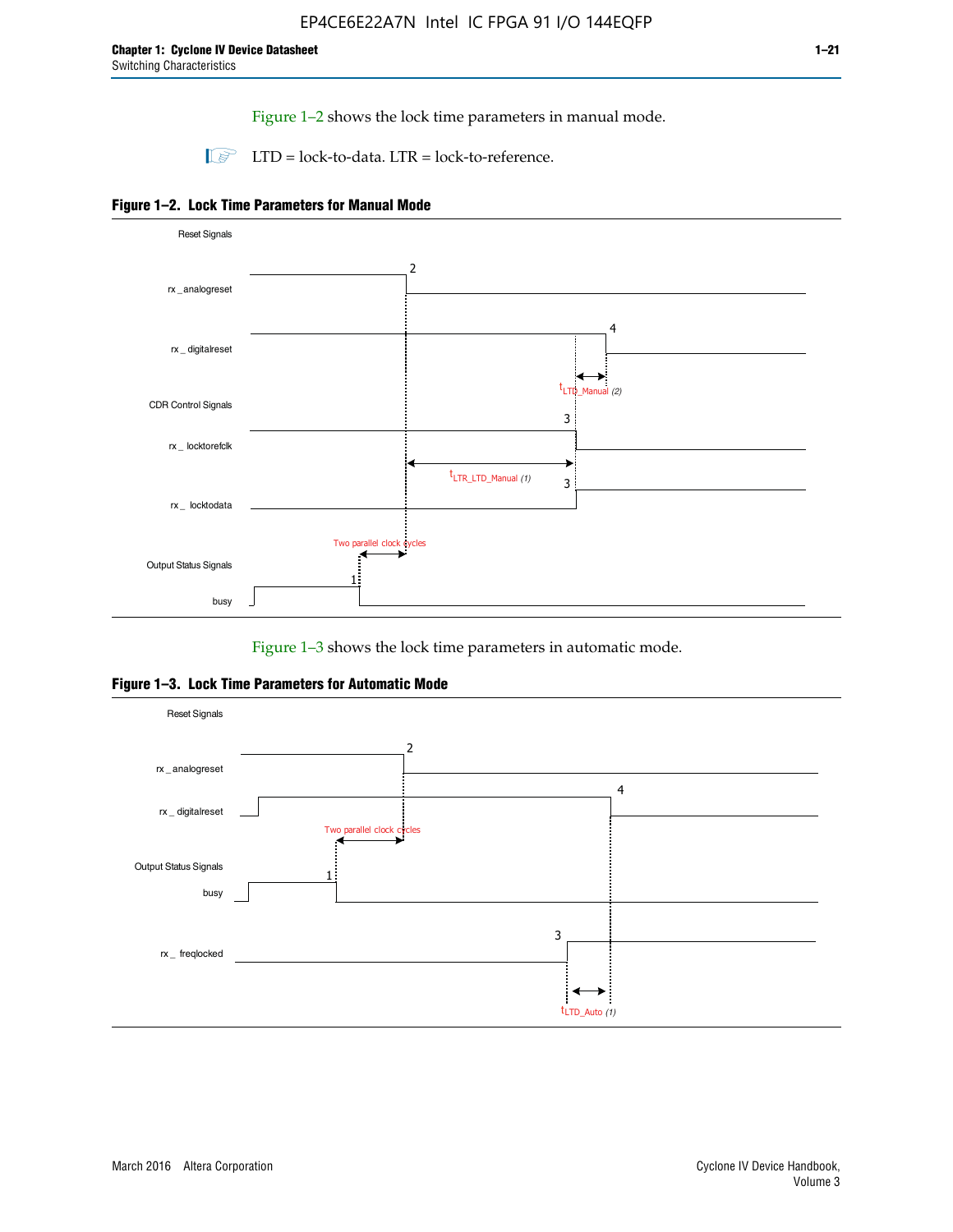Figure 1–2 shows the lock time parameters in manual mode.

LTD = lock-to-data. LTR = lock-to-reference.

**Figure 1–2. Lock Time Parameters for Manual Mode**

Reset Signals

rx _ analogreset

rx _ digitalreset

$t_{LTD\_Manual}$ (2)

CDR Control Signals

rx _ locktorefclk

$t_{LTR\_LTD\_Manual}$ (1)

rx _ locktodata

Two parallel clock cycles

Output Status Signals

busy

Figure 1–3 shows the lock time parameters in automatic mode.

**Figure 1–3. Lock Time Parameters for Automatic Mode**

Reset Signals

rx _ analogreset

rx _ digitalreset

Two parallel clock cycles

Output Status Signals

busy

rx _ freqlocked

$t_{LTD\_Auto}$ (1)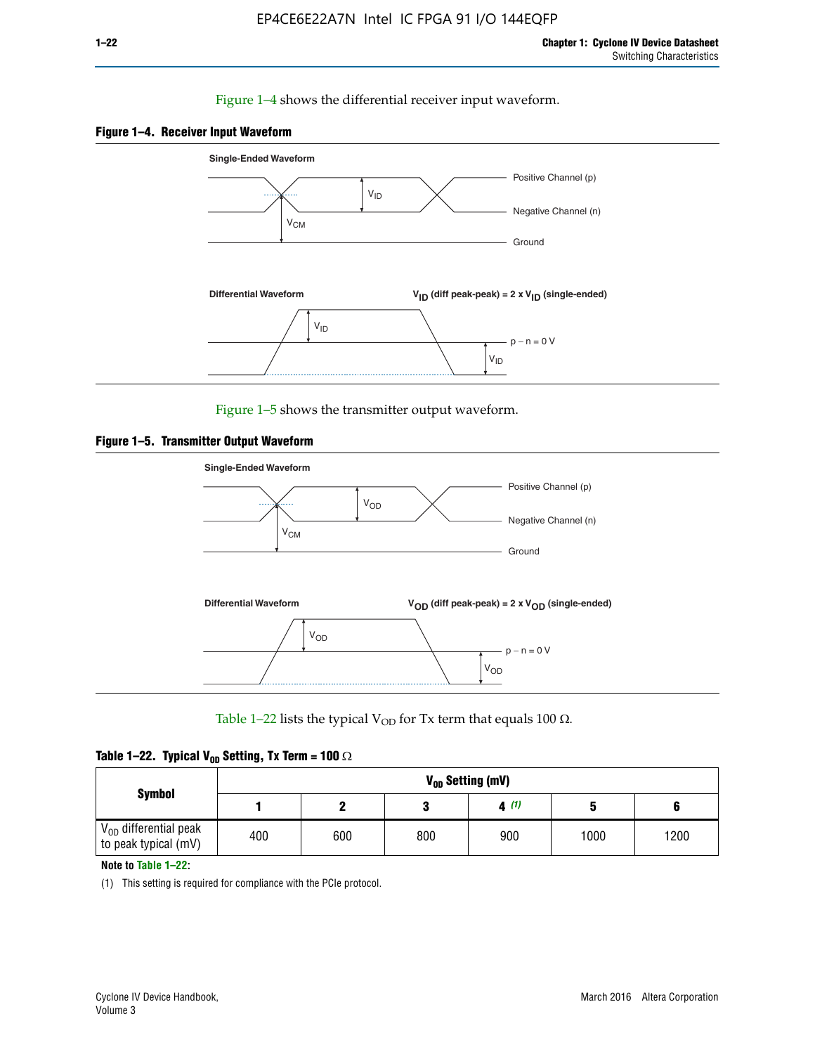Figure 1–4 shows the differential receiver input waveform.

**Figure 1–4. Receiver Input Waveform**

Single-Ended Waveform

Positive Channel (p)

Negative Channel (n)

Ground

$V_{ID}$

$V_{CM}$

Differential Waveform

$V_{ID}$ (diff peak-peak) = 2 x $V_{ID}$ (single-ended)

$V_{ID}$

p − n = 0 V

$V_{ID}$

Figure 1–5 shows the transmitter output waveform.

**Figure 1–5. Transmitter Output Waveform**

Single-Ended Waveform

Positive Channel (p)

Negative Channel (n)

Ground

$V_{OD}$

$V_{CM}$

Differential Waveform

$V_{OD}$ (diff peak-peak) = 2 x $V_{OD}$ (single-ended)

$V_{OD}$

p − n = 0 V

$V_{OD}$

Table 1–22 lists the typical $V_{OD}$ for Tx term that equals 100 Ω.

**Table 1–22. Typical $V_{OD}$ Setting, Tx Term = 100 Ω**

| Symbol | $V_{OD}$ Setting (mV) | | | | | |
|---|---|---|---|---|---|---|
| | 1 | 2 | 3 | 4 (1) | 5 | 6 |
| $V_{OD}$ differential peak to peak typical (mV) | 400 | 600 | 800 | 900 | 1000 | 1200 |

**Note to Table 1–22:**

(1) This setting is required for compliance with the PCIe protocol.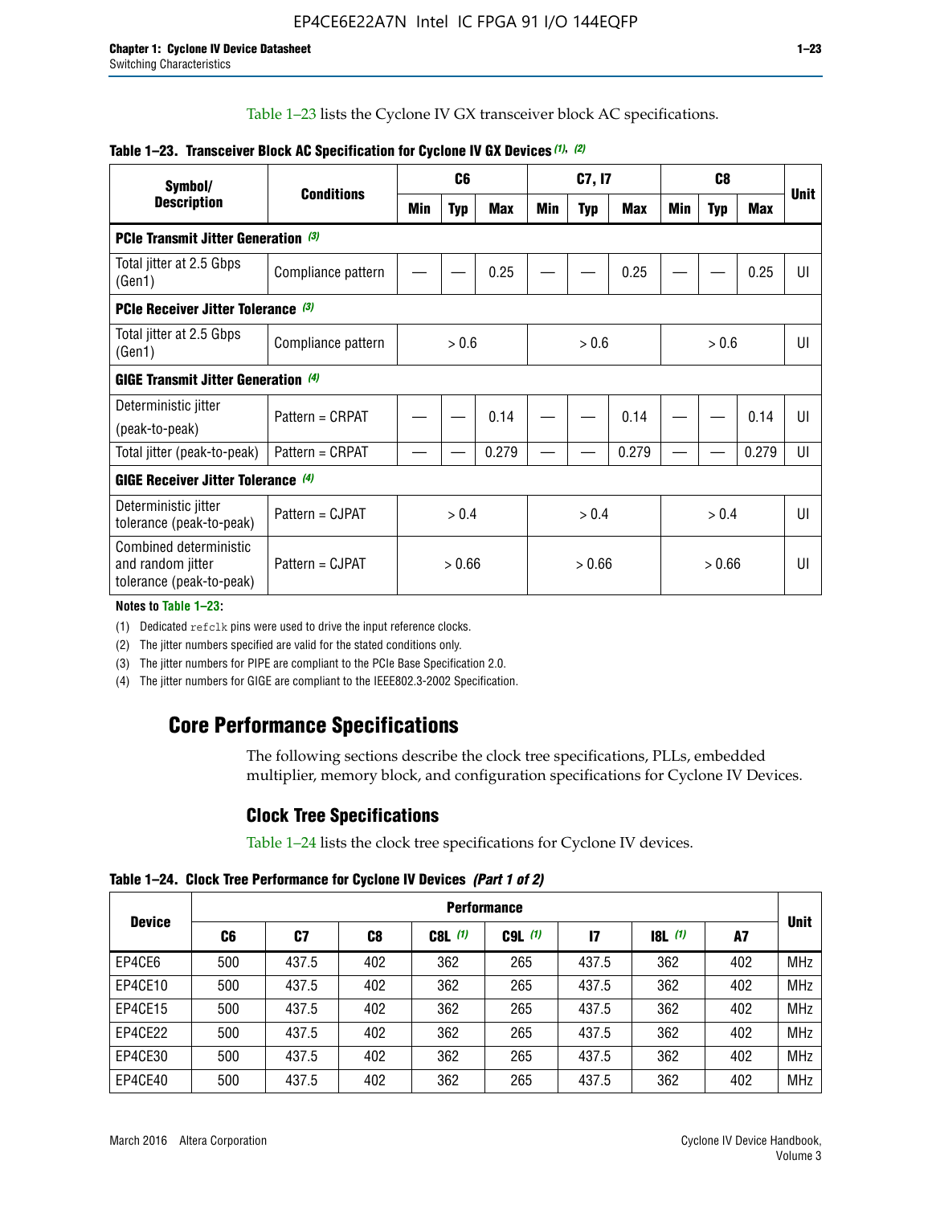Table 1–23 lists the Cyclone IV GX transceiver block AC specifications.

**Table 1–23. Transceiver Block AC Specification for Cyclone IV GX Devices (1), (2)**

| Symbol/ Description | Conditions | C6 | | | C7, I7 | | | C8 | | | Unit |
|---|---|---|---|---|---|---|---|---|---|---|---|
| | | Min | Typ | Max | Min | Typ | Max | Min | Typ | Max | |
| **PCIe Transmit Jitter Generation (3)** | | | | | | | | | | | |
| Total jitter at 2.5 Gbps (Gen1) | Compliance pattern | — | — | 0.25 | — | — | 0.25 | — | — | 0.25 | UI |
| **PCIe Receiver Jitter Tolerance (3)** | | | | | | | | | | | |
| Total jitter at 2.5 Gbps (Gen1) | Compliance pattern | > 0.6 | | | > 0.6 | | | > 0.6 | | | UI |
| **GIGE Transmit Jitter Generation (4)** | | | | | | | | | | | |
| Deterministic jitter (peak-to-peak) | Pattern = CRPAT | — | — | 0.14 | — | — | 0.14 | — | — | 0.14 | UI |
| Total jitter (peak-to-peak) | Pattern = CRPAT | — | — | 0.279 | — | — | 0.279 | — | — | 0.279 | UI |
| **GIGE Receiver Jitter Tolerance (4)** | | | | | | | | | | | |
| Deterministic jitter tolerance (peak-to-peak) | Pattern = CJPAT | > 0.4 | | | > 0.4 | | | > 0.4 | | | UI |
| Combined deterministic and random jitter tolerance (peak-to-peak) | Pattern = CJPAT | > 0.66 | | | > 0.66 | | | > 0.66 | | | UI |

**Notes to Table 1–23:**

(1) Dedicated refclk pins were used to drive the input reference clocks.

(2) The jitter numbers specified are valid for the stated conditions only.

(3) The jitter numbers for PIPE are compliant to the PCIe Base Specification 2.0.

(4) The jitter numbers for GIGE are compliant to the IEEE802.3-2002 Specification.

## Core Performance Specifications

The following sections describe the clock tree specifications, PLLs, embedded multiplier, memory block, and configuration specifications for Cyclone IV Devices.

### Clock Tree Specifications

Table 1–24 lists the clock tree specifications for Cyclone IV devices.

**Table 1–24. Clock Tree Performance for Cyclone IV Devices (Part 1 of 2)**

| Device | Performance | | | | | | | | Unit |
|---|---|---|---|---|---|---|---|---|---|
| | C6 | C7 | C8 | C8L (1) | C9L (1) | I7 | I8L (1) | A7 | |
| EP4CE6 | 500 | 437.5 | 402 | 362 | 265 | 437.5 | 362 | 402 | MHz |
| EP4CE10 | 500 | 437.5 | 402 | 362 | 265 | 437.5 | 362 | 402 | MHz |
| EP4CE15 | 500 | 437.5 | 402 | 362 | 265 | 437.5 | 362 | 402 | MHz |
| EP4CE22 | 500 | 437.5 | 402 | 362 | 265 | 437.5 | 362 | 402 | MHz |
| EP4CE30 | 500 | 437.5 | 402 | 362 | 265 | 437.5 | 362 | 402 | MHz |
| EP4CE40 | 500 | 437.5 | 402 | 362 | 265 | 437.5 | 362 | 402 | MHz |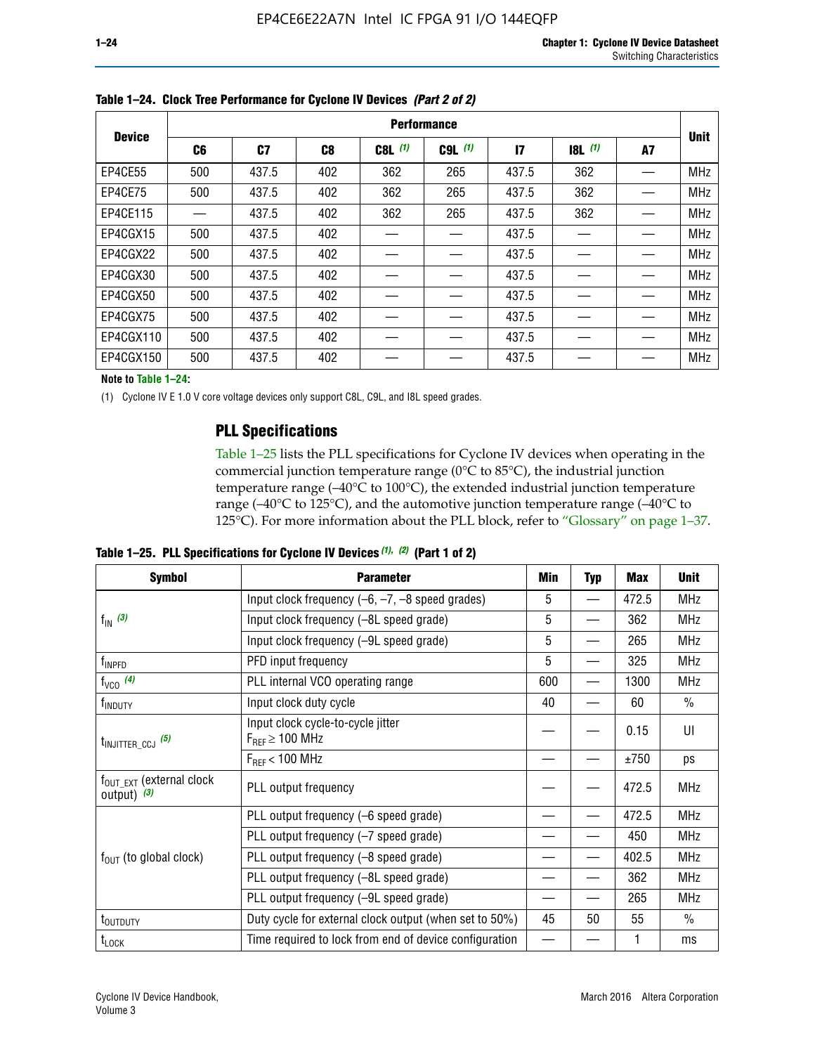**Table 1–24. Clock Tree Performance for Cyclone IV Devices *(Part 2 of 2)***

| Device | Performance | | | | | | | | Unit |
|---|---|---|---|---|---|---|---|---|---|
| | C6 | C7 | C8 | C8L *(1)* | C9L *(1)* | I7 | I8L *(1)* | A7 | |
| EP4CE55 | 500 | 437.5 | 402 | 362 | 265 | 437.5 | 362 | — | MHz |
| EP4CE75 | 500 | 437.5 | 402 | 362 | 265 | 437.5 | 362 | — | MHz |
| EP4CE115 | — | 437.5 | 402 | 362 | 265 | 437.5 | 362 | — | MHz |
| EP4CGX15 | 500 | 437.5 | 402 | — | — | 437.5 | — | — | MHz |
| EP4CGX22 | 500 | 437.5 | 402 | — | — | 437.5 | — | — | MHz |
| EP4CGX30 | 500 | 437.5 | 402 | — | — | 437.5 | — | — | MHz |
| EP4CGX50 | 500 | 437.5 | 402 | — | — | 437.5 | — | — | MHz |
| EP4CGX75 | 500 | 437.5 | 402 | — | — | 437.5 | — | — | MHz |
| EP4CGX110 | 500 | 437.5 | 402 | — | — | 437.5 | — | — | MHz |
| EP4CGX150 | 500 | 437.5 | 402 | — | — | 437.5 | — | — | MHz |

**Note to Table 1–24:**

(1) Cyclone IV E 1.0 V core voltage devices only support C8L, C9L, and I8L speed grades.

## PLL Specifications

Table 1–25 lists the PLL specifications for Cyclone IV devices when operating in the commercial junction temperature range (0°C to 85°C), the industrial junction temperature range (–40°C to 100°C), the extended industrial junction temperature range (–40°C to 125°C), and the automotive junction temperature range (–40°C to 125°C). For more information about the PLL block, refer to "Glossary" on page 1–37.

**Table 1–25. PLL Specifications for Cyclone IV Devices *(1), (2)* (Part 1 of 2)**

| Symbol | Parameter | Min | Typ | Max | Unit |
|---|---|---|---|---|---|
| $f_{IN}$ *(3)* | Input clock frequency (–6, –7, –8 speed grades) | 5 | — | 472.5 | MHz |
| | Input clock frequency (–8L speed grade) | 5 | — | 362 | MHz |
| | Input clock frequency (–9L speed grade) | 5 | — | 265 | MHz |
| $f_{INPFD}$ | PFD input frequency | 5 | — | 325 | MHz |
| $f_{VCO}$ *(4)* | PLL internal VCO operating range | 600 | — | 1300 | MHz |
| $f_{INDUTY}$ | Input clock duty cycle | 40 | — | 60 | % |
| $t_{INJITTER\_CCJ}$ *(5)* | Input clock cycle-to-cycle jitter $F_{REF} \geq 100$ MHz | — | — | 0.15 | UI |
| | $F_{REF} < 100$ MHz | — | — | ±750 | ps |
| $f_{OUT\_EXT}$ (external clock output) *(3)* | PLL output frequency | — | — | 472.5 | MHz |
| $f_{OUT}$ (to global clock) | PLL output frequency (–6 speed grade) | — | — | 472.5 | MHz |
| | PLL output frequency (–7 speed grade) | — | — | 450 | MHz |
| | PLL output frequency (–8 speed grade) | — | — | 402.5 | MHz |
| | PLL output frequency (–8L speed grade) | — | — | 362 | MHz |
| | PLL output frequency (–9L speed grade) | — | — | 265 | MHz |
| $t_{OUTDUTY}$ | Duty cycle for external clock output (when set to 50%) | 45 | 50 | 55 | % |
| $t_{LOCK}$ | Time required to lock from end of device configuration | — | — | 1 | ms |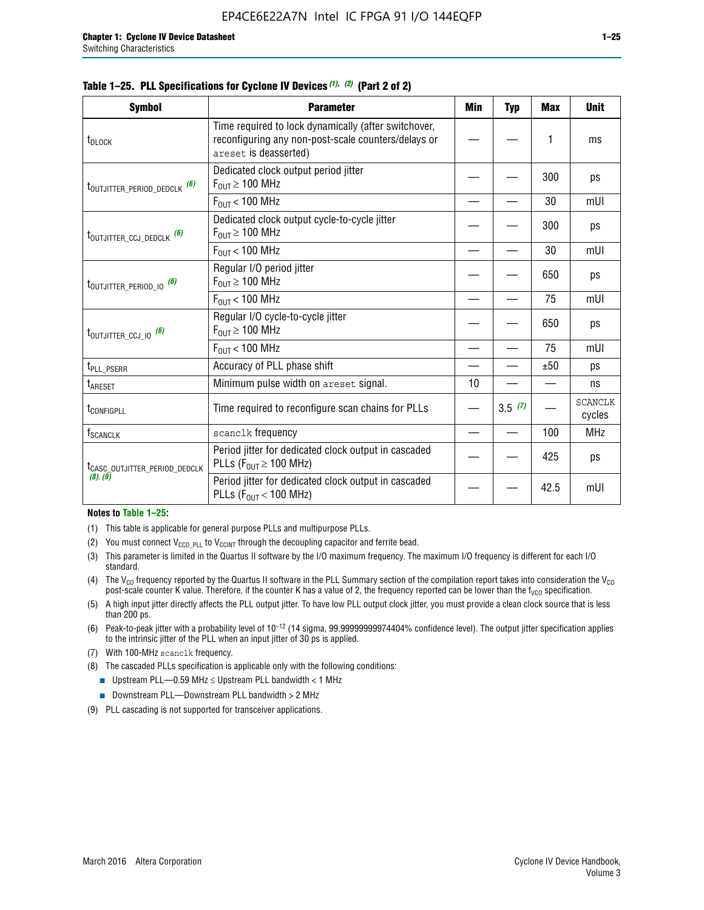**Table 1–25. PLL Specifications for Cyclone IV Devices (1), (2) (Part 2 of 2)**

| Symbol | Parameter | Min | Typ | Max | Unit |
|---|---|---|---|---|---|
| $t_{DLOCK}$ | Time required to lock dynamically (after switchover, reconfiguring any non-post-scale counters/delays or areset is deasserted) | — | — | 1 | ms |
| $t_{OUTJITTER\_PERIOD\_DEDCLK}$ (6) | Dedicated clock output period jitter $F_{OUT} \geq 100$ MHz | — | — | 300 | ps |
| | $F_{OUT} < 100$ MHz | — | — | 30 | mUI |
| $t_{OUTJITTER\_CCJ\_DEDCLK}$ (6) | Dedicated clock output cycle-to-cycle jitter $F_{OUT} \geq 100$ MHz | — | — | 300 | ps |
| | $F_{OUT} < 100$ MHz | — | — | 30 | mUI |
| $t_{OUTJITTER\_PERIOD\_IO}$ (6) | Regular I/O period jitter $F_{OUT} \geq 100$ MHz | — | — | 650 | ps |
| | $F_{OUT} < 100$ MHz | — | — | 75 | mUI |
| $t_{OUTJITTER\_CCJ\_IO}$ (6) | Regular I/O cycle-to-cycle jitter $F_{OUT} \geq 100$ MHz | — | — | 650 | ps |
| | $F_{OUT} < 100$ MHz | — | — | 75 | mUI |
| $t_{PLL\_PSERR}$ | Accuracy of PLL phase shift | — | — | ±50 | ps |
| $t_{ARESET}$ | Minimum pulse width on areset signal. | 10 | — | — | ns |
| $t_{CONFIGPLL}$ | Time required to reconfigure scan chains for PLLs | — | 3.5 (7) | — | SCANCLK cycles |
| $f_{SCANCLK}$ | scanclk frequency | — | — | 100 | MHz |
| $t_{CASC\_OUTJITTER\_PERIOD\_DEDCLK}$ (8), (9) | Period jitter for dedicated clock output in cascaded PLLs ($F_{OUT} \geq 100$ MHz) | — | — | 425 | ps |
| | Period jitter for dedicated clock output in cascaded PLLs ($F_{OUT} < 100$ MHz) | — | — | 42.5 | mUI |

**Notes to Table 1–25:**

(1) This table is applicable for general purpose PLLs and multipurpose PLLs.

(2) You must connect $V_{CCD\_PLL}$ to $V_{CCINT}$ through the decoupling capacitor and ferrite bead.

(3) This parameter is limited in the Quartus II software by the I/O maximum frequency. The maximum I/O frequency is different for each I/O standard.

(4) The $V_{CO}$ frequency reported by the Quartus II software in the PLL Summary section of the compilation report takes into consideration the $V_{CO}$ post-scale counter K value. Therefore, if the counter K has a value of 2, the frequency reported can be lower than the $f_{VCO}$ specification.

(5) A high input jitter directly affects the PLL output jitter. To have low PLL output clock jitter, you must provide a clean clock source that is less than 200 ps.

(6) Peak-to-peak jitter with a probability level of $10^{-12}$ (14 sigma, 99.99999999974404% confidence level). The output jitter specification applies to the intrinsic jitter of the PLL when an input jitter of 30 ps is applied.

(7) With 100-MHz scanclk frequency.

(8) The cascaded PLLs specification is applicable only with the following conditions:

- Upstream PLL—0.59 MHz ≤ Upstream PLL bandwidth < 1 MHz
- Downstream PLL—Downstream PLL bandwidth > 2 MHz

(9) PLL cascading is not supported for transceiver applications.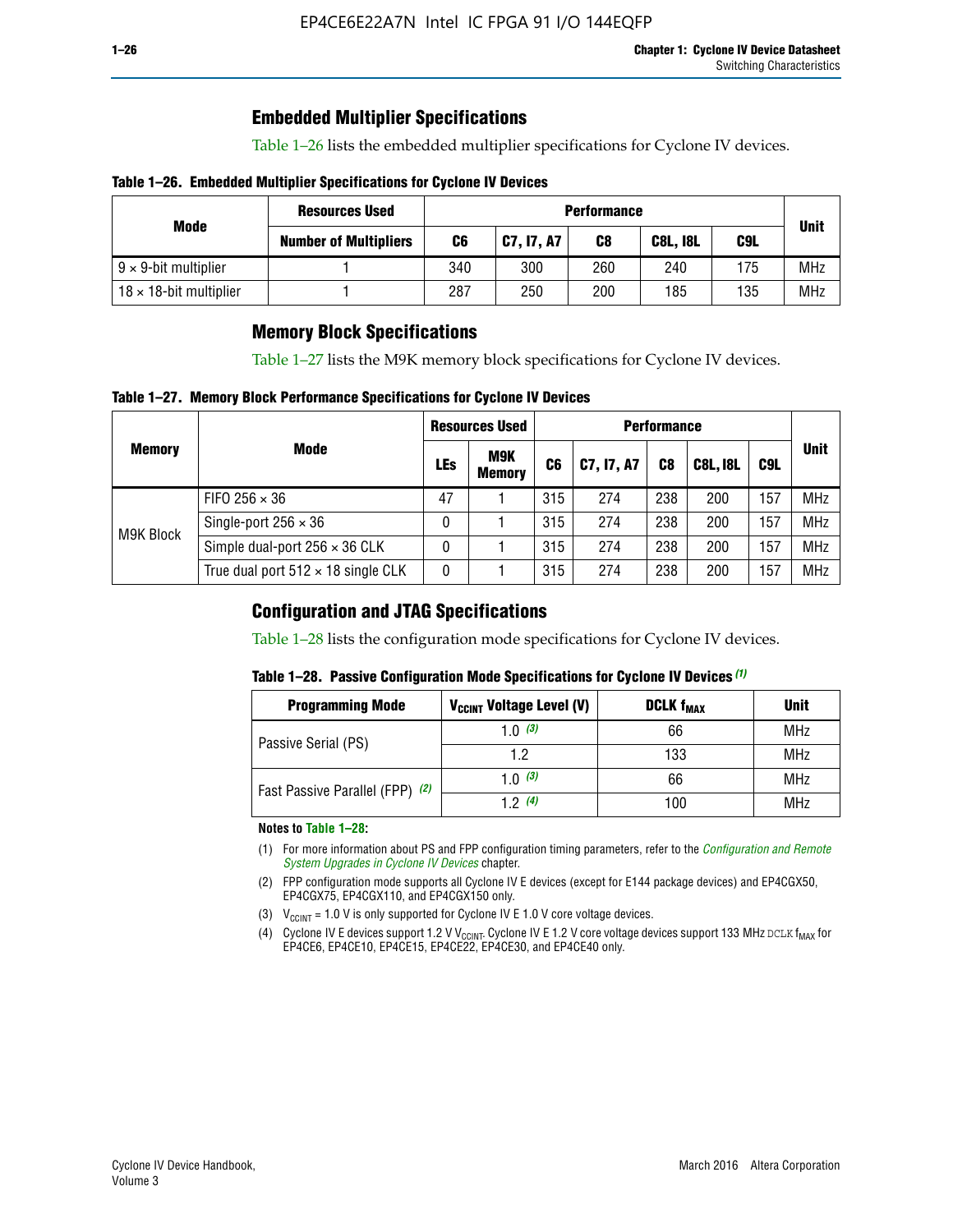## Embedded Multiplier Specifications

Table 1–26 lists the embedded multiplier specifications for Cyclone IV devices.

**Table 1–26. Embedded Multiplier Specifications for Cyclone IV Devices**

| Mode | Resources Used | Performance | | | | | Unit |
|---|---|---|---|---|---|---|---|
| | Number of Multipliers | C6 | C7, I7, A7 | C8 | C8L, I8L | C9L | |
| 9 × 9-bit multiplier | 1 | 340 | 300 | 260 | 240 | 175 | MHz |
| 18 × 18-bit multiplier | 1 | 287 | 250 | 200 | 185 | 135 | MHz |

## Memory Block Specifications

Table 1–27 lists the M9K memory block specifications for Cyclone IV devices.

**Table 1–27. Memory Block Performance Specifications for Cyclone IV Devices**

| Memory | Mode | Resources Used | | Performance | | | | | Unit |
|---|---|---|---|---|---|---|---|---|---|
| | | LEs | M9K Memory | C6 | C7, I7, A7 | C8 | C8L, I8L | C9L | |
| M9K Block | FIFO 256 × 36 | 47 | 1 | 315 | 274 | 238 | 200 | 157 | MHz |
| | Single-port 256 × 36 | 0 | 1 | 315 | 274 | 238 | 200 | 157 | MHz |
| | Simple dual-port 256 × 36 CLK | 0 | 1 | 315 | 274 | 238 | 200 | 157 | MHz |
| | True dual port 512 × 18 single CLK | 0 | 1 | 315 | 274 | 238 | 200 | 157 | MHz |

## Configuration and JTAG Specifications

Table 1–28 lists the configuration mode specifications for Cyclone IV devices.

**Table 1–28. Passive Configuration Mode Specifications for Cyclone IV Devices (1)**

| Programming Mode | $V_{CCINT}$ Voltage Level (V) | DCLK $f_{MAX}$ | Unit |
|---|---|---|---|
| Passive Serial (PS) | 1.0 (3) | 66 | MHz |
| | 1.2 | 133 | MHz |
| Fast Passive Parallel (FPP) (2) | 1.0 (3) | 66 | MHz |
| | 1.2 (4) | 100 | MHz |

**Notes to Table 1–28:**

(1) For more information about PS and FPP configuration timing parameters, refer to the *Configuration and Remote System Upgrades in Cyclone IV Devices* chapter.

(2) FPP configuration mode supports all Cyclone IV E devices (except for E144 package devices) and EP4CGX50, EP4CGX75, EP4CGX110, and EP4CGX150 only.

(3) $V_{CCINT}$ = 1.0 V is only supported for Cyclone IV E 1.0 V core voltage devices.

(4) Cyclone IV E devices support 1.2 V $V_{CCINT}$. Cyclone IV E 1.2 V core voltage devices support 133 MHz DCLK $f_{MAX}$ for EP4CE6, EP4CE10, EP4CE15, EP4CE22, EP4CE30, and EP4CE40 only.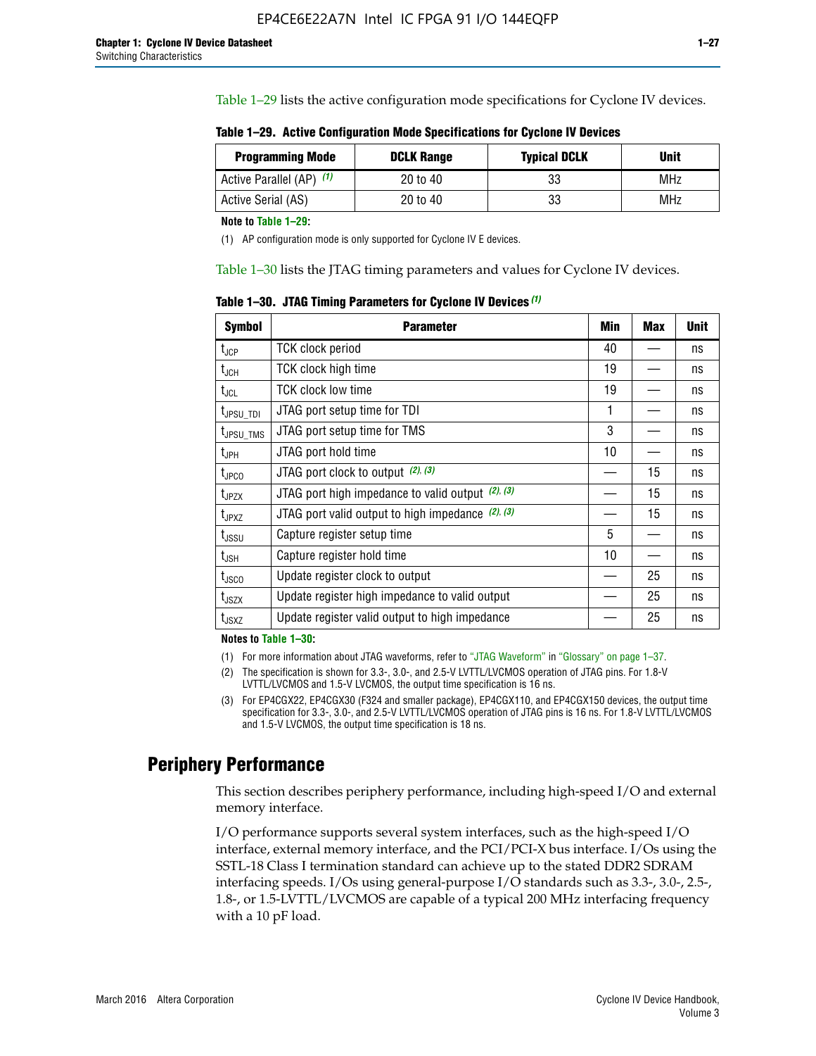Table 1–29 lists the active configuration mode specifications for Cyclone IV devices.

**Table 1–29. Active Configuration Mode Specifications for Cyclone IV Devices**

| Programming Mode | DCLK Range | Typical DCLK | Unit |
|---|---|---|---|
| Active Parallel (AP) (1) | 20 to 40 | 33 | MHz |
| Active Serial (AS) | 20 to 40 | 33 | MHz |

**Note to Table 1–29:**

(1) AP configuration mode is only supported for Cyclone IV E devices.

Table 1–30 lists the JTAG timing parameters and values for Cyclone IV devices.

**Table 1–30. JTAG Timing Parameters for Cyclone IV Devices (1)**

| Symbol | Parameter | Min | Max | Unit |
|---|---|---|---|---|
| $t_{JCP}$ | TCK clock period | 40 | — | ns |
| $t_{JCH}$ | TCK clock high time | 19 | — | ns |
| $t_{JCL}$ | TCK clock low time | 19 | — | ns |
| $t_{JPSU\_TDI}$ | JTAG port setup time for TDI | 1 | — | ns |
| $t_{JPSU\_TMS}$ | JTAG port setup time for TMS | 3 | — | ns |
| $t_{JPH}$ | JTAG port hold time | 10 | — | ns |
| $t_{JPCO}$ | JTAG port clock to output (2), (3) | — | 15 | ns |
| $t_{JPZX}$ | JTAG port high impedance to valid output (2), (3) | — | 15 | ns |
| $t_{JPXZ}$ | JTAG port valid output to high impedance (2), (3) | — | 15 | ns |
| $t_{JSSU}$ | Capture register setup time | 5 | — | ns |
| $t_{JSH}$ | Capture register hold time | 10 | — | ns |
| $t_{JSCO}$ | Update register clock to output | — | 25 | ns |
| $t_{JSZX}$ | Update register high impedance to valid output | — | 25 | ns |
| $t_{JSXZ}$ | Update register valid output to high impedance | — | 25 | ns |

**Notes to Table 1–30:**

(1) For more information about JTAG waveforms, refer to "JTAG Waveform" in "Glossary" on page 1–37.

(2) The specification is shown for 3.3-, 3.0-, and 2.5-V LVTTL/LVCMOS operation of JTAG pins. For 1.8-V LVTTL/LVCMOS and 1.5-V LVCMOS, the output time specification is 16 ns.

(3) For EP4CGX22, EP4CGX30 (F324 and smaller package), EP4CGX110, and EP4CGX150 devices, the output time specification for 3.3-, 3.0-, and 2.5-V LVTTL/LVCMOS operation of JTAG pins is 16 ns. For 1.8-V LVTTL/LVCMOS and 1.5-V LVCMOS, the output time specification is 18 ns.

## Periphery Performance

This section describes periphery performance, including high-speed I/O and external memory interface.

I/O performance supports several system interfaces, such as the high-speed I/O interface, external memory interface, and the PCI/PCI-X bus interface. I/Os using the SSTL-18 Class I termination standard can achieve up to the stated DDR2 SDRAM interfacing speeds. I/Os using general-purpose I/O standards such as 3.3-, 3.0-, 2.5-, 1.8-, or 1.5-LVTTL/LVCMOS are capable of a typical 200 MHz interfacing frequency with a 10 pF load.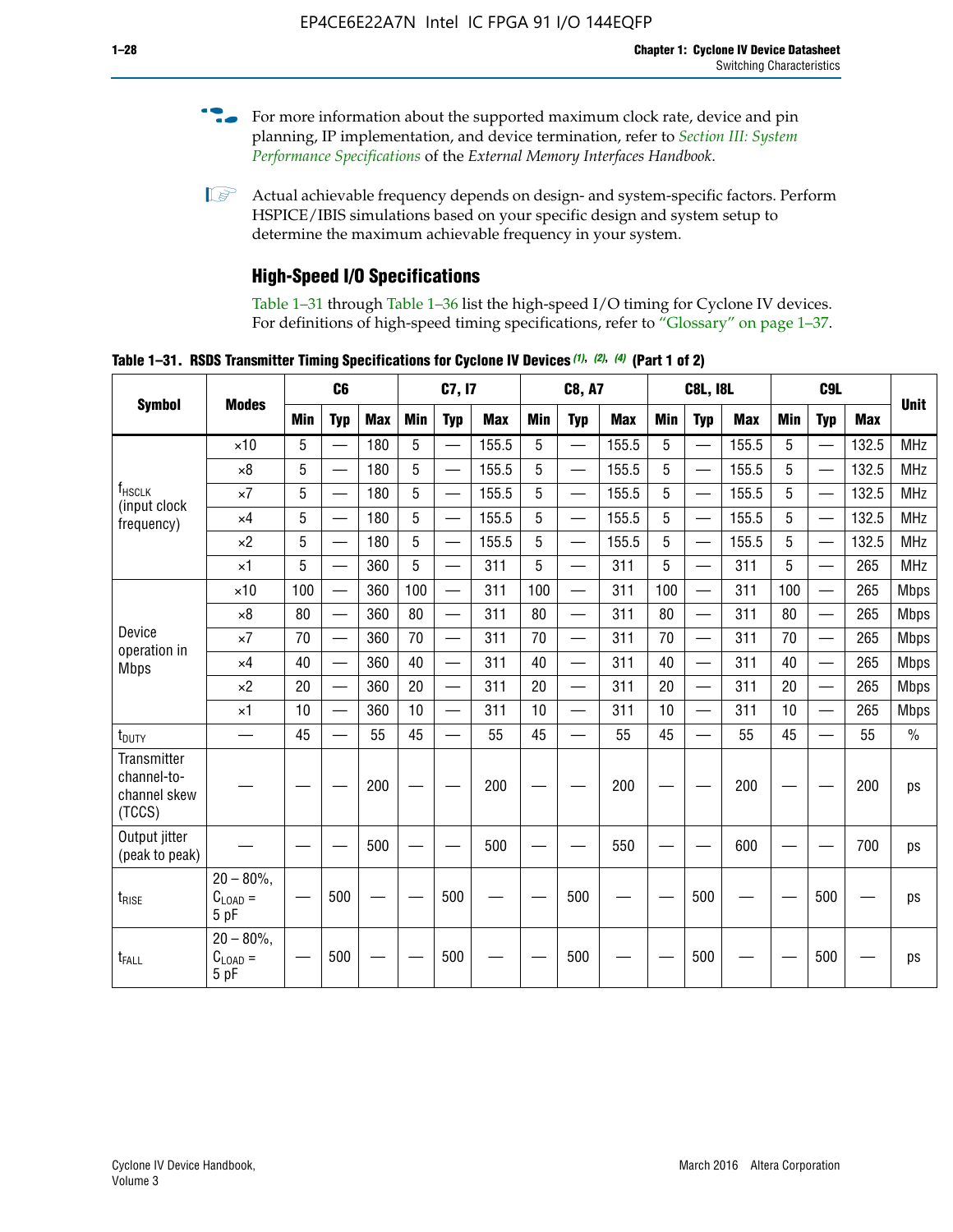For more information about the supported maximum clock rate, device and pin planning, IP implementation, and device termination, refer to *Section III: System Performance Specifications* of the *External Memory Interfaces Handbook*.

Actual achievable frequency depends on design- and system-specific factors. Perform HSPICE/IBIS simulations based on your specific design and system setup to determine the maximum achievable frequency in your system.

## High-Speed I/O Specifications

Table 1–31 through Table 1–36 list the high-speed I/O timing for Cyclone IV devices. For definitions of high-speed timing specifications, refer to "Glossary" on page 1–37.

**Table 1–31. RSDS Transmitter Timing Specifications for Cyclone IV Devices (1), (2), (4) (Part 1 of 2)**

| Symbol | Modes | C6 | | | C7, I7 | | | C8, A7 | | | C8L, I8L | | | C9L | | | Unit |
|---|---|---|---|---|---|---|---|---|---|---|---|---|---|---|---|---|---|
| | | Min | Typ | Max | Min | Typ | Max | Min | Typ | Max | Min | Typ | Max | Min | Typ | Max | |
| $f_{HSCLK}$ (input clock frequency) | ×10 | 5 | — | 180 | 5 | — | 155.5 | 5 | — | 155.5 | 5 | — | 155.5 | 5 | — | 132.5 | MHz |
| | ×8 | 5 | — | 180 | 5 | — | 155.5 | 5 | — | 155.5 | 5 | — | 155.5 | 5 | — | 132.5 | MHz |
| | ×7 | 5 | — | 180 | 5 | — | 155.5 | 5 | — | 155.5 | 5 | — | 155.5 | 5 | — | 132.5 | MHz |
| | ×4 | 5 | — | 180 | 5 | — | 155.5 | 5 | — | 155.5 | 5 | — | 155.5 | 5 | — | 132.5 | MHz |
| | ×2 | 5 | — | 180 | 5 | — | 155.5 | 5 | — | 155.5 | 5 | — | 155.5 | 5 | — | 132.5 | MHz |
| | ×1 | 5 | — | 360 | 5 | — | 311 | 5 | — | 311 | 5 | — | 311 | 5 | — | 265 | MHz |
| Device operation in Mbps | ×10 | 100 | — | 360 | 100 | — | 311 | 100 | — | 311 | 100 | — | 311 | 100 | — | 265 | Mbps |
| | ×8 | 80 | — | 360 | 80 | — | 311 | 80 | — | 311 | 80 | — | 311 | 80 | — | 265 | Mbps |
| | ×7 | 70 | — | 360 | 70 | — | 311 | 70 | — | 311 | 70 | — | 311 | 70 | — | 265 | Mbps |
| | ×4 | 40 | — | 360 | 40 | — | 311 | 40 | — | 311 | 40 | — | 311 | 40 | — | 265 | Mbps |
| | ×2 | 20 | — | 360 | 20 | — | 311 | 20 | — | 311 | 20 | — | 311 | 20 | — | 265 | Mbps |
| | ×1 | 10 | — | 360 | 10 | — | 311 | 10 | — | 311 | 10 | — | 311 | 10 | — | 265 | Mbps |
| $t_{DUTY}$ | — | 45 | — | 55 | 45 | — | 55 | 45 | — | 55 | 45 | — | 55 | 45 | — | 55 | % |
| Transmitter channel-to-channel skew (TCCS) | — | — | — | 200 | — | — | 200 | — | — | 200 | — | — | 200 | — | — | 200 | ps |
| Output jitter (peak to peak) | — | — | — | 500 | — | — | 500 | — | — | 550 | — | — | 600 | — | — | 700 | ps |
| $t_{RISE}$ | 20 – 80%, $C_{LOAD}$ = 5 pF | — | 500 | — | — | 500 | — | — | 500 | — | — | 500 | — | — | 500 | — | ps |
| $t_{FALL}$ | 20 – 80%, $C_{LOAD}$ = 5 pF | — | 500 | — | — | 500 | — | — | 500 | — | — | 500 | — | — | 500 | — | ps |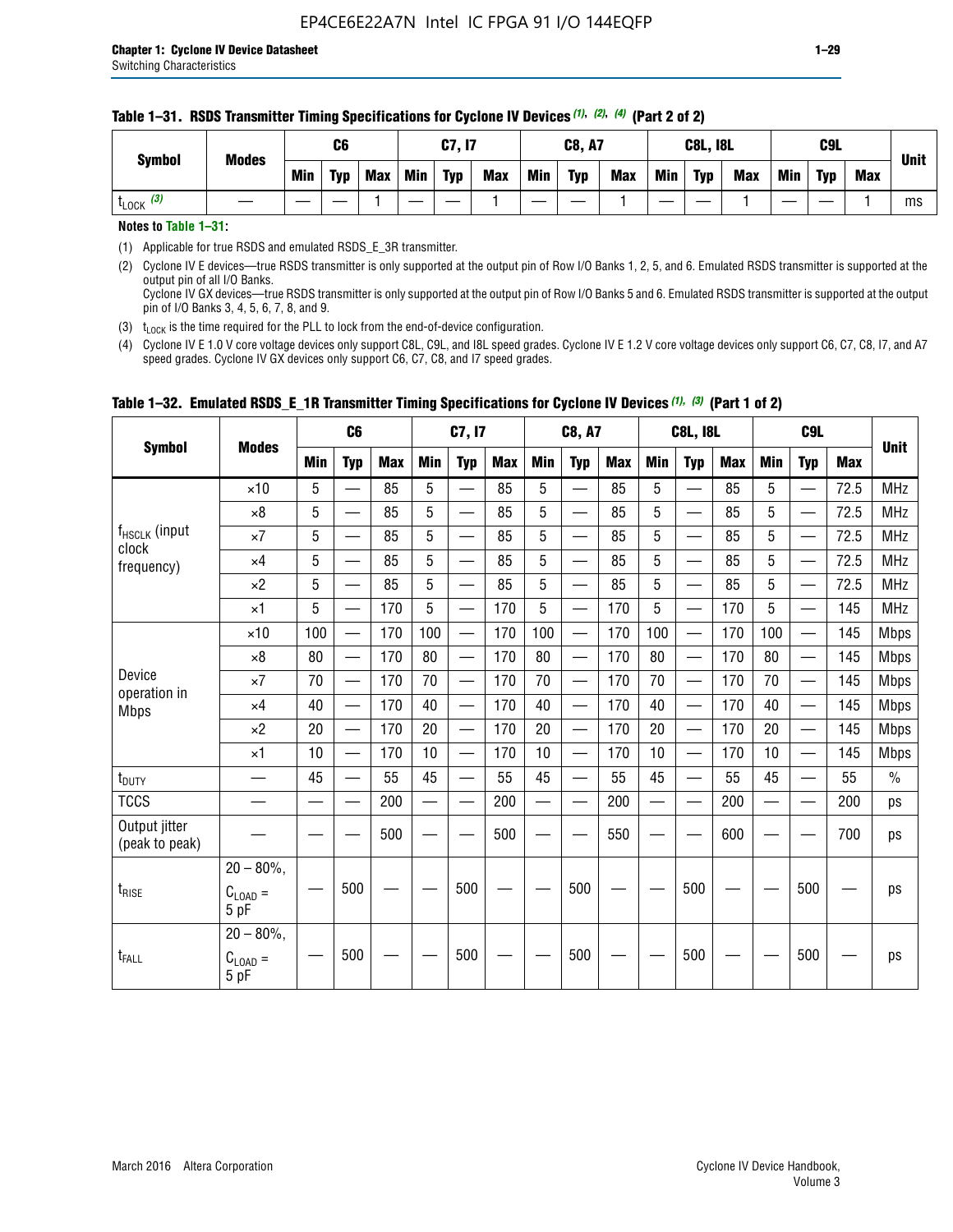**Table 1–31. RSDS Transmitter Timing Specifications for Cyclone IV Devices (1), (2), (4) (Part 2 of 2)**

| Symbol | Modes | C6 | | | C7, I7 | | | C8, A7 | | | C8L, I8L | | | C9L | | | Unit |
|---|---|---|---|---|---|---|---|---|---|---|---|---|---|---|---|---|---|
| | | Min | Typ | Max | Min | Typ | Max | Min | Typ | Max | Min | Typ | Max | Min | Typ | Max | |
| $t_{LOCK}$ (3) | — | — | — | 1 | — | — | 1 | — | — | 1 | — | — | 1 | — | — | 1 | ms |

**Notes to Table 1–31:**

(1) Applicable for true RSDS and emulated RSDS_E_3R transmitter.

(2) Cyclone IV E devices—true RSDS transmitter is only supported at the output pin of Row I/O Banks 1, 2, 5, and 6. Emulated RSDS transmitter is supported at the output pin of all I/O Banks.
Cyclone IV GX devices—true RSDS transmitter is only supported at the output pin of Row I/O Banks 5 and 6. Emulated RSDS transmitter is supported at the output pin of I/O Banks 3, 4, 5, 6, 7, 8, and 9.

(3) $t_{LOCK}$ is the time required for the PLL to lock from the end-of-device configuration.

(4) Cyclone IV E 1.0 V core voltage devices only support C8L, C9L, and I8L speed grades. Cyclone IV E 1.2 V core voltage devices only support C6, C7, C8, I7, and A7 speed grades. Cyclone IV GX devices only support C6, C7, C8, and I7 speed grades.

**Table 1–32. Emulated RSDS_E_1R Transmitter Timing Specifications for Cyclone IV Devices (1), (3) (Part 1 of 2)**

| Symbol | Modes | C6 | | | C7, I7 | | | C8, A7 | | | C8L, I8L | | | C9L | | | Unit |
|---|---|---|---|---|---|---|---|---|---|---|---|---|---|---|---|---|---|
| | | Min | Typ | Max | Min | Typ | Max | Min | Typ | Max | Min | Typ | Max | Min | Typ | Max | |
| $f_{HSCLK}$ (input clock frequency) | ×10 | 5 | — | 85 | 5 | — | 85 | 5 | — | 85 | 5 | — | 85 | 5 | — | 72.5 | MHz |
| | ×8 | 5 | — | 85 | 5 | — | 85 | 5 | — | 85 | 5 | — | 85 | 5 | — | 72.5 | MHz |
| | ×7 | 5 | — | 85 | 5 | — | 85 | 5 | — | 85 | 5 | — | 85 | 5 | — | 72.5 | MHz |
| | ×4 | 5 | — | 85 | 5 | — | 85 | 5 | — | 85 | 5 | — | 85 | 5 | — | 72.5 | MHz |
| | ×2 | 5 | — | 85 | 5 | — | 85 | 5 | — | 85 | 5 | — | 85 | 5 | — | 72.5 | MHz |
| | ×1 | 5 | — | 170 | 5 | — | 170 | 5 | — | 170 | 5 | — | 170 | 5 | — | 145 | MHz |
| Device operation in Mbps | ×10 | 100 | — | 170 | 100 | — | 170 | 100 | — | 170 | 100 | — | 170 | 100 | — | 145 | Mbps |
| | ×8 | 80 | — | 170 | 80 | — | 170 | 80 | — | 170 | 80 | — | 170 | 80 | — | 145 | Mbps |
| | ×7 | 70 | — | 170 | 70 | — | 170 | 70 | — | 170 | 70 | — | 170 | 70 | — | 145 | Mbps |
| | ×4 | 40 | — | 170 | 40 | — | 170 | 40 | — | 170 | 40 | — | 170 | 40 | — | 145 | Mbps |
| | ×2 | 20 | — | 170 | 20 | — | 170 | 20 | — | 170 | 20 | — | 170 | 20 | — | 145 | Mbps |
| | ×1 | 10 | — | 170 | 10 | — | 170 | 10 | — | 170 | 10 | — | 170 | 10 | — | 145 | Mbps |
| $t_{DUTY}$ | — | 45 | — | 55 | 45 | — | 55 | 45 | — | 55 | 45 | — | 55 | 45 | — | 55 | % |
| TCCS | — | — | — | 200 | — | — | 200 | — | — | 200 | — | — | 200 | — | — | 200 | ps |
| Output jitter (peak to peak) | — | — | — | 500 | — | — | 500 | — | — | 550 | — | — | 600 | — | — | 700 | ps |
| $t_{RISE}$ | 20 – 80%, $C_{LOAD}$ = 5 pF | — | 500 | — | — | 500 | — | — | 500 | — | — | 500 | — | — | 500 | — | ps |
| $t_{FALL}$ | 20 – 80%, $C_{LOAD}$ = 5 pF | — | 500 | — | — | 500 | — | — | 500 | — | — | 500 | — | — | 500 | — | ps |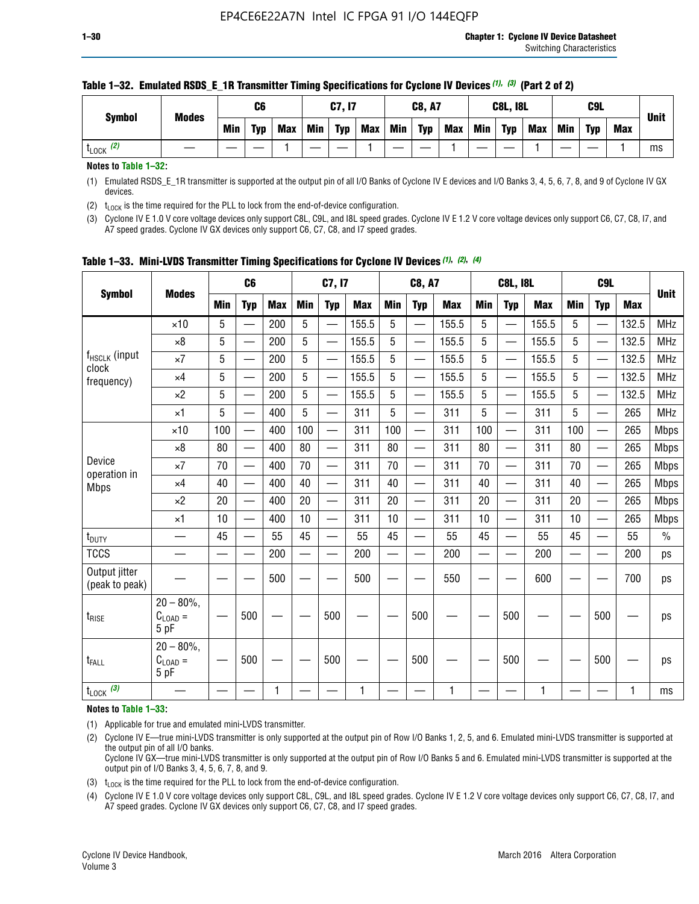**Table 1–32. Emulated RSDS_E_1R Transmitter Timing Specifications for Cyclone IV Devices (1), (3) (Part 2 of 2)**

| Symbol | Modes | C6 | | | C7, I7 | | | C8, A7 | | | C8L, I8L | | | C9L | | | Unit |
|---|---|---|---|---|---|---|---|---|---|---|---|---|---|---|---|---|---|
| | | Min | Typ | Max | Min | Typ | Max | Min | Typ | Max | Min | Typ | Max | Min | Typ | Max | |
| $t_{LOCK}$ (2) | — | — | — | 1 | — | — | 1 | — | — | 1 | — | — | 1 | — | — | 1 | ms |

**Notes to Table 1–32:**

(1) Emulated RSDS_E_1R transmitter is supported at the output pin of all I/O Banks of Cyclone IV E devices and I/O Banks 3, 4, 5, 6, 7, 8, and 9 of Cyclone IV GX devices.

(2) $t_{LOCK}$ is the time required for the PLL to lock from the end-of-device configuration.

(3) Cyclone IV E 1.0 V core voltage devices only support C8L, C9L, and I8L speed grades. Cyclone IV E 1.2 V core voltage devices only support C6, C7, C8, I7, and A7 speed grades. Cyclone IV GX devices only support C6, C7, C8, and I7 speed grades.

**Table 1–33. Mini-LVDS Transmitter Timing Specifications for Cyclone IV Devices (1), (2), (4)**

| Symbol | Modes | C6 | | | C7, I7 | | | C8, A7 | | | C8L, I8L | | | C9L | | | Unit |
|---|---|---|---|---|---|---|---|---|---|---|---|---|---|---|---|---|---|
| | | Min | Typ | Max | Min | Typ | Max | Min | Typ | Max | Min | Typ | Max | Min | Typ | Max | |
| $f_{HSCLK}$ (input clock frequency) | ×10 | 5 | — | 200 | 5 | — | 155.5 | 5 | — | 155.5 | 5 | — | 155.5 | 5 | — | 132.5 | MHz |
| | ×8 | 5 | — | 200 | 5 | — | 155.5 | 5 | — | 155.5 | 5 | — | 155.5 | 5 | — | 132.5 | MHz |
| | ×7 | 5 | — | 200 | 5 | — | 155.5 | 5 | — | 155.5 | 5 | — | 155.5 | 5 | — | 132.5 | MHz |
| | ×4 | 5 | — | 200 | 5 | — | 155.5 | 5 | — | 155.5 | 5 | — | 155.5 | 5 | — | 132.5 | MHz |
| | ×2 | 5 | — | 200 | 5 | — | 155.5 | 5 | — | 155.5 | 5 | — | 155.5 | 5 | — | 132.5 | MHz |
| | ×1 | 5 | — | 400 | 5 | — | 311 | 5 | — | 311 | 5 | — | 311 | 5 | — | 265 | MHz |
| Device operation in Mbps | ×10 | 100 | — | 400 | 100 | — | 311 | 100 | — | 311 | 100 | — | 311 | 100 | — | 265 | Mbps |
| | ×8 | 80 | — | 400 | 80 | — | 311 | 80 | — | 311 | 80 | — | 311 | 80 | — | 265 | Mbps |
| | ×7 | 70 | — | 400 | 70 | — | 311 | 70 | — | 311 | 70 | — | 311 | 70 | — | 265 | Mbps |
| | ×4 | 40 | — | 400 | 40 | — | 311 | 40 | — | 311 | 40 | — | 311 | 40 | — | 265 | Mbps |
| | ×2 | 20 | — | 400 | 20 | — | 311 | 20 | — | 311 | 20 | — | 311 | 20 | — | 265 | Mbps |
| | ×1 | 10 | — | 400 | 10 | — | 311 | 10 | — | 311 | 10 | — | 311 | 10 | — | 265 | Mbps |
| $t_{DUTY}$ | — | 45 | — | 55 | 45 | — | 55 | 45 | — | 55 | 45 | — | 55 | 45 | — | 55 | % |
| TCCS | — | — | — | 200 | — | — | 200 | — | — | 200 | — | — | 200 | — | — | 200 | ps |
| Output jitter (peak to peak) | — | — | — | 500 | — | — | 500 | — | — | 550 | — | — | 600 | — | — | 700 | ps |
| $t_{RISE}$ | 20 – 80%, $C_{LOAD}$ = 5 pF | — | 500 | — | — | 500 | — | — | 500 | — | — | 500 | — | — | 500 | — | ps |
| $t_{FALL}$ | 20 – 80%, $C_{LOAD}$ = 5 pF | — | 500 | — | — | 500 | — | — | 500 | — | — | 500 | — | — | 500 | — | ps |
| $t_{LOCK}$ (3) | — | — | — | 1 | — | — | 1 | — | — | 1 | — | — | 1 | — | — | 1 | ms |

**Notes to Table 1–33:**

(1) Applicable for true and emulated mini-LVDS transmitter.

(2) Cyclone IV E—true mini-LVDS transmitter is only supported at the output pin of Row I/O Banks 1, 2, 5, and 6. Emulated mini-LVDS transmitter is supported at the output pin of all I/O Banks.
Cyclone IV GX—true mini-LVDS transmitter is only supported at the output pin of Row I/O Banks 5 and 6. Emulated mini-LVDS transmitter is supported at the output pin of I/O Banks 3, 4, 5, 6, 7, 8, and 9.

(3) $t_{LOCK}$ is the time required for the PLL to lock from the end-of-device configuration.

(4) Cyclone IV E 1.0 V core voltage devices only support C8L, C9L, and I8L speed grades. Cyclone IV E 1.2 V core voltage devices only support C6, C7, C8, I7, and A7 speed grades. Cyclone IV GX devices only support C6, C7, C8, and I7 speed grades.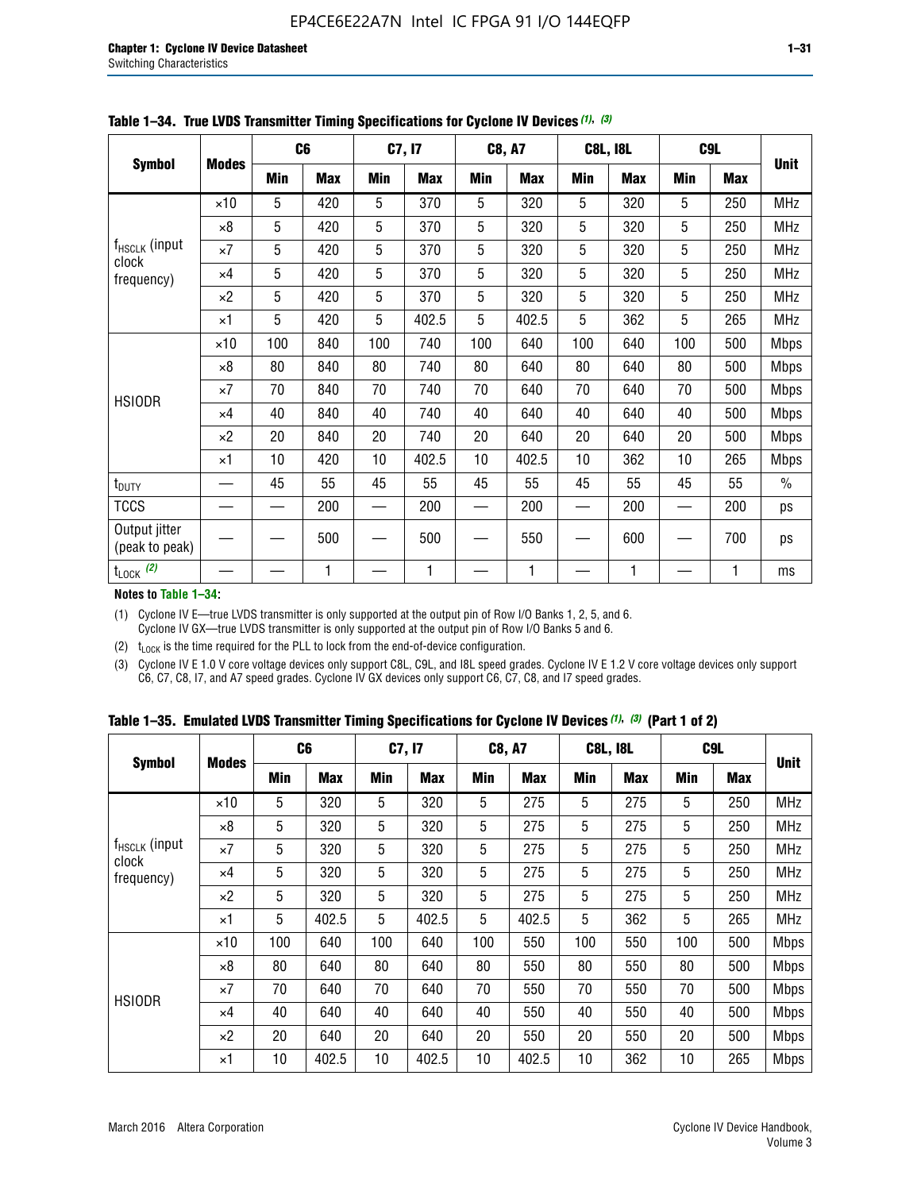**Table 1–34. True LVDS Transmitter Timing Specifications for Cyclone IV Devices (1), (3)**

| Symbol | Modes | C6 | | C7, I7 | | C8, A7 | | C8L, I8L | | C9L | | Unit |
|---|---|---|---|---|---|---|---|---|---|---|---|---|
| | | Min | Max | Min | Max | Min | Max | Min | Max | Min | Max | |
| $f_{HSCLK}$ (input clock frequency) | ×10 | 5 | 420 | 5 | 370 | 5 | 320 | 5 | 320 | 5 | 250 | MHz |
| | ×8 | 5 | 420 | 5 | 370 | 5 | 320 | 5 | 320 | 5 | 250 | MHz |
| | ×7 | 5 | 420 | 5 | 370 | 5 | 320 | 5 | 320 | 5 | 250 | MHz |
| | ×4 | 5 | 420 | 5 | 370 | 5 | 320 | 5 | 320 | 5 | 250 | MHz |
| | ×2 | 5 | 420 | 5 | 370 | 5 | 320 | 5 | 320 | 5 | 250 | MHz |
| | ×1 | 5 | 420 | 5 | 402.5 | 5 | 402.5 | 5 | 362 | 5 | 265 | MHz |
| HSIODR | ×10 | 100 | 840 | 100 | 740 | 100 | 640 | 100 | 640 | 100 | 500 | Mbps |
| | ×8 | 80 | 840 | 80 | 740 | 80 | 640 | 80 | 640 | 80 | 500 | Mbps |
| | ×7 | 70 | 840 | 70 | 740 | 70 | 640 | 70 | 640 | 70 | 500 | Mbps |
| | ×4 | 40 | 840 | 40 | 740 | 40 | 640 | 40 | 640 | 40 | 500 | Mbps |
| | ×2 | 20 | 840 | 20 | 740 | 20 | 640 | 20 | 640 | 20 | 500 | Mbps |
| | ×1 | 10 | 420 | 10 | 402.5 | 10 | 402.5 | 10 | 362 | 10 | 265 | Mbps |
| $t_{DUTY}$ | — | 45 | 55 | 45 | 55 | 45 | 55 | 45 | 55 | 45 | 55 | % |
| TCCS | — | — | 200 | — | 200 | — | 200 | — | 200 | — | 200 | ps |
| Output jitter (peak to peak) | — | — | 500 | — | 500 | — | 550 | — | 600 | — | 700 | ps |
| $t_{LOCK}$ (2) | — | — | 1 | — | 1 | — | 1 | — | 1 | — | 1 | ms |

**Notes to Table 1–34:**

(1) Cyclone IV E—true LVDS transmitter is only supported at the output pin of Row I/O Banks 1, 2, 5, and 6. Cyclone IV GX—true LVDS transmitter is only supported at the output pin of Row I/O Banks 5 and 6.

(2) $t_{LOCK}$ is the time required for the PLL to lock from the end-of-device configuration.

(3) Cyclone IV E 1.0 V core voltage devices only support C8L, C9L, and I8L speed grades. Cyclone IV E 1.2 V core voltage devices only support C6, C7, C8, I7, and A7 speed grades. Cyclone IV GX devices only support C6, C7, C8, and I7 speed grades.

**Table 1–35. Emulated LVDS Transmitter Timing Specifications for Cyclone IV Devices (1), (3) (Part 1 of 2)**

| Symbol | Modes | C6 | | C7, I7 | | C8, A7 | | C8L, I8L | | C9L | | Unit |
|---|---|---|---|---|---|---|---|---|---|---|---|---|
| | | Min | Max | Min | Max | Min | Max | Min | Max | Min | Max | |
| $f_{HSCLK}$ (input clock frequency) | ×10 | 5 | 320 | 5 | 320 | 5 | 275 | 5 | 275 | 5 | 250 | MHz |
| | ×8 | 5 | 320 | 5 | 320 | 5 | 275 | 5 | 275 | 5 | 250 | MHz |
| | ×7 | 5 | 320 | 5 | 320 | 5 | 275 | 5 | 275 | 5 | 250 | MHz |
| | ×4 | 5 | 320 | 5 | 320 | 5 | 275 | 5 | 275 | 5 | 250 | MHz |
| | ×2 | 5 | 320 | 5 | 320 | 5 | 275 | 5 | 275 | 5 | 250 | MHz |
| | ×1 | 5 | 402.5 | 5 | 402.5 | 5 | 402.5 | 5 | 362 | 5 | 265 | MHz |
| HSIODR | ×10 | 100 | 640 | 100 | 640 | 100 | 550 | 100 | 550 | 100 | 500 | Mbps |
| | ×8 | 80 | 640 | 80 | 640 | 80 | 550 | 80 | 550 | 80 | 500 | Mbps |
| | ×7 | 70 | 640 | 70 | 640 | 70 | 550 | 70 | 550 | 70 | 500 | Mbps |
| | ×4 | 40 | 640 | 40 | 640 | 40 | 550 | 40 | 550 | 40 | 500 | Mbps |
| | ×2 | 20 | 640 | 20 | 640 | 20 | 550 | 20 | 550 | 20 | 500 | Mbps |
| | ×1 | 10 | 402.5 | 10 | 402.5 | 10 | 402.5 | 10 | 362 | 10 | 265 | Mbps |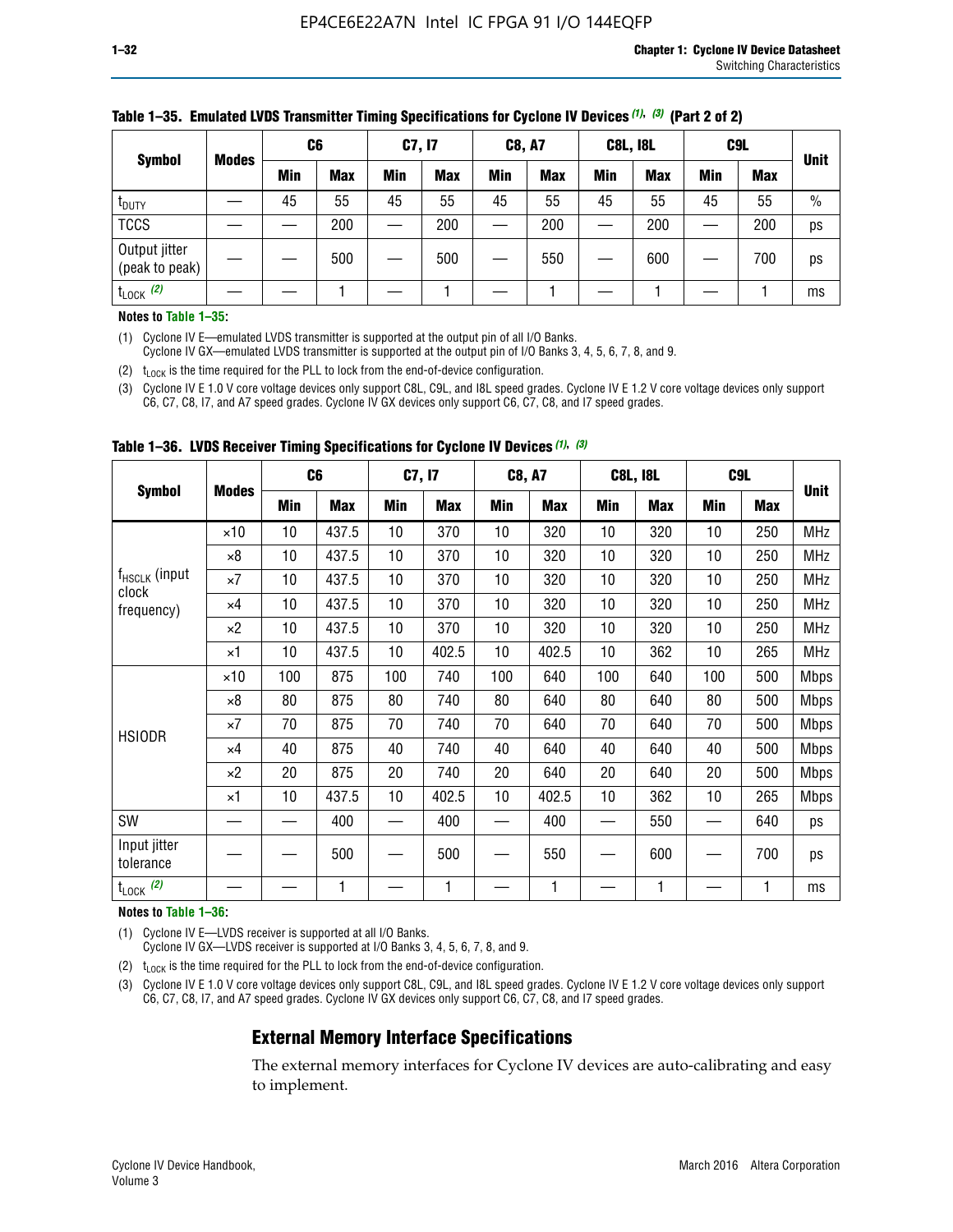**Table 1–35. Emulated LVDS Transmitter Timing Specifications for Cyclone IV Devices (1), (3) (Part 2 of 2)**

| Symbol | Modes | C6 | | C7, I7 | | C8, A7 | | C8L, I8L | | C9L | | Unit |
|---|---|---|---|---|---|---|---|---|---|---|---|---|
| | | Min | Max | Min | Max | Min | Max | Min | Max | Min | Max | |
| $t_{DUTY}$ | — | 45 | 55 | 45 | 55 | 45 | 55 | 45 | 55 | 45 | 55 | % |
| TCCS | — | — | 200 | — | 200 | — | 200 | — | 200 | — | 200 | ps |
| Output jitter (peak to peak) | — | — | 500 | — | 500 | — | 550 | — | 600 | — | 700 | ps |
| $t_{LOCK}$ (2) | — | — | 1 | — | 1 | — | 1 | — | 1 | — | 1 | ms |

**Notes to Table 1–35:**

(1) Cyclone IV E—emulated LVDS transmitter is supported at the output pin of all I/O Banks.
Cyclone IV GX—emulated LVDS transmitter is supported at the output pin of I/O Banks 3, 4, 5, 6, 7, 8, and 9.

(2) $t_{LOCK}$ is the time required for the PLL to lock from the end-of-device configuration.

(3) Cyclone IV E 1.0 V core voltage devices only support C8L, C9L, and I8L speed grades. Cyclone IV E 1.2 V core voltage devices only support C6, C7, C8, I7, and A7 speed grades. Cyclone IV GX devices only support C6, C7, C8, and I7 speed grades.

**Table 1–36. LVDS Receiver Timing Specifications for Cyclone IV Devices (1), (3)**

| Symbol | Modes | C6 | | C7, I7 | | C8, A7 | | C8L, I8L | | C9L | | Unit |
|---|---|---|---|---|---|---|---|---|---|---|---|---|
| | | Min | Max | Min | Max | Min | Max | Min | Max | Min | Max | |
| $f_{HSCLK}$ (input clock frequency) | ×10 | 10 | 437.5 | 10 | 370 | 10 | 320 | 10 | 320 | 10 | 250 | MHz |
| | ×8 | 10 | 437.5 | 10 | 370 | 10 | 320 | 10 | 320 | 10 | 250 | MHz |
| | ×7 | 10 | 437.5 | 10 | 370 | 10 | 320 | 10 | 320 | 10 | 250 | MHz |
| | ×4 | 10 | 437.5 | 10 | 370 | 10 | 320 | 10 | 320 | 10 | 250 | MHz |
| | ×2 | 10 | 437.5 | 10 | 370 | 10 | 320 | 10 | 320 | 10 | 250 | MHz |
| | ×1 | 10 | 437.5 | 10 | 402.5 | 10 | 402.5 | 10 | 362 | 10 | 265 | MHz |
| HSIODR | ×10 | 100 | 875 | 100 | 740 | 100 | 640 | 100 | 640 | 100 | 500 | Mbps |
| | ×8 | 80 | 875 | 80 | 740 | 80 | 640 | 80 | 640 | 80 | 500 | Mbps |
| | ×7 | 70 | 875 | 70 | 740 | 70 | 640 | 70 | 640 | 70 | 500 | Mbps |
| | ×4 | 40 | 875 | 40 | 740 | 40 | 640 | 40 | 640 | 40 | 500 | Mbps |
| | ×2 | 20 | 875 | 20 | 740 | 20 | 640 | 20 | 640 | 20 | 500 | Mbps |
| | ×1 | 10 | 437.5 | 10 | 402.5 | 10 | 402.5 | 10 | 362 | 10 | 265 | Mbps |
| SW | — | — | 400 | — | 400 | — | 400 | — | 550 | — | 640 | ps |
| Input jitter tolerance | — | — | 500 | — | 500 | — | 550 | — | 600 | — | 700 | ps |
| $t_{LOCK}$ (2) | — | — | 1 | — | 1 | — | 1 | — | 1 | — | 1 | ms |

**Notes to Table 1–36:**

(1) Cyclone IV E—LVDS receiver is supported at all I/O Banks.
Cyclone IV GX—LVDS receiver is supported at I/O Banks 3, 4, 5, 6, 7, 8, and 9.

(2) $t_{LOCK}$ is the time required for the PLL to lock from the end-of-device configuration.

(3) Cyclone IV E 1.0 V core voltage devices only support C8L, C9L, and I8L speed grades. Cyclone IV E 1.2 V core voltage devices only support C6, C7, C8, I7, and A7 speed grades. Cyclone IV GX devices only support C6, C7, C8, and I7 speed grades.

## External Memory Interface Specifications

The external memory interfaces for Cyclone IV devices are auto-calibrating and easy to implement.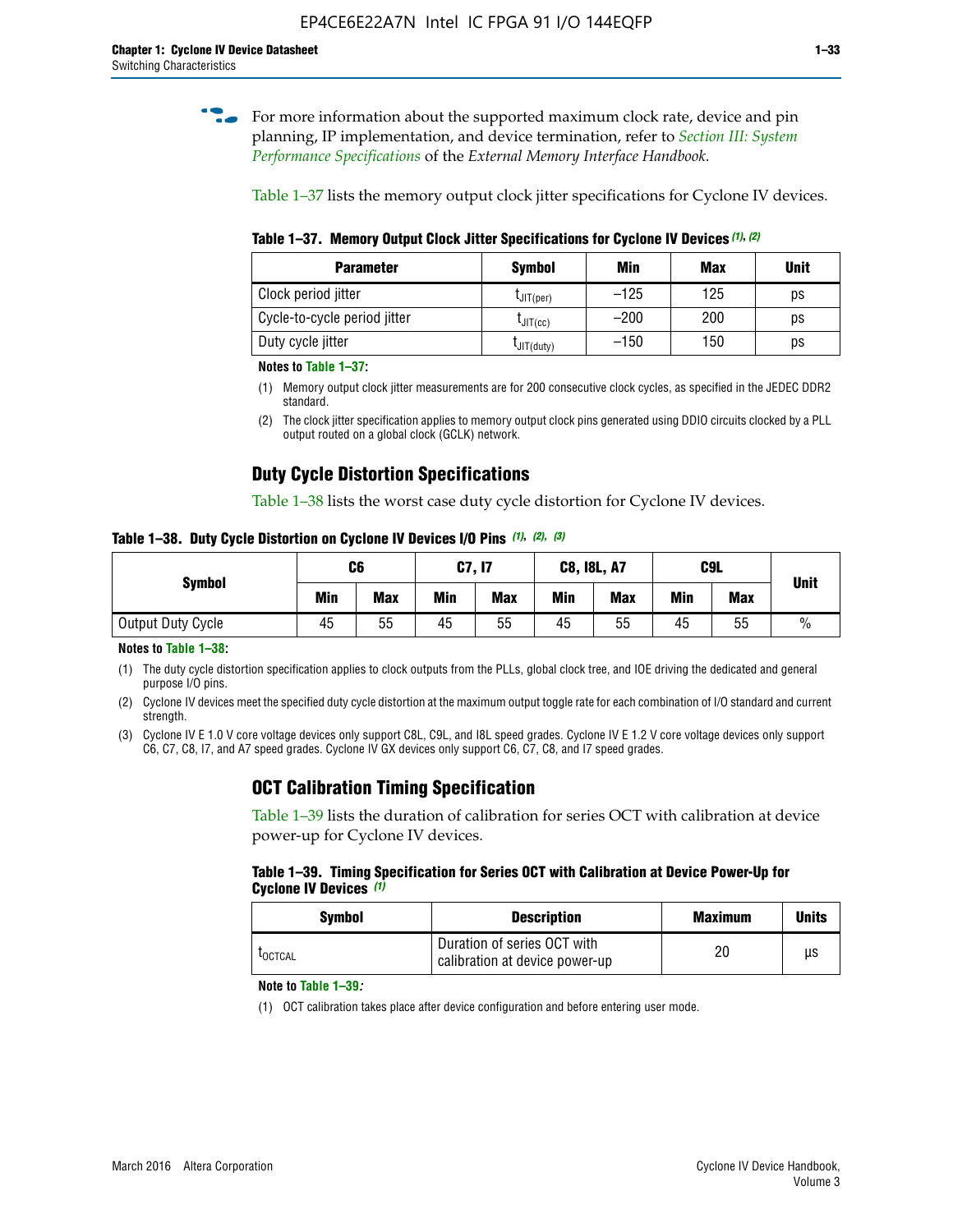For more information about the supported maximum clock rate, device and pin planning, IP implementation, and device termination, refer to *Section III: System Performance Specifications* of the *External Memory Interface Handbook*.

Table 1–37 lists the memory output clock jitter specifications for Cyclone IV devices.

**Table 1–37. Memory Output Clock Jitter Specifications for Cyclone IV Devices (1), (2)**

| Parameter | Symbol | Min | Max | Unit |
|---|---|---|---|---|
| Clock period jitter | $t_{JIT(per)}$ | –125 | 125 | ps |
| Cycle-to-cycle period jitter | $t_{JIT(cc)}$ | –200 | 200 | ps |
| Duty cycle jitter | $t_{JIT(duty)}$ | –150 | 150 | ps |

**Notes to Table 1–37:**

(1) Memory output clock jitter measurements are for 200 consecutive clock cycles, as specified in the JEDEC DDR2 standard.

(2) The clock jitter specification applies to memory output clock pins generated using DDIO circuits clocked by a PLL output routed on a global clock (GCLK) network.

## Duty Cycle Distortion Specifications

Table 1–38 lists the worst case duty cycle distortion for Cyclone IV devices.

**Table 1–38. Duty Cycle Distortion on Cyclone IV Devices I/O Pins (1), (2), (3)**

| Symbol | C6 | | C7, I7 | | C8, I8L, A7 | | C9L | | Unit |
|---|---|---|---|---|---|---|---|---|---|
| | Min | Max | Min | Max | Min | Max | Min | Max | |
| Output Duty Cycle | 45 | 55 | 45 | 55 | 45 | 55 | 45 | 55 | % |

**Notes to Table 1–38:**

(1) The duty cycle distortion specification applies to clock outputs from the PLLs, global clock tree, and IOE driving the dedicated and general purpose I/O pins.

(2) Cyclone IV devices meet the specified duty cycle distortion at the maximum output toggle rate for each combination of I/O standard and current strength.

(3) Cyclone IV E 1.0 V core voltage devices only support C8L, C9L, and I8L speed grades. Cyclone IV E 1.2 V core voltage devices only support C6, C7, C8, I7, and A7 speed grades. Cyclone IV GX devices only support C6, C7, C8, and I7 speed grades.

## OCT Calibration Timing Specification

Table 1–39 lists the duration of calibration for series OCT with calibration at device power-up for Cyclone IV devices.

**Table 1–39. Timing Specification for Series OCT with Calibration at Device Power-Up for Cyclone IV Devices (1)**

| Symbol | Description | Maximum | Units |
|---|---|---|---|
| $t_{OCTCAL}$ | Duration of series OCT with calibration at device power-up | 20 | µs |

**Note to Table 1–39:**

(1) OCT calibration takes place after device configuration and before entering user mode.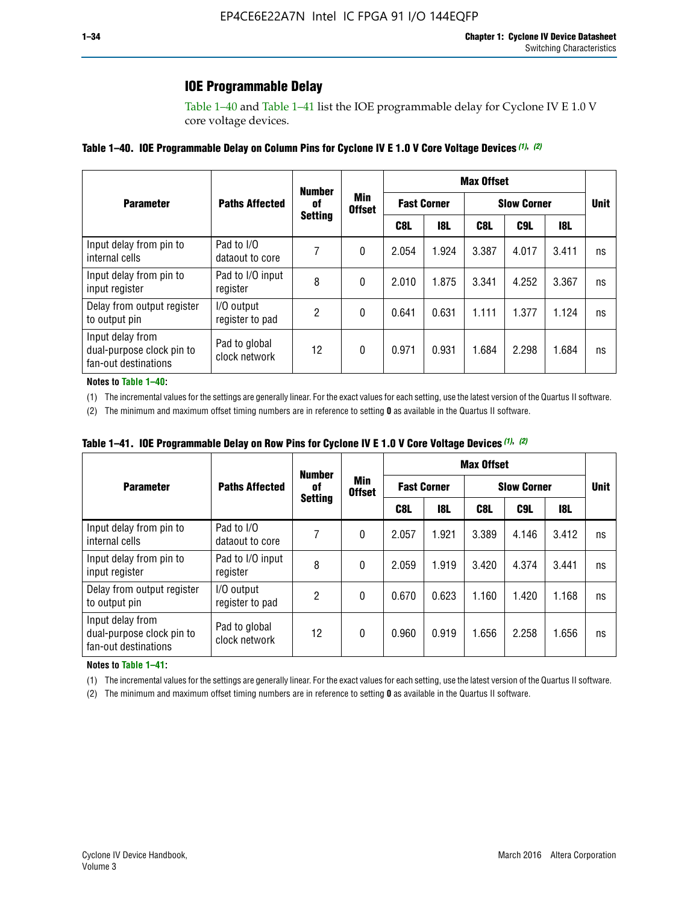## IOE Programmable Delay

Table 1–40 and Table 1–41 list the IOE programmable delay for Cyclone IV E 1.0 V core voltage devices.

**Table 1–40. IOE Programmable Delay on Column Pins for Cyclone IV E 1.0 V Core Voltage Devices (1), (2)**

| Parameter | Paths Affected | Number of Setting | Min Offset | Max Offset | | | | | Unit |
|---|---|---|---|---|---|---|---|---|---|
| | | | | Fast Corner | | Slow Corner | | | |
| | | | | C8L | I8L | C8L | C9L | I8L | |
| Input delay from pin to internal cells | Pad to I/O dataout to core | 7 | 0 | 2.054 | 1.924 | 3.387 | 4.017 | 3.411 | ns |
| Input delay from pin to input register | Pad to I/O input register | 8 | 0 | 2.010 | 1.875 | 3.341 | 4.252 | 3.367 | ns |
| Delay from output register to output pin | I/O output register to pad | 2 | 0 | 0.641 | 0.631 | 1.111 | 1.377 | 1.124 | ns |
| Input delay from dual-purpose clock pin to fan-out destinations | Pad to global clock network | 12 | 0 | 0.971 | 0.931 | 1.684 | 2.298 | 1.684 | ns |

**Notes to Table 1–40:**

(1) The incremental values for the settings are generally linear. For the exact values for each setting, use the latest version of the Quartus II software.

(2) The minimum and maximum offset timing numbers are in reference to setting **0** as available in the Quartus II software.

**Table 1–41. IOE Programmable Delay on Row Pins for Cyclone IV E 1.0 V Core Voltage Devices (1), (2)**

| Parameter | Paths Affected | Number of Setting | Min Offset | Max Offset | | | | | Unit |
|---|---|---|---|---|---|---|---|---|---|
| | | | | Fast Corner | | Slow Corner | | | |
| | | | | C8L | I8L | C8L | C9L | I8L | |
| Input delay from pin to internal cells | Pad to I/O dataout to core | 7 | 0 | 2.057 | 1.921 | 3.389 | 4.146 | 3.412 | ns |
| Input delay from pin to input register | Pad to I/O input register | 8 | 0 | 2.059 | 1.919 | 3.420 | 4.374 | 3.441 | ns |
| Delay from output register to output pin | I/O output register to pad | 2 | 0 | 0.670 | 0.623 | 1.160 | 1.420 | 1.168 | ns |
| Input delay from dual-purpose clock pin to fan-out destinations | Pad to global clock network | 12 | 0 | 0.960 | 0.919 | 1.656 | 2.258 | 1.656 | ns |

**Notes to Table 1–41:**

(1) The incremental values for the settings are generally linear. For the exact values for each setting, use the latest version of the Quartus II software.

(2) The minimum and maximum offset timing numbers are in reference to setting **0** as available in the Quartus II software.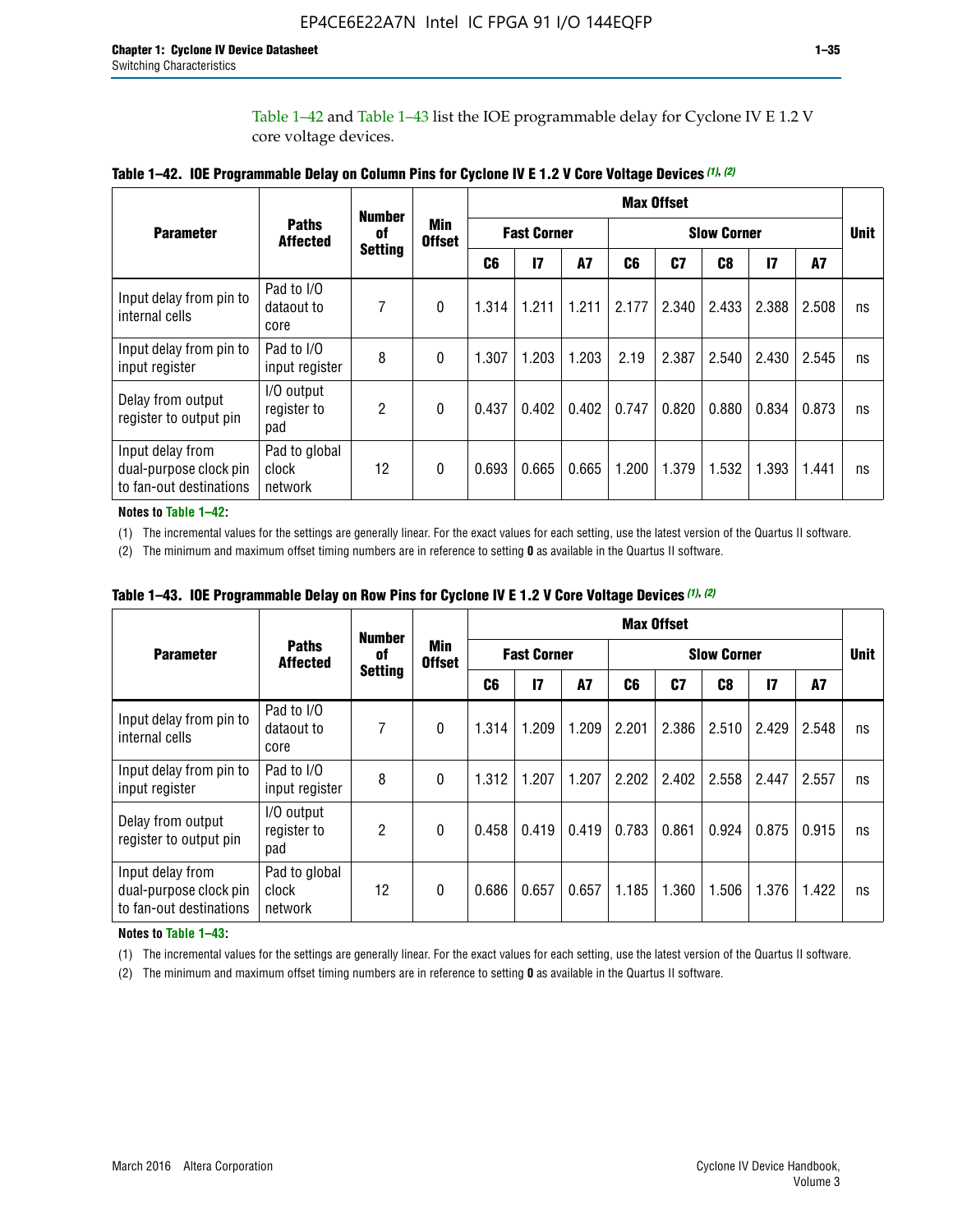Table 1–42 and Table 1–43 list the IOE programmable delay for Cyclone IV E 1.2 V core voltage devices.

**Table 1–42. IOE Programmable Delay on Column Pins for Cyclone IV E 1.2 V Core Voltage Devices (1), (2)**

| Parameter | Paths Affected | Number of Setting | Min Offset | Max Offset | | | | | | | | | Unit |
|---|---|---|---|---|---|---|---|---|---|---|---|---|---|
| | | | | Fast Corner | | | Slow Corner | | | | | | |
| | | | | C6 | I7 | A7 | C6 | C7 | C8 | I7 | A7 | | |
| Input delay from pin to internal cells | Pad to I/O dataout to core | 7 | 0 | 1.314 | 1.211 | 1.211 | 2.177 | 2.340 | 2.433 | 2.388 | 2.508 | | ns |
| Input delay from pin to input register | Pad to I/O input register | 8 | 0 | 1.307 | 1.203 | 1.203 | 2.19 | 2.387 | 2.540 | 2.430 | 2.545 | | ns |
| Delay from output register to output pin | I/O output register to pad | 2 | 0 | 0.437 | 0.402 | 0.402 | 0.747 | 0.820 | 0.880 | 0.834 | 0.873 | | ns |
| Input delay from dual-purpose clock pin to fan-out destinations | Pad to global clock network | 12 | 0 | 0.693 | 0.665 | 0.665 | 1.200 | 1.379 | 1.532 | 1.393 | 1.441 | | ns |

**Notes to Table 1–42:**

(1) The incremental values for the settings are generally linear. For the exact values for each setting, use the latest version of the Quartus II software.

(2) The minimum and maximum offset timing numbers are in reference to setting **0** as available in the Quartus II software.

**Table 1–43. IOE Programmable Delay on Row Pins for Cyclone IV E 1.2 V Core Voltage Devices (1), (2)**

| Parameter | Paths Affected | Number of Setting | Min Offset | Max Offset | | | | | | | | | Unit |
|---|---|---|---|---|---|---|---|---|---|---|---|---|---|
| | | | | Fast Corner | | | Slow Corner | | | | | | |
| | | | | C6 | I7 | A7 | C6 | C7 | C8 | I7 | A7 | | |
| Input delay from pin to internal cells | Pad to I/O dataout to core | 7 | 0 | 1.314 | 1.209 | 1.209 | 2.201 | 2.386 | 2.510 | 2.429 | 2.548 | | ns |
| Input delay from pin to input register | Pad to I/O input register | 8 | 0 | 1.312 | 1.207 | 1.207 | 2.202 | 2.402 | 2.558 | 2.447 | 2.557 | | ns |
| Delay from output register to output pin | I/O output register to pad | 2 | 0 | 0.458 | 0.419 | 0.419 | 0.783 | 0.861 | 0.924 | 0.875 | 0.915 | | ns |
| Input delay from dual-purpose clock pin to fan-out destinations | Pad to global clock network | 12 | 0 | 0.686 | 0.657 | 0.657 | 1.185 | 1.360 | 1.506 | 1.376 | 1.422 | | ns |

**Notes to Table 1–43:**

(1) The incremental values for the settings are generally linear. For the exact values for each setting, use the latest version of the Quartus II software.

(2) The minimum and maximum offset timing numbers are in reference to setting **0** as available in the Quartus II software.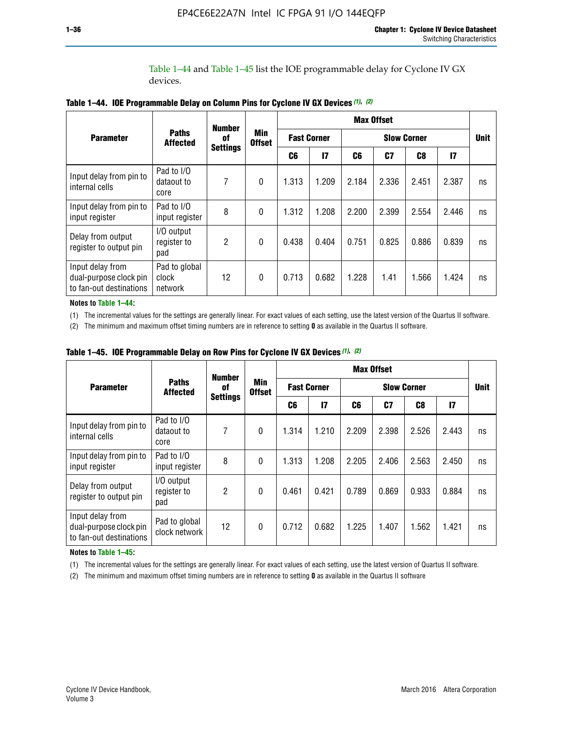Table 1–44 and Table 1–45 list the IOE programmable delay for Cyclone IV GX devices.

**Table 1–44. IOE Programmable Delay on Column Pins for Cyclone IV GX Devices (1), (2)**

| Parameter | Paths Affected | Number of Settings | Min Offset | Max Offset | | | | | | Unit |
|---|---|---|---|---|---|---|---|---|---|---|
| | | | | Fast Corner | | Slow Corner | | | | |
| | | | | C6 | I7 | C6 | C7 | C8 | I7 | |
| Input delay from pin to internal cells | Pad to I/O dataout to core | 7 | 0 | 1.313 | 1.209 | 2.184 | 2.336 | 2.451 | 2.387 | ns |
| Input delay from pin to input register | Pad to I/O input register | 8 | 0 | 1.312 | 1.208 | 2.200 | 2.399 | 2.554 | 2.446 | ns |
| Delay from output register to output pin | I/O output register to pad | 2 | 0 | 0.438 | 0.404 | 0.751 | 0.825 | 0.886 | 0.839 | ns |
| Input delay from dual-purpose clock pin to fan-out destinations | Pad to global clock network | 12 | 0 | 0.713 | 0.682 | 1.228 | 1.41 | 1.566 | 1.424 | ns |

**Notes to Table 1–44:**

(1) The incremental values for the settings are generally linear. For exact values of each setting, use the latest version of the Quartus II software.

(2) The minimum and maximum offset timing numbers are in reference to setting **0** as available in the Quartus II software.

**Table 1–45. IOE Programmable Delay on Row Pins for Cyclone IV GX Devices (1), (2)**

| Parameter | Paths Affected | Number of Settings | Min Offset | Max Offset | | | | | | Unit |
|---|---|---|---|---|---|---|---|---|---|---|
| | | | | Fast Corner | | Slow Corner | | | | |
| | | | | C6 | I7 | C6 | C7 | C8 | I7 | |
| Input delay from pin to internal cells | Pad to I/O dataout to core | 7 | 0 | 1.314 | 1.210 | 2.209 | 2.398 | 2.526 | 2.443 | ns |
| Input delay from pin to input register | Pad to I/O input register | 8 | 0 | 1.313 | 1.208 | 2.205 | 2.406 | 2.563 | 2.450 | ns |
| Delay from output register to output pin | I/O output register to pad | 2 | 0 | 0.461 | 0.421 | 0.789 | 0.869 | 0.933 | 0.884 | ns |
| Input delay from dual-purpose clock pin to fan-out destinations | Pad to global clock network | 12 | 0 | 0.712 | 0.682 | 1.225 | 1.407 | 1.562 | 1.421 | ns |

**Notes to Table 1–45:**

(1) The incremental values for the settings are generally linear. For exact values of each setting, use the latest version of Quartus II software.

(2) The minimum and maximum offset timing numbers are in reference to setting **0** as available in the Quartus II software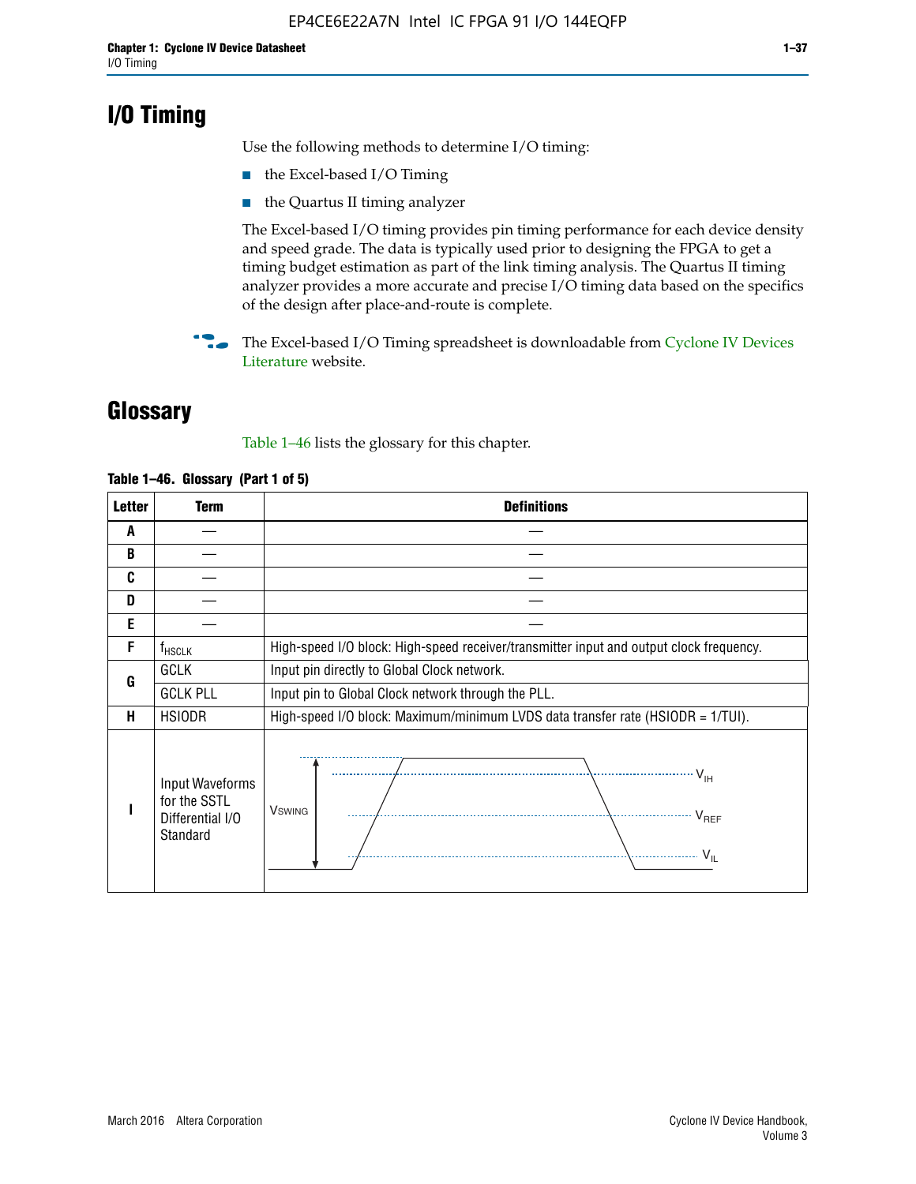# I/O Timing

Use the following methods to determine I/O timing:

- the Excel-based I/O Timing
- the Quartus II timing analyzer

The Excel-based I/O timing provides pin timing performance for each device density and speed grade. The data is typically used prior to designing the FPGA to get a timing budget estimation as part of the link timing analysis. The Quartus II timing analyzer provides a more accurate and precise I/O timing data based on the specifics of the design after place-and-route is complete.

The Excel-based I/O Timing spreadsheet is downloadable from Cyclone IV Devices Literature website.

# Glossary

Table 1–46 lists the glossary for this chapter.

**Table 1–46. Glossary (Part 1 of 5)**

| Letter | Term | Definitions |
|---|---|---|
| A | — | — |
| B | — | — |
| C | — | — |
| D | — | — |
| E | — | — |
| F | $f_{HSCLK}$ | High-speed I/O block: High-speed receiver/transmitter input and output clock frequency. |
| G | GCLK | Input pin directly to Global Clock network. |
| | GCLK PLL | Input pin to Global Clock network through the PLL. |
| H | HSIODR | High-speed I/O block: Maximum/minimum LVDS data transfer rate (HSIODR = 1/TUI). |
| I | Input Waveforms for the SSTL Differential I/O Standard | $V_{SWING}$, $V_{IH}$, $V_{REF}$, $V_{IL}$ |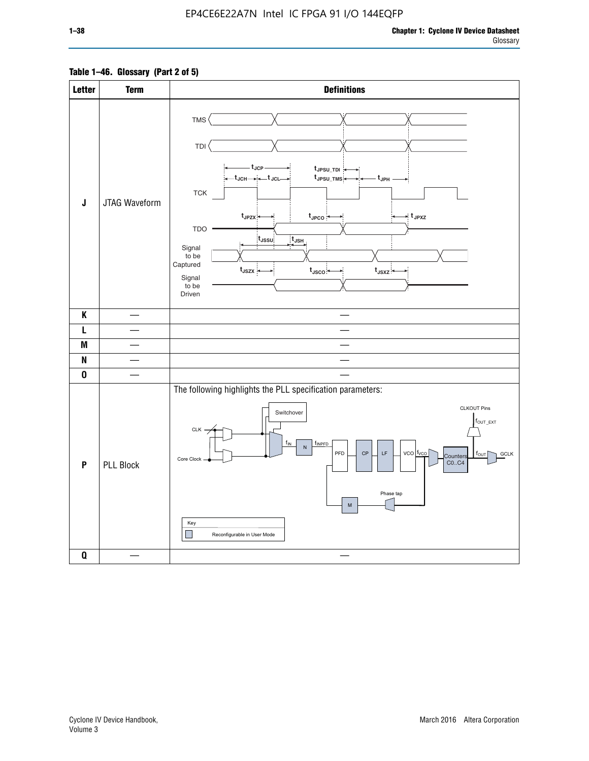Table 1–46. Glossary (Part 2 of 5)

| Letter | Term | Definitions |
|---|---|---|
| J | JTAG Waveform | TMS, TDI, TCK, TDO, Signal to be Captured, Signal to be Driven; $t_{JCP}$, $t_{JCH}$, $t_{JCL}$, $t_{JPSU\_TDI}$, $t_{JPSU\_TMS}$, $t_{JPH}$, $t_{JPZX}$, $t_{JPCO}$, $t_{JPXZ}$, $t_{JSSU}$, $t_{JSH}$, $t_{JSZX}$, $t_{JSCO}$, $t_{JSXZ}$ |
| K | — | — |
| L | — | — |
| M | — | — |
| N | — | — |
| O | — | — |
| P | PLL Block | The following highlights the PLL specification parameters: CLK, Core Clock, Switchover, $f_{IN}$, N, $f_{INPFD}$, PFD, CP, LF, VCO, $f_{VCO}$, Counters C0..C4, $f_{OUT}$, GCLK, CLKOUT Pins, $f_{OUT\_EXT}$, Phase tap, M. Key: Reconfigurable in User Mode |
| Q | — | — |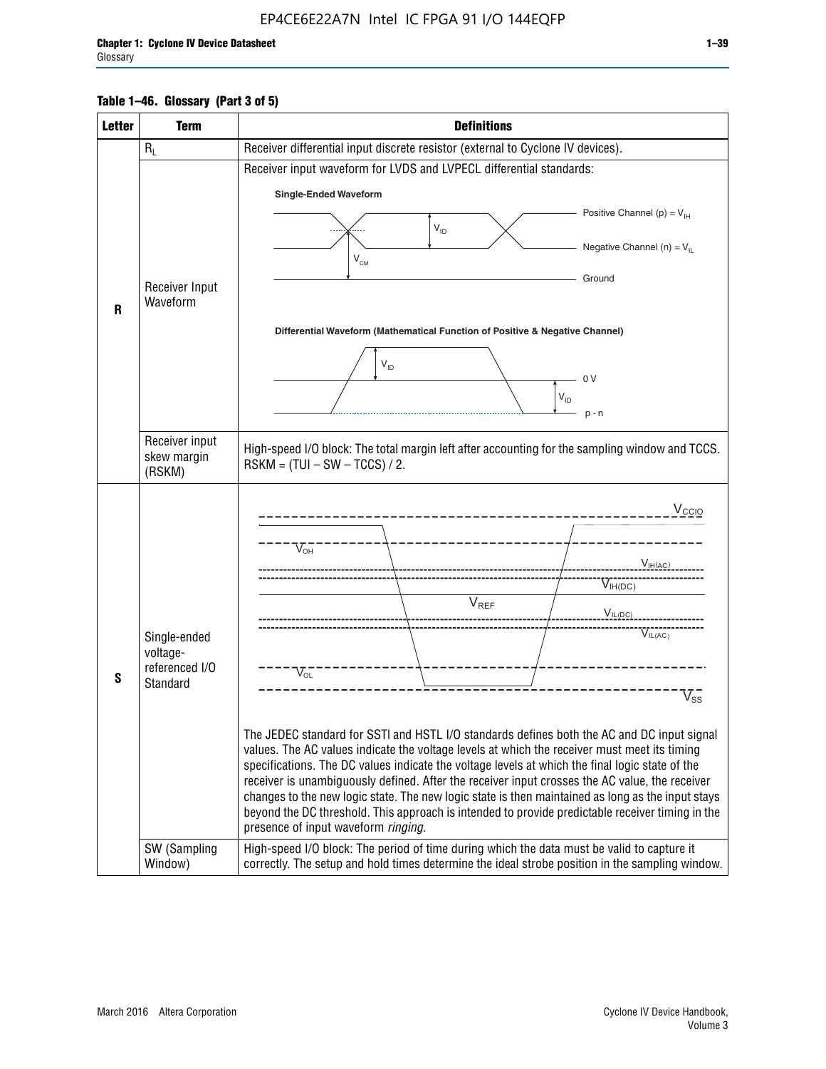**Table 1–46. Glossary (Part 3 of 5)**

| Letter | Term | Definitions |
|---|---|---|
| R | $R_L$ | Receiver differential input discrete resistor (external to Cyclone IV devices). |
| | Receiver Input Waveform | Receiver input waveform for LVDS and LVPECL differential standards: Single-Ended Waveform: Positive Channel (p) = $V_{IH}$; Negative Channel (n) = $V_{IL}$; Ground; $V_{ID}$; $V_{CM}$. Differential Waveform (Mathematical Function of Positive & Negative Channel): $V_{ID}$; 0 V; p - n |
| | Receiver input skew margin (RSKM) | High-speed I/O block: The total margin left after accounting for the sampling window and TCCS. RSKM = (TUI – SW – TCCS) / 2. |
| S | Single-ended voltage-referenced I/O Standard | $V_{CCIO}$, $V_{OH}$, $V_{IH(AC)}$, $V_{IH(DC)}$, $V_{REF}$, $V_{IL(DC)}$, $V_{IL(AC)}$, $V_{OL}$, $V_{SS}$. The JEDEC standard for SSTl and HSTL I/O standards defines both the AC and DC input signal values. The AC values indicate the voltage levels at which the receiver must meet its timing specifications. The DC values indicate the voltage levels at which the final logic state of the receiver is unambiguously defined. After the receiver input crosses the AC value, the receiver changes to the new logic state. The new logic state is then maintained as long as the input stays beyond the DC threshold. This approach is intended to provide predictable receiver timing in the presence of input waveform *ringing*. |
| | SW (Sampling Window) | High-speed I/O block: The period of time during which the data must be valid to capture it correctly. The setup and hold times determine the ideal strobe position in the sampling window. |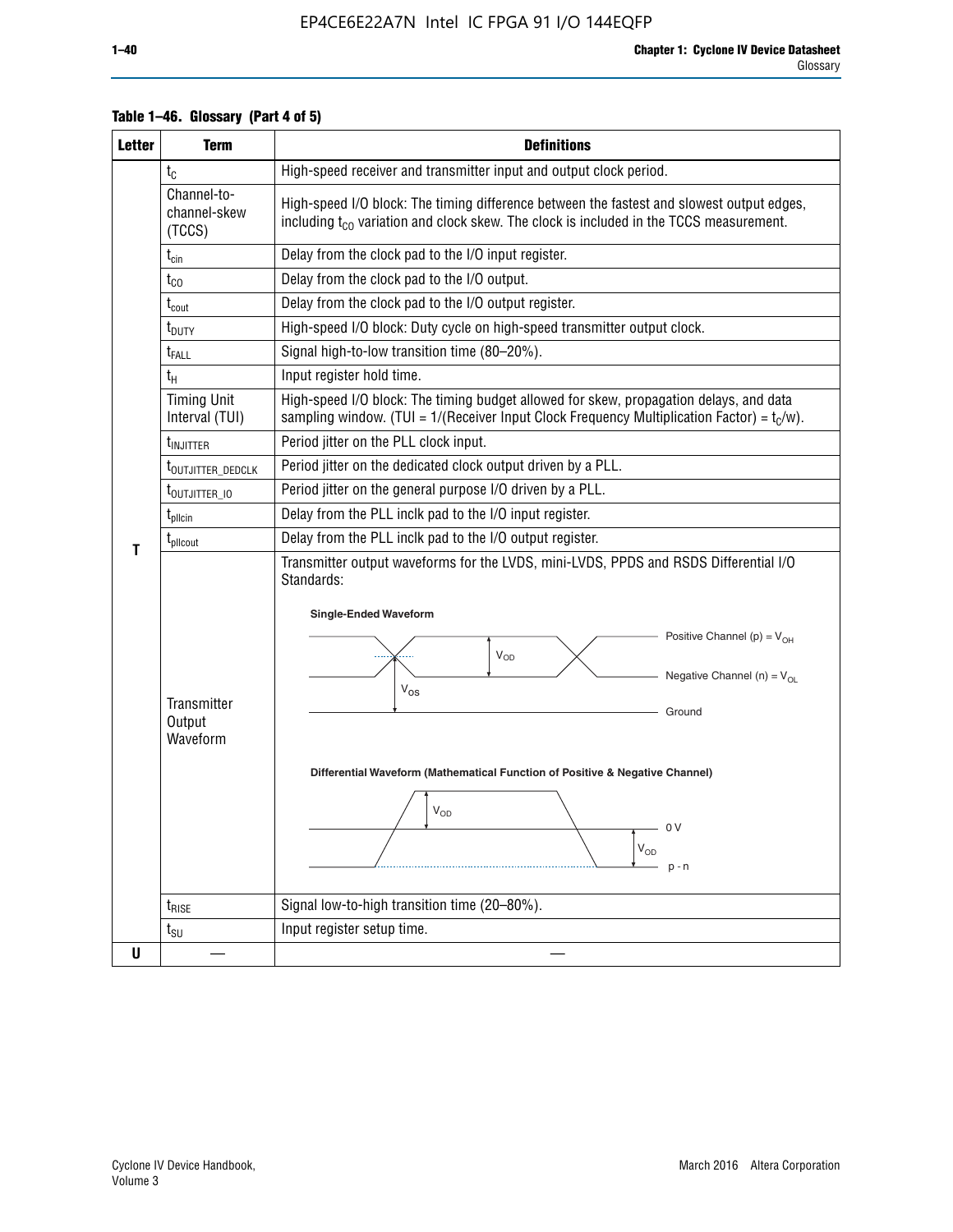**Table 1–46. Glossary (Part 4 of 5)**

| Letter | Term | Definitions |
|---|---|---|
| T | $t_C$ | High-speed receiver and transmitter input and output clock period. |
| | Channel-to-channel-skew (TCCS) | High-speed I/O block: The timing difference between the fastest and slowest output edges, including $t_{CO}$ variation and clock skew. The clock is included in the TCCS measurement. |
| | $t_{cin}$ | Delay from the clock pad to the I/O input register. |
| | $t_{CO}$ | Delay from the clock pad to the I/O output. |
| | $t_{cout}$ | Delay from the clock pad to the I/O output register. |
| | $t_{DUTY}$ | High-speed I/O block: Duty cycle on high-speed transmitter output clock. |
| | $t_{FALL}$ | Signal high-to-low transition time (80–20%). |
| | $t_H$ | Input register hold time. |
| | Timing Unit Interval (TUI) | High-speed I/O block: The timing budget allowed for skew, propagation delays, and data sampling window. (TUI = 1/(Receiver Input Clock Frequency Multiplication Factor) = $t_C/w$). |
| | $t_{INJITTER}$ | Period jitter on the PLL clock input. |
| | $t_{OUTJITTER\_DEDCLK}$ | Period jitter on the dedicated clock output driven by a PLL. |
| | $t_{OUTJITTER\_IO}$ | Period jitter on the general purpose I/O driven by a PLL. |
| | $t_{pllcin}$ | Delay from the PLL inclk pad to the I/O input register. |
| | $t_{pllcout}$ | Delay from the PLL inclk pad to the I/O output register. |
| | Transmitter Output Waveform | Transmitter output waveforms for the LVDS, mini-LVDS, PPDS and RSDS Differential I/O Standards: **Single-Ended Waveform** (Positive Channel (p) = $V_{OH}$; Negative Channel (n) = $V_{OL}$; $V_{OD}$; $V_{OS}$; Ground) **Differential Waveform (Mathematical Function of Positive & Negative Channel)** ($V_{OD}$; 0 V; $V_{OD}$; p - n) |
| | $t_{RISE}$ | Signal low-to-high transition time (20–80%). |
| | $t_{SU}$ | Input register setup time. |
| U | — | — |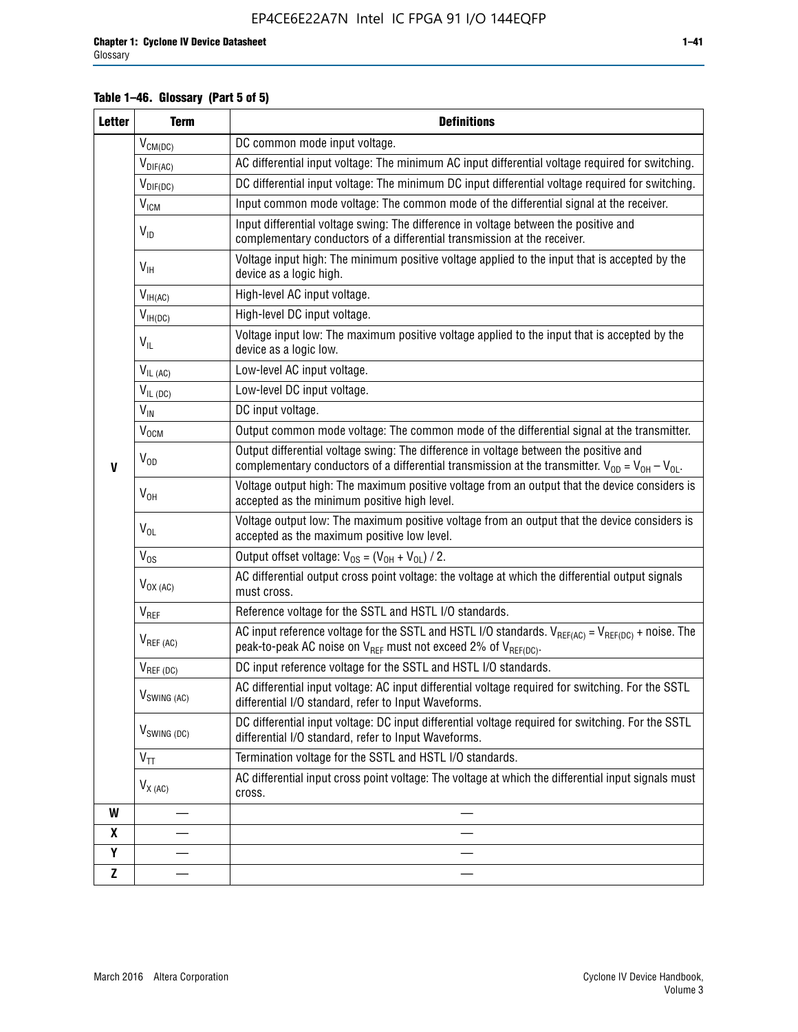**Table 1–46. Glossary (Part 5 of 5)**

| Letter | Term | Definitions |
|---|---|---|
| V | $V_{CM(DC)}$ | DC common mode input voltage. |
| | $V_{DIF(AC)}$ | AC differential input voltage: The minimum AC input differential voltage required for switching. |
| | $V_{DIF(DC)}$ | DC differential input voltage: The minimum DC input differential voltage required for switching. |
| | $V_{ICM}$ | Input common mode voltage: The common mode of the differential signal at the receiver. |
| | $V_{ID}$ | Input differential voltage swing: The difference in voltage between the positive and complementary conductors of a differential transmission at the receiver. |
| | $V_{IH}$ | Voltage input high: The minimum positive voltage applied to the input that is accepted by the device as a logic high. |
| | $V_{IH(AC)}$ | High-level AC input voltage. |
| | $V_{IH(DC)}$ | High-level DC input voltage. |
| | $V_{IL}$ | Voltage input low: The maximum positive voltage applied to the input that is accepted by the device as a logic low. |
| | $V_{IL (AC)}$ | Low-level AC input voltage. |
| | $V_{IL (DC)}$ | Low-level DC input voltage. |
| | $V_{IN}$ | DC input voltage. |
| | $V_{OCM}$ | Output common mode voltage: The common mode of the differential signal at the transmitter. |
| | $V_{OD}$ | Output differential voltage swing: The difference in voltage between the positive and complementary conductors of a differential transmission at the transmitter. $V_{OD} = V_{OH} – V_{OL}$. |
| | $V_{OH}$ | Voltage output high: The maximum positive voltage from an output that the device considers is accepted as the minimum positive high level. |
| | $V_{OL}$ | Voltage output low: The maximum positive voltage from an output that the device considers is accepted as the maximum positive low level. |
| | $V_{OS}$ | Output offset voltage: $V_{OS} = (V_{OH} + V_{OL}) / 2$. |
| | $V_{OX (AC)}$ | AC differential output cross point voltage: the voltage at which the differential output signals must cross. |
| | $V_{REF}$ | Reference voltage for the SSTL and HSTL I/O standards. |
| | $V_{REF (AC)}$ | AC input reference voltage for the SSTL and HSTL I/O standards. $V_{REF(AC)} = V_{REF(DC)}$ + noise. The peak-to-peak AC noise on $V_{REF}$ must not exceed 2% of $V_{REF(DC)}$. |
| | $V_{REF (DC)}$ | DC input reference voltage for the SSTL and HSTL I/O standards. |
| | $V_{SWING (AC)}$ | AC differential input voltage: AC input differential voltage required for switching. For the SSTL differential I/O standard, refer to Input Waveforms. |
| | $V_{SWING (DC)}$ | DC differential input voltage: DC input differential voltage required for switching. For the SSTL differential I/O standard, refer to Input Waveforms. |
| | $V_{TT}$ | Termination voltage for the SSTL and HSTL I/O standards. |
| | $V_{X (AC)}$ | AC differential input cross point voltage: The voltage at which the differential input signals must cross. |
| W | — | — |
| X | — | — |
| Y | — | — |
| Z | — | — |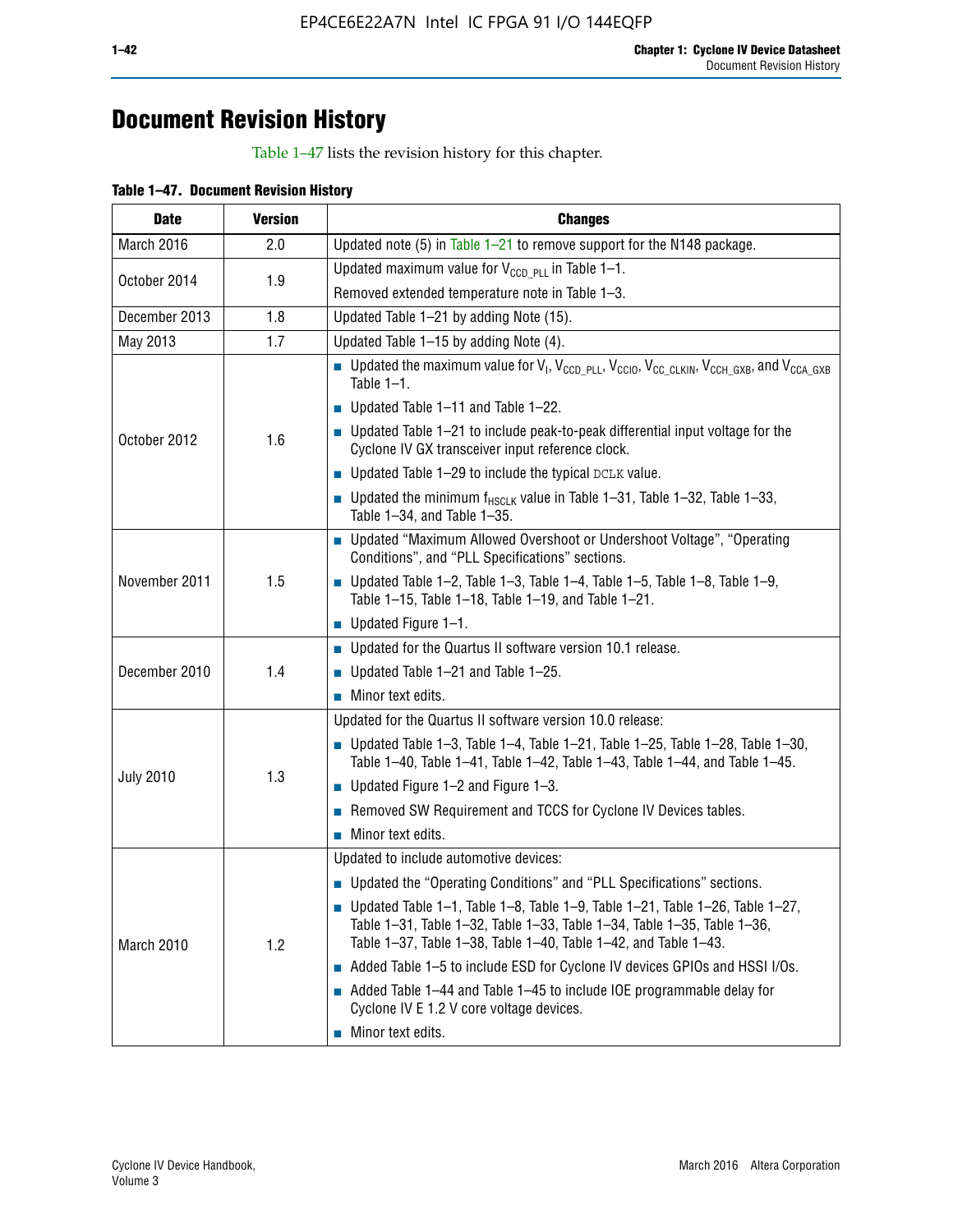# Document Revision History

Table 1–47 lists the revision history for this chapter.

**Table 1–47. Document Revision History**

| Date | Version | Changes |
|---|---|---|
| March 2016 | 2.0 | Updated note (5) in Table 1–21 to remove support for the N148 package. |
| October 2014 | 1.9 | Updated maximum value for $V_{CCD\_PLL}$ in Table 1–1.<br>Removed extended temperature note in Table 1–3. |
| December 2013 | 1.8 | Updated Table 1–21 by adding Note (15). |
| May 2013 | 1.7 | Updated Table 1–15 by adding Note (4). |
| October 2012 | 1.6 | ■ Updated the maximum value for $V_I$, $V_{CCD\_PLL}$, $V_{CCIO}$, $V_{CC\_CLKIN}$, $V_{CCH\_GXB}$, and $V_{CCA\_GXB}$ Table 1–1.<br>■ Updated Table 1–11 and Table 1–22.<br>■ Updated Table 1–21 to include peak-to-peak differential input voltage for the Cyclone IV GX transceiver input reference clock.<br>■ Updated Table 1–29 to include the typical DCLK value.<br>■ Updated the minimum $f_{HSCLK}$ value in Table 1–31, Table 1–32, Table 1–33, Table 1–34, and Table 1–35. |
| November 2011 | 1.5 | ■ Updated "Maximum Allowed Overshoot or Undershoot Voltage", "Operating Conditions", and "PLL Specifications" sections.<br>■ Updated Table 1–2, Table 1–3, Table 1–4, Table 1–5, Table 1–8, Table 1–9, Table 1–15, Table 1–18, Table 1–19, and Table 1–21.<br>■ Updated Figure 1–1. |
| December 2010 | 1.4 | ■ Updated for the Quartus II software version 10.1 release.<br>■ Updated Table 1–21 and Table 1–25.<br>■ Minor text edits. |
| July 2010 | 1.3 | Updated for the Quartus II software version 10.0 release:<br>■ Updated Table 1–3, Table 1–4, Table 1–21, Table 1–25, Table 1–28, Table 1–30, Table 1–40, Table 1–41, Table 1–42, Table 1–43, Table 1–44, and Table 1–45.<br>■ Updated Figure 1–2 and Figure 1–3.<br>■ Removed SW Requirement and TCCS for Cyclone IV Devices tables.<br>■ Minor text edits. |
| March 2010 | 1.2 | Updated to include automotive devices:<br>■ Updated the "Operating Conditions" and "PLL Specifications" sections.<br>■ Updated Table 1–1, Table 1–8, Table 1–9, Table 1–21, Table 1–26, Table 1–27, Table 1–31, Table 1–32, Table 1–33, Table 1–34, Table 1–35, Table 1–36, Table 1–37, Table 1–38, Table 1–40, Table 1–42, and Table 1–43.<br>■ Added Table 1–5 to include ESD for Cyclone IV devices GPIOs and HSSI I/Os.<br>■ Added Table 1–44 and Table 1–45 to include IOE programmable delay for Cyclone IV E 1.2 V core voltage devices.<br>■ Minor text edits. |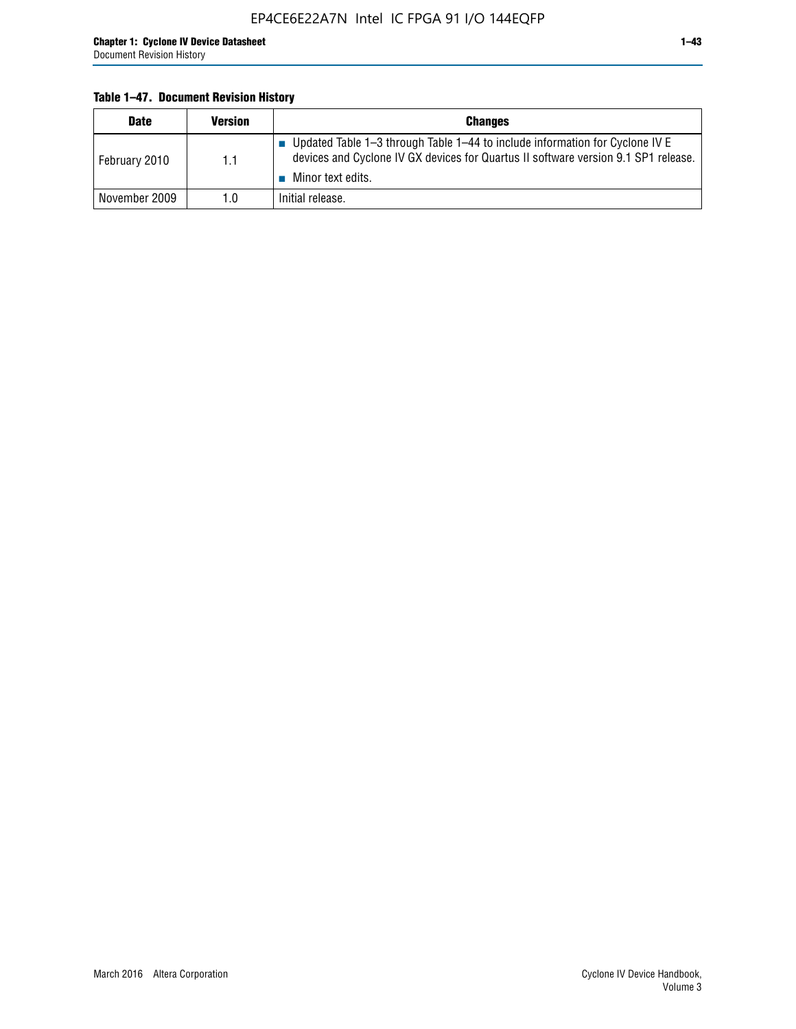**Table 1–47. Document Revision History**

| Date | Version | Changes |
|---|---|---|
| February 2010 | 1.1 | ■ Updated Table 1–3 through Table 1–44 to include information for Cyclone IV E devices and Cyclone IV GX devices for Quartus II software version 9.1 SP1 release.<br>■ Minor text edits. |
| November 2009 | 1.0 | Initial release. |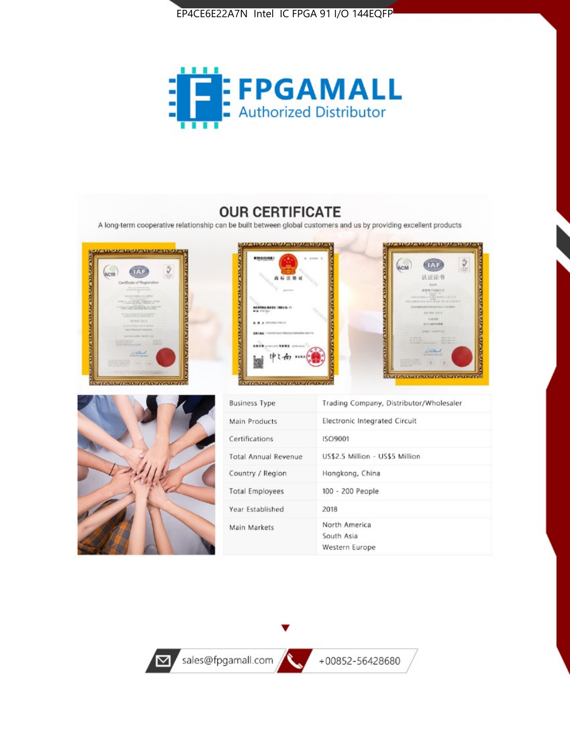FPGAMALL

Authorized Distributor

## OUR CERTIFICATE

A long-term cooperative relationship can be built between global customers and us by providing excellent products

| | |
|---|---|
| Business Type | Trading Company, Distributor/Wholesaler |
| Main Products | Electronic Integrated Circuit |
| Certifications | ISO9001 |
| Total Annual Revenue | US$2.5 Million - US$5 Million |
| Country / Region | Hongkong, China |
| Total Employees | 100 - 200 People |
| Year Established | 2018 |
| Main Markets | North America<br>South Asia<br>Western Europe |

sales@fpgamall.com

+00852-56428680